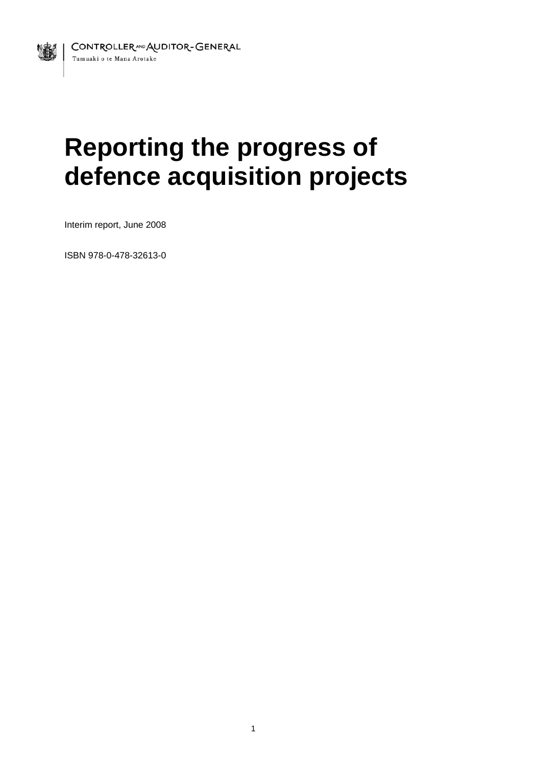Controller and Auditor-General

Tumuaki o te Mana Arotake

# Reporting the progress of defence acquisition projects

Interim report, June 2008

ISBN 978-0-478-32613-0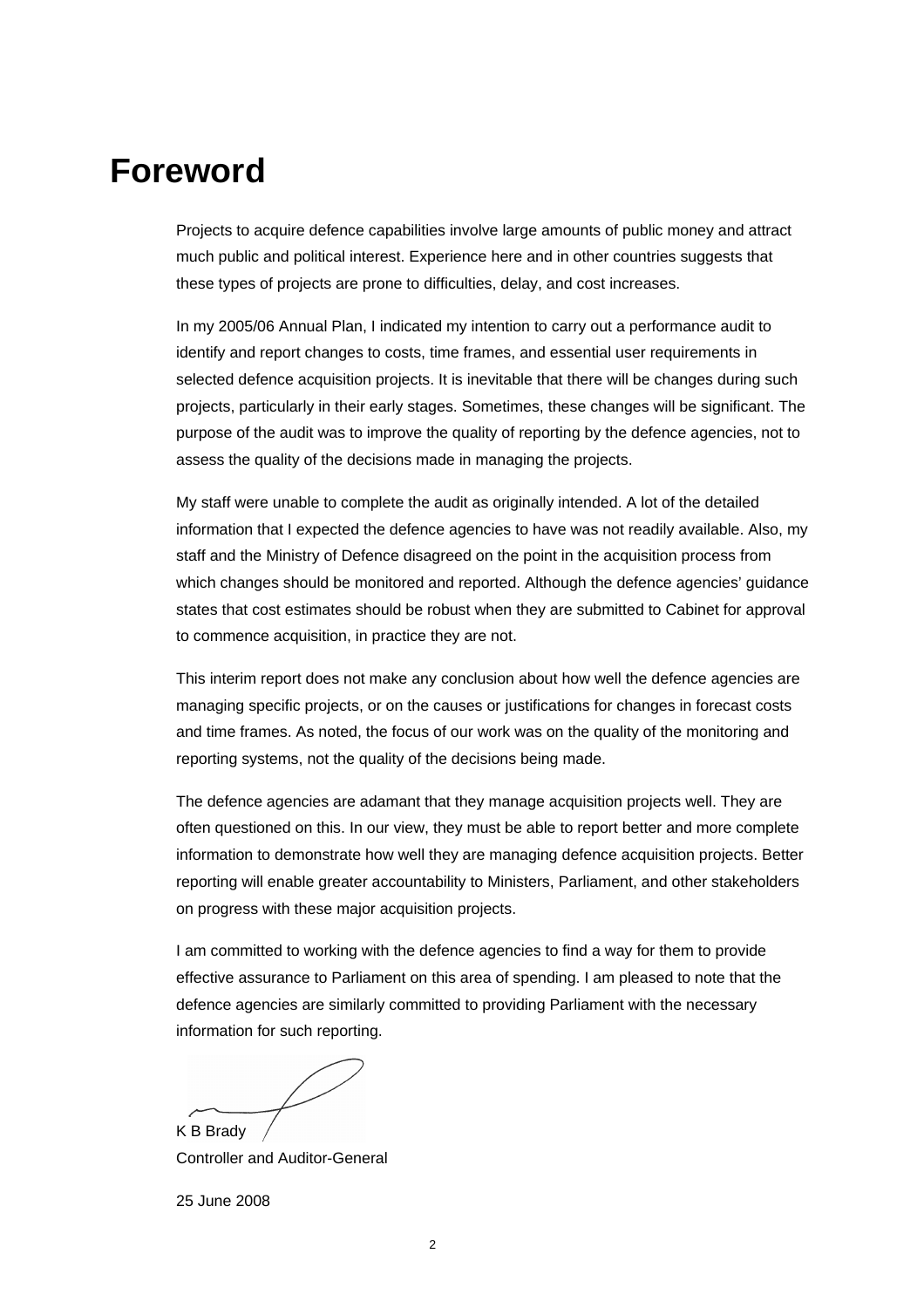# Foreword

Projects to acquire defence capabilities involve large amounts of public money and attract much public and political interest. Experience here and in other countries suggests that these types of projects are prone to difficulties, delay, and cost increases.

In my 2005/06 Annual Plan, I indicated my intention to carry out a performance audit to identify and report changes to costs, time frames, and essential user requirements in selected defence acquisition projects. It is inevitable that there will be changes during such projects, particularly in their early stages. Sometimes, these changes will be significant. The purpose of the audit was to improve the quality of reporting by the defence agencies, not to assess the quality of the decisions made in managing the projects.

My staff were unable to complete the audit as originally intended. A lot of the detailed information that I expected the defence agencies to have was not readily available. Also, my staff and the Ministry of Defence disagreed on the point in the acquisition process from which changes should be monitored and reported. Although the defence agencies' guidance states that cost estimates should be robust when they are submitted to Cabinet for approval to commence acquisition, in practice they are not.

This interim report does not make any conclusion about how well the defence agencies are managing specific projects, or on the causes or justifications for changes in forecast costs and time frames. As noted, the focus of our work was on the quality of the monitoring and reporting systems, not the quality of the decisions being made.

The defence agencies are adamant that they manage acquisition projects well. They are often questioned on this. In our view, they must be able to report better and more complete information to demonstrate how well they are managing defence acquisition projects. Better reporting will enable greater accountability to Ministers, Parliament, and other stakeholders on progress with these major acquisition projects.

I am committed to working with the defence agencies to find a way for them to provide effective assurance to Parliament on this area of spending. I am pleased to note that the defence agencies are similarly committed to providing Parliament with the necessary information for such reporting.

K B Brady
Controller and Auditor-General

25 June 2008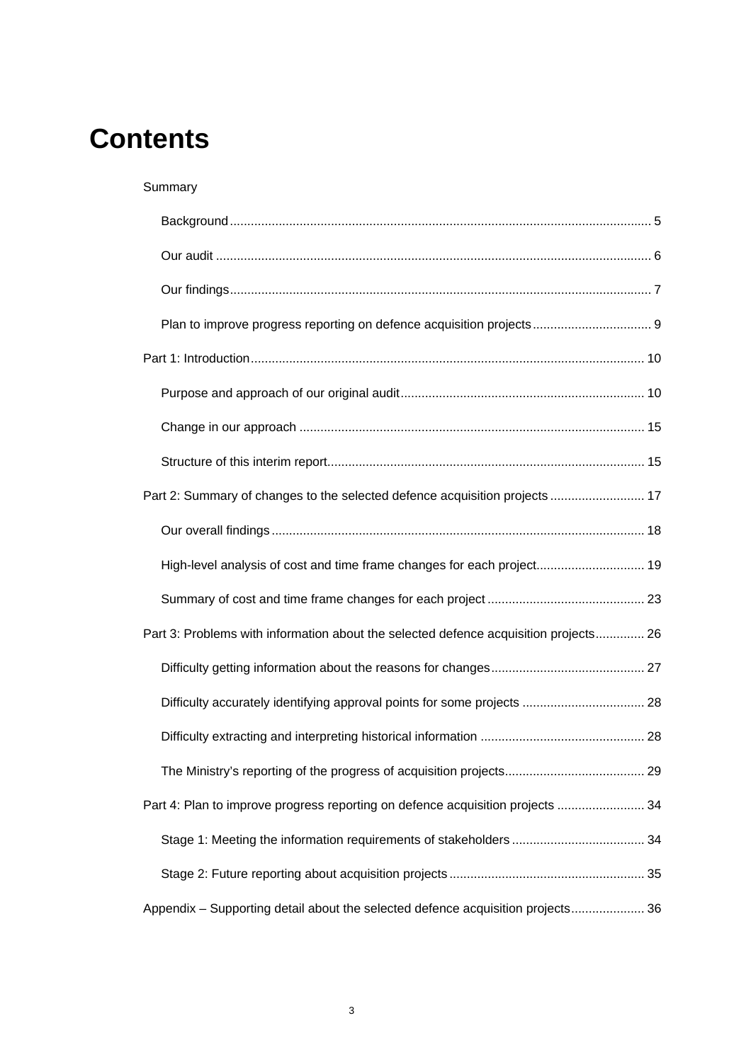# Contents

Summary

- Background ... 5
- Our audit ... 6
- Our findings ... 7
- Plan to improve progress reporting on defence acquisition projects ... 9

Part 1: Introduction ... 10

- Purpose and approach of our original audit ... 10
- Change in our approach ... 15
- Structure of this interim report ... 15

Part 2: Summary of changes to the selected defence acquisition projects ... 17

- Our overall findings ... 18
- High-level analysis of cost and time frame changes for each project ... 19
- Summary of cost and time frame changes for each project ... 23

Part 3: Problems with information about the selected defence acquisition projects ... 26

- Difficulty getting information about the reasons for changes ... 27
- Difficulty accurately identifying approval points for some projects ... 28
- Difficulty extracting and interpreting historical information ... 28
- The Ministry's reporting of the progress of acquisition projects ... 29

Part 4: Plan to improve progress reporting on defence acquisition projects ... 34

- Stage 1: Meeting the information requirements of stakeholders ... 34
- Stage 2: Future reporting about acquisition projects ... 35

Appendix – Supporting detail about the selected defence acquisition projects ... 36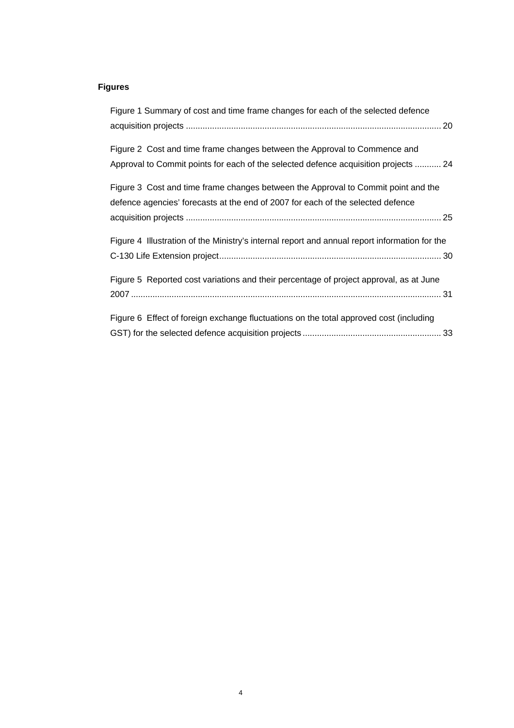**Figures**

Figure 1 Summary of cost and time frame changes for each of the selected defence acquisition projects .......................................................................................................... 20

Figure 2 Cost and time frame changes between the Approval to Commence and Approval to Commit points for each of the selected defence acquisition projects ........... 24

Figure 3 Cost and time frame changes between the Approval to Commit point and the defence agencies' forecasts at the end of 2007 for each of the selected defence acquisition projects .......................................................................................................... 25

Figure 4 Illustration of the Ministry's internal report and annual report information for the C-130 Life Extension project............................................................................................ 30

Figure 5 Reported cost variations and their percentage of project approval, as at June 2007 ................................................................................................................................. 31

Figure 6 Effect of foreign exchange fluctuations on the total approved cost (including GST) for the selected defence acquisition projects .......................................................... 33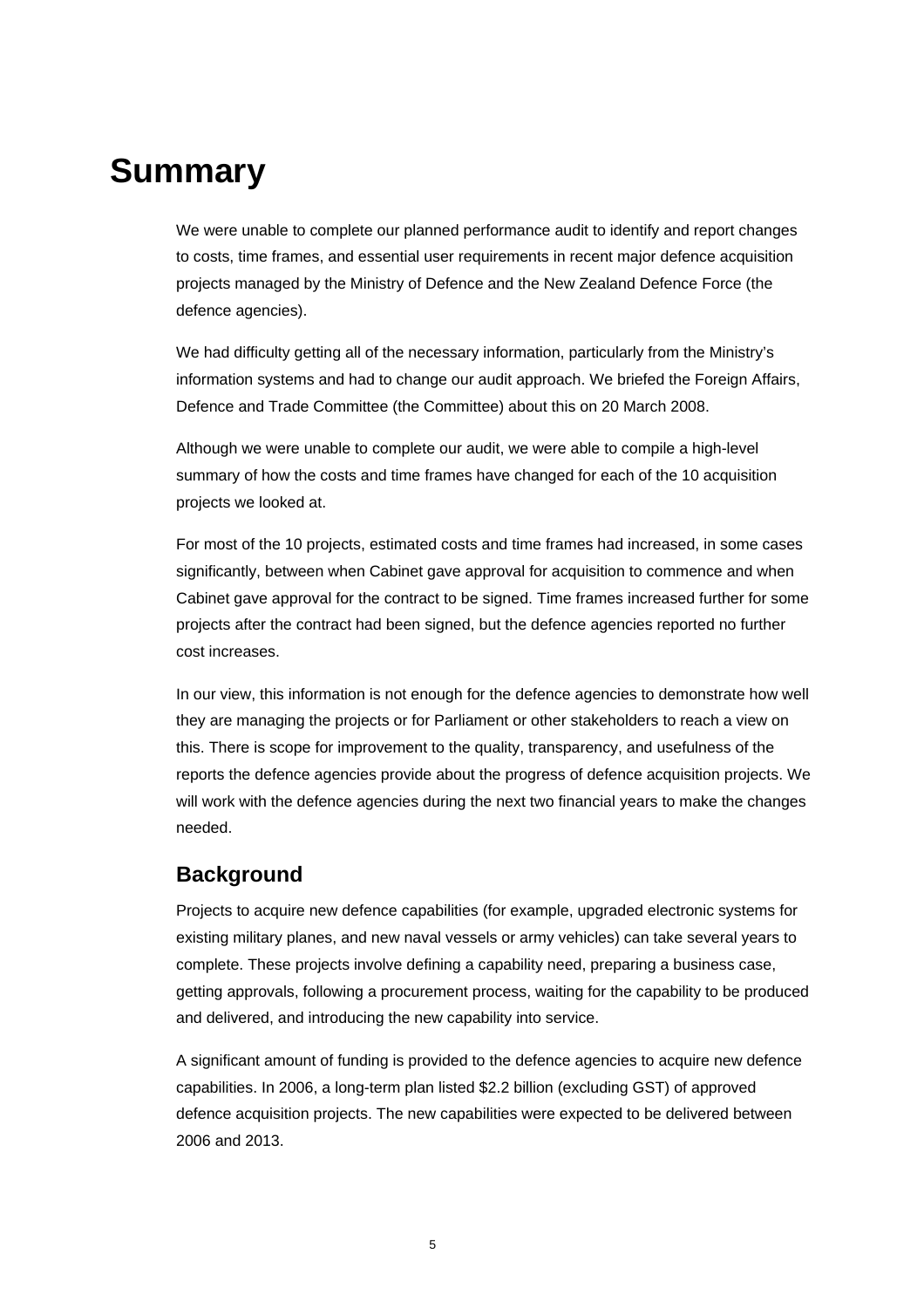# Summary

We were unable to complete our planned performance audit to identify and report changes to costs, time frames, and essential user requirements in recent major defence acquisition projects managed by the Ministry of Defence and the New Zealand Defence Force (the defence agencies).

We had difficulty getting all of the necessary information, particularly from the Ministry's information systems and had to change our audit approach. We briefed the Foreign Affairs, Defence and Trade Committee (the Committee) about this on 20 March 2008.

Although we were unable to complete our audit, we were able to compile a high-level summary of how the costs and time frames have changed for each of the 10 acquisition projects we looked at.

For most of the 10 projects, estimated costs and time frames had increased, in some cases significantly, between when Cabinet gave approval for acquisition to commence and when Cabinet gave approval for the contract to be signed. Time frames increased further for some projects after the contract had been signed, but the defence agencies reported no further cost increases.

In our view, this information is not enough for the defence agencies to demonstrate how well they are managing the projects or for Parliament or other stakeholders to reach a view on this. There is scope for improvement to the quality, transparency, and usefulness of the reports the defence agencies provide about the progress of defence acquisition projects. We will work with the defence agencies during the next two financial years to make the changes needed.

## Background

Projects to acquire new defence capabilities (for example, upgraded electronic systems for existing military planes, and new naval vessels or army vehicles) can take several years to complete. These projects involve defining a capability need, preparing a business case, getting approvals, following a procurement process, waiting for the capability to be produced and delivered, and introducing the new capability into service.

A significant amount of funding is provided to the defence agencies to acquire new defence capabilities. In 2006, a long-term plan listed $2.2 billion (excluding GST) of approved defence acquisition projects. The new capabilities were expected to be delivered between 2006 and 2013.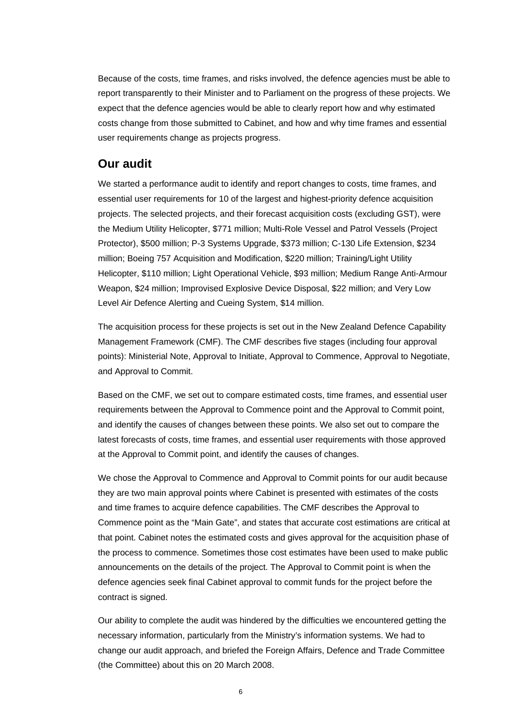Because of the costs, time frames, and risks involved, the defence agencies must be able to report transparently to their Minister and to Parliament on the progress of these projects. We expect that the defence agencies would be able to clearly report how and why estimated costs change from those submitted to Cabinet, and how and why time frames and essential user requirements change as projects progress.

## Our audit

We started a performance audit to identify and report changes to costs, time frames, and essential user requirements for 10 of the largest and highest-priority defence acquisition projects. The selected projects, and their forecast acquisition costs (excluding GST), were the Medium Utility Helicopter, $771 million; Multi-Role Vessel and Patrol Vessels (Project Protector), $500 million; P-3 Systems Upgrade, $373 million; C-130 Life Extension, $234 million; Boeing 757 Acquisition and Modification, $220 million; Training/Light Utility Helicopter, $110 million; Light Operational Vehicle, $93 million; Medium Range Anti-Armour Weapon, $24 million; Improvised Explosive Device Disposal, $22 million; and Very Low Level Air Defence Alerting and Cueing System, $14 million.

The acquisition process for these projects is set out in the New Zealand Defence Capability Management Framework (CMF). The CMF describes five stages (including four approval points): Ministerial Note, Approval to Initiate, Approval to Commence, Approval to Negotiate, and Approval to Commit.

Based on the CMF, we set out to compare estimated costs, time frames, and essential user requirements between the Approval to Commence point and the Approval to Commit point, and identify the causes of changes between these points. We also set out to compare the latest forecasts of costs, time frames, and essential user requirements with those approved at the Approval to Commit point, and identify the causes of changes.

We chose the Approval to Commence and Approval to Commit points for our audit because they are two main approval points where Cabinet is presented with estimates of the costs and time frames to acquire defence capabilities. The CMF describes the Approval to Commence point as the "Main Gate", and states that accurate cost estimations are critical at that point. Cabinet notes the estimated costs and gives approval for the acquisition phase of the process to commence. Sometimes those cost estimates have been used to make public announcements on the details of the project. The Approval to Commit point is when the defence agencies seek final Cabinet approval to commit funds for the project before the contract is signed.

Our ability to complete the audit was hindered by the difficulties we encountered getting the necessary information, particularly from the Ministry's information systems. We had to change our audit approach, and briefed the Foreign Affairs, Defence and Trade Committee (the Committee) about this on 20 March 2008.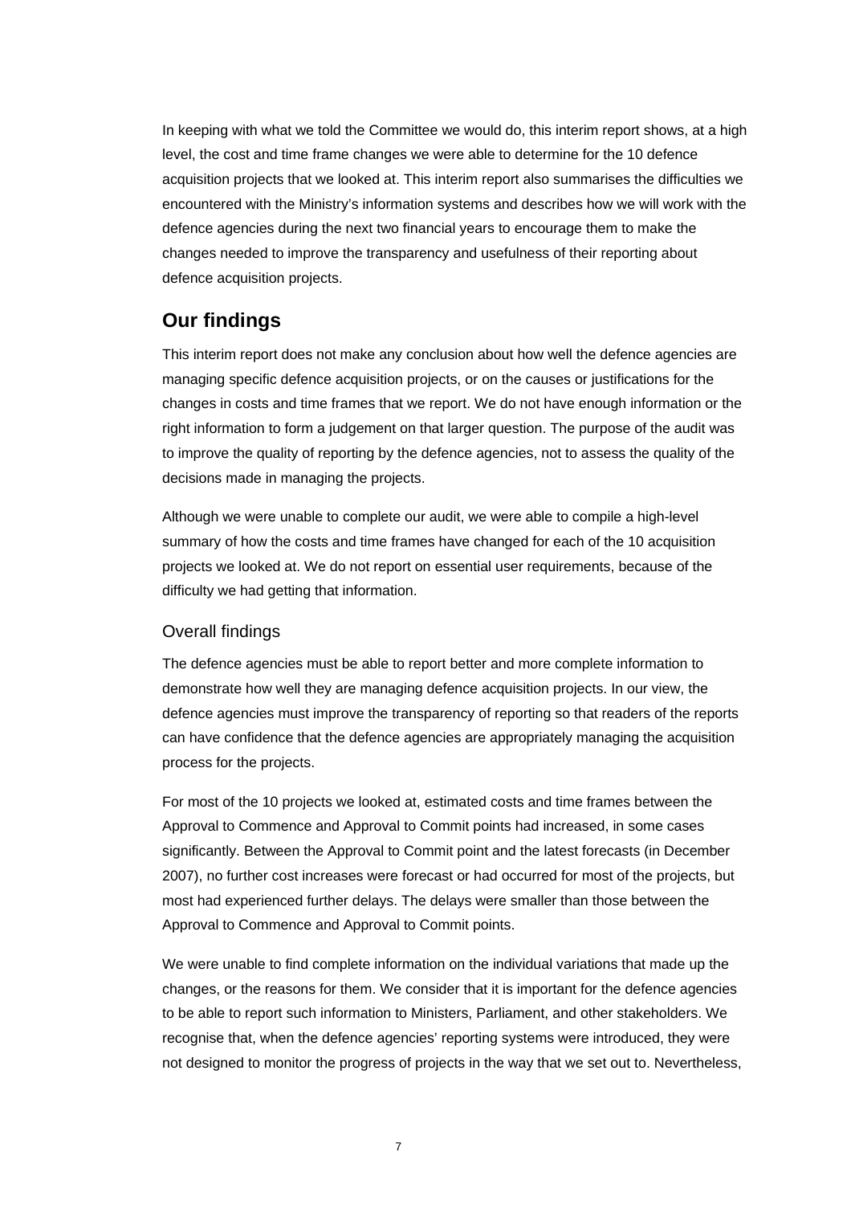In keeping with what we told the Committee we would do, this interim report shows, at a high level, the cost and time frame changes we were able to determine for the 10 defence acquisition projects that we looked at. This interim report also summarises the difficulties we encountered with the Ministry's information systems and describes how we will work with the defence agencies during the next two financial years to encourage them to make the changes needed to improve the transparency and usefulness of their reporting about defence acquisition projects.

## Our findings

This interim report does not make any conclusion about how well the defence agencies are managing specific defence acquisition projects, or on the causes or justifications for the changes in costs and time frames that we report. We do not have enough information or the right information to form a judgement on that larger question. The purpose of the audit was to improve the quality of reporting by the defence agencies, not to assess the quality of the decisions made in managing the projects.

Although we were unable to complete our audit, we were able to compile a high-level summary of how the costs and time frames have changed for each of the 10 acquisition projects we looked at. We do not report on essential user requirements, because of the difficulty we had getting that information.

### Overall findings

The defence agencies must be able to report better and more complete information to demonstrate how well they are managing defence acquisition projects. In our view, the defence agencies must improve the transparency of reporting so that readers of the reports can have confidence that the defence agencies are appropriately managing the acquisition process for the projects.

For most of the 10 projects we looked at, estimated costs and time frames between the Approval to Commence and Approval to Commit points had increased, in some cases significantly. Between the Approval to Commit point and the latest forecasts (in December 2007), no further cost increases were forecast or had occurred for most of the projects, but most had experienced further delays. The delays were smaller than those between the Approval to Commence and Approval to Commit points.

We were unable to find complete information on the individual variations that made up the changes, or the reasons for them. We consider that it is important for the defence agencies to be able to report such information to Ministers, Parliament, and other stakeholders. We recognise that, when the defence agencies' reporting systems were introduced, they were not designed to monitor the progress of projects in the way that we set out to. Nevertheless,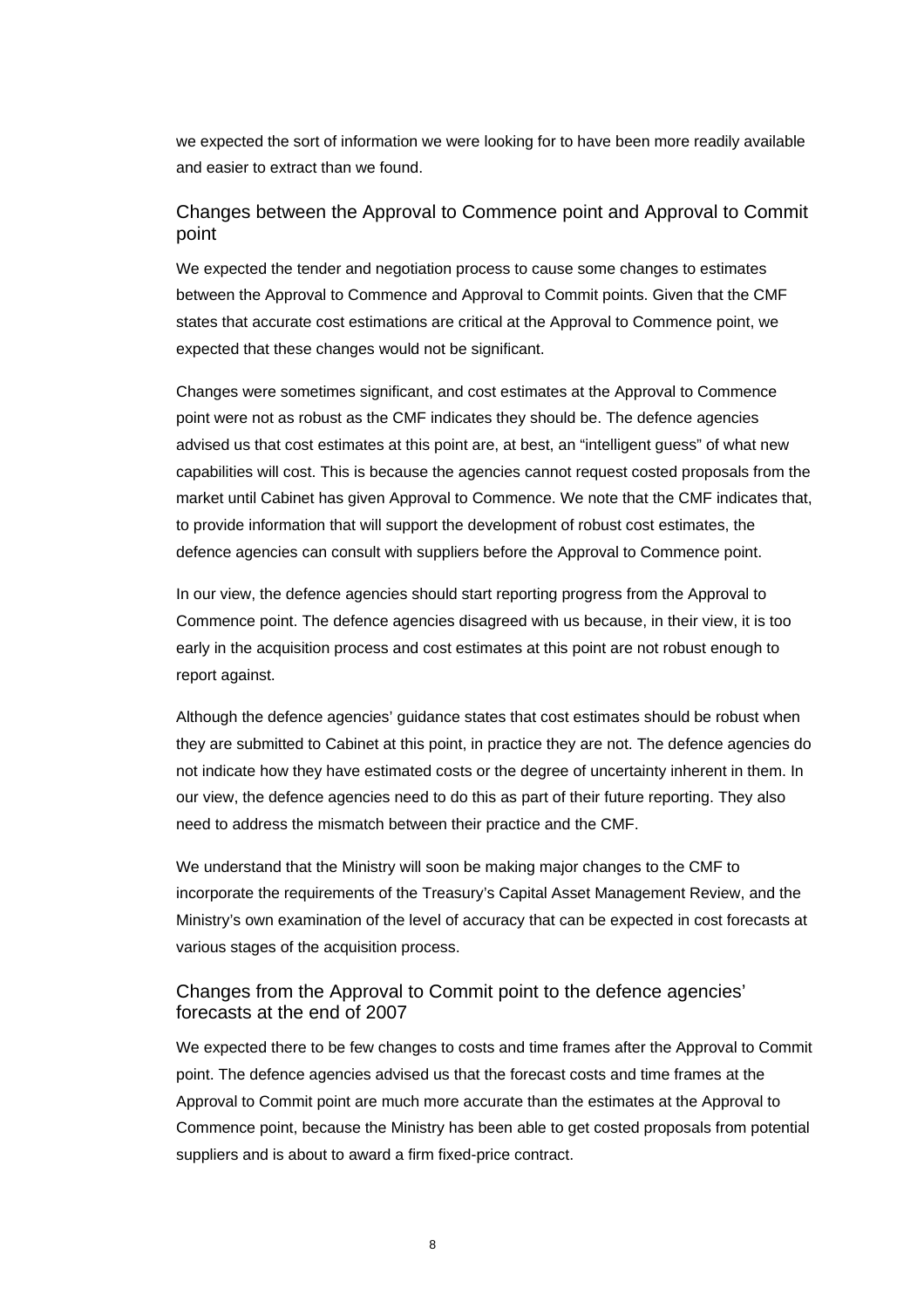we expected the sort of information we were looking for to have been more readily available and easier to extract than we found.

## Changes between the Approval to Commence point and Approval to Commit point

We expected the tender and negotiation process to cause some changes to estimates between the Approval to Commence and Approval to Commit points. Given that the CMF states that accurate cost estimations are critical at the Approval to Commence point, we expected that these changes would not be significant.

Changes were sometimes significant, and cost estimates at the Approval to Commence point were not as robust as the CMF indicates they should be. The defence agencies advised us that cost estimates at this point are, at best, an "intelligent guess" of what new capabilities will cost. This is because the agencies cannot request costed proposals from the market until Cabinet has given Approval to Commence. We note that the CMF indicates that, to provide information that will support the development of robust cost estimates, the defence agencies can consult with suppliers before the Approval to Commence point.

In our view, the defence agencies should start reporting progress from the Approval to Commence point. The defence agencies disagreed with us because, in their view, it is too early in the acquisition process and cost estimates at this point are not robust enough to report against.

Although the defence agencies' guidance states that cost estimates should be robust when they are submitted to Cabinet at this point, in practice they are not. The defence agencies do not indicate how they have estimated costs or the degree of uncertainty inherent in them. In our view, the defence agencies need to do this as part of their future reporting. They also need to address the mismatch between their practice and the CMF.

We understand that the Ministry will soon be making major changes to the CMF to incorporate the requirements of the Treasury's Capital Asset Management Review, and the Ministry's own examination of the level of accuracy that can be expected in cost forecasts at various stages of the acquisition process.

## Changes from the Approval to Commit point to the defence agencies' forecasts at the end of 2007

We expected there to be few changes to costs and time frames after the Approval to Commit point. The defence agencies advised us that the forecast costs and time frames at the Approval to Commit point are much more accurate than the estimates at the Approval to Commence point, because the Ministry has been able to get costed proposals from potential suppliers and is about to award a firm fixed-price contract.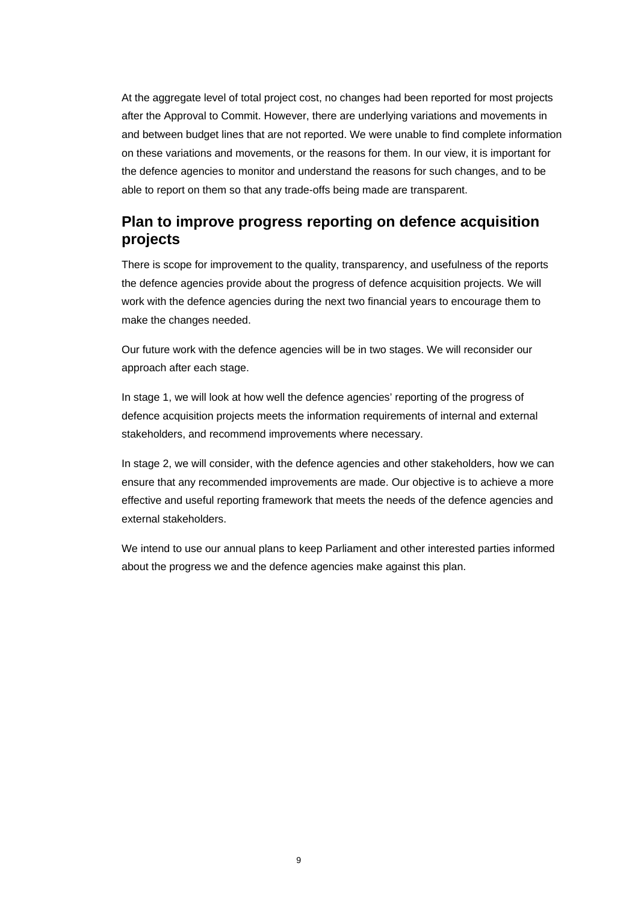At the aggregate level of total project cost, no changes had been reported for most projects after the Approval to Commit. However, there are underlying variations and movements in and between budget lines that are not reported. We were unable to find complete information on these variations and movements, or the reasons for them. In our view, it is important for the defence agencies to monitor and understand the reasons for such changes, and to be able to report on them so that any trade-offs being made are transparent.

## Plan to improve progress reporting on defence acquisition projects

There is scope for improvement to the quality, transparency, and usefulness of the reports the defence agencies provide about the progress of defence acquisition projects. We will work with the defence agencies during the next two financial years to encourage them to make the changes needed.

Our future work with the defence agencies will be in two stages. We will reconsider our approach after each stage.

In stage 1, we will look at how well the defence agencies' reporting of the progress of defence acquisition projects meets the information requirements of internal and external stakeholders, and recommend improvements where necessary.

In stage 2, we will consider, with the defence agencies and other stakeholders, how we can ensure that any recommended improvements are made. Our objective is to achieve a more effective and useful reporting framework that meets the needs of the defence agencies and external stakeholders.

We intend to use our annual plans to keep Parliament and other interested parties informed about the progress we and the defence agencies make against this plan.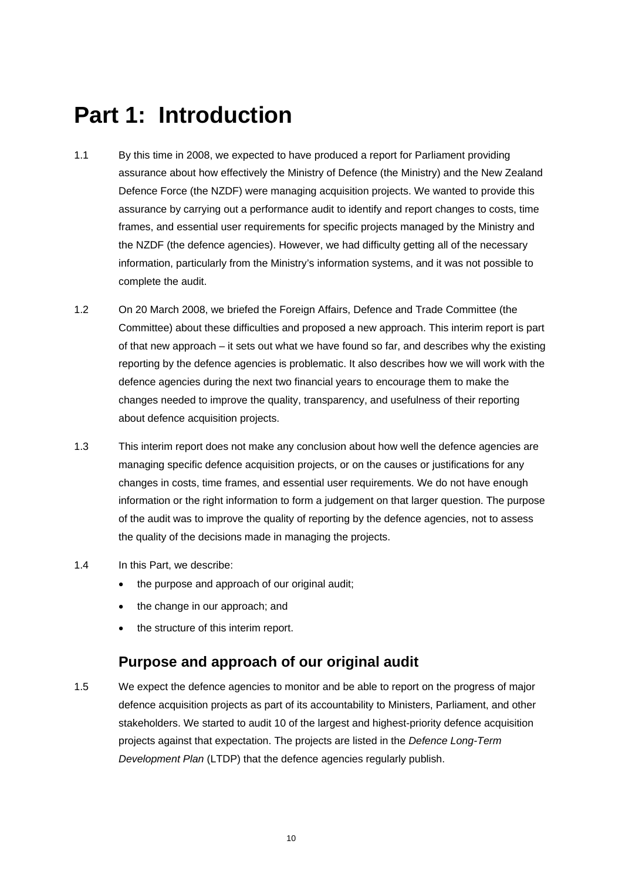# Part 1: Introduction

1.1 By this time in 2008, we expected to have produced a report for Parliament providing assurance about how effectively the Ministry of Defence (the Ministry) and the New Zealand Defence Force (the NZDF) were managing acquisition projects. We wanted to provide this assurance by carrying out a performance audit to identify and report changes to costs, time frames, and essential user requirements for specific projects managed by the Ministry and the NZDF (the defence agencies). However, we had difficulty getting all of the necessary information, particularly from the Ministry's information systems, and it was not possible to complete the audit.

1.2 On 20 March 2008, we briefed the Foreign Affairs, Defence and Trade Committee (the Committee) about these difficulties and proposed a new approach. This interim report is part of that new approach – it sets out what we have found so far, and describes why the existing reporting by the defence agencies is problematic. It also describes how we will work with the defence agencies during the next two financial years to encourage them to make the changes needed to improve the quality, transparency, and usefulness of their reporting about defence acquisition projects.

1.3 This interim report does not make any conclusion about how well the defence agencies are managing specific defence acquisition projects, or on the causes or justifications for any changes in costs, time frames, and essential user requirements. We do not have enough information or the right information to form a judgement on that larger question. The purpose of the audit was to improve the quality of reporting by the defence agencies, not to assess the quality of the decisions made in managing the projects.

1.4 In this Part, we describe:

- the purpose and approach of our original audit;
- the change in our approach; and
- the structure of this interim report.

## Purpose and approach of our original audit

1.5 We expect the defence agencies to monitor and be able to report on the progress of major defence acquisition projects as part of its accountability to Ministers, Parliament, and other stakeholders. We started to audit 10 of the largest and highest-priority defence acquisition projects against that expectation. The projects are listed in the *Defence Long-Term Development Plan* (LTDP) that the defence agencies regularly publish.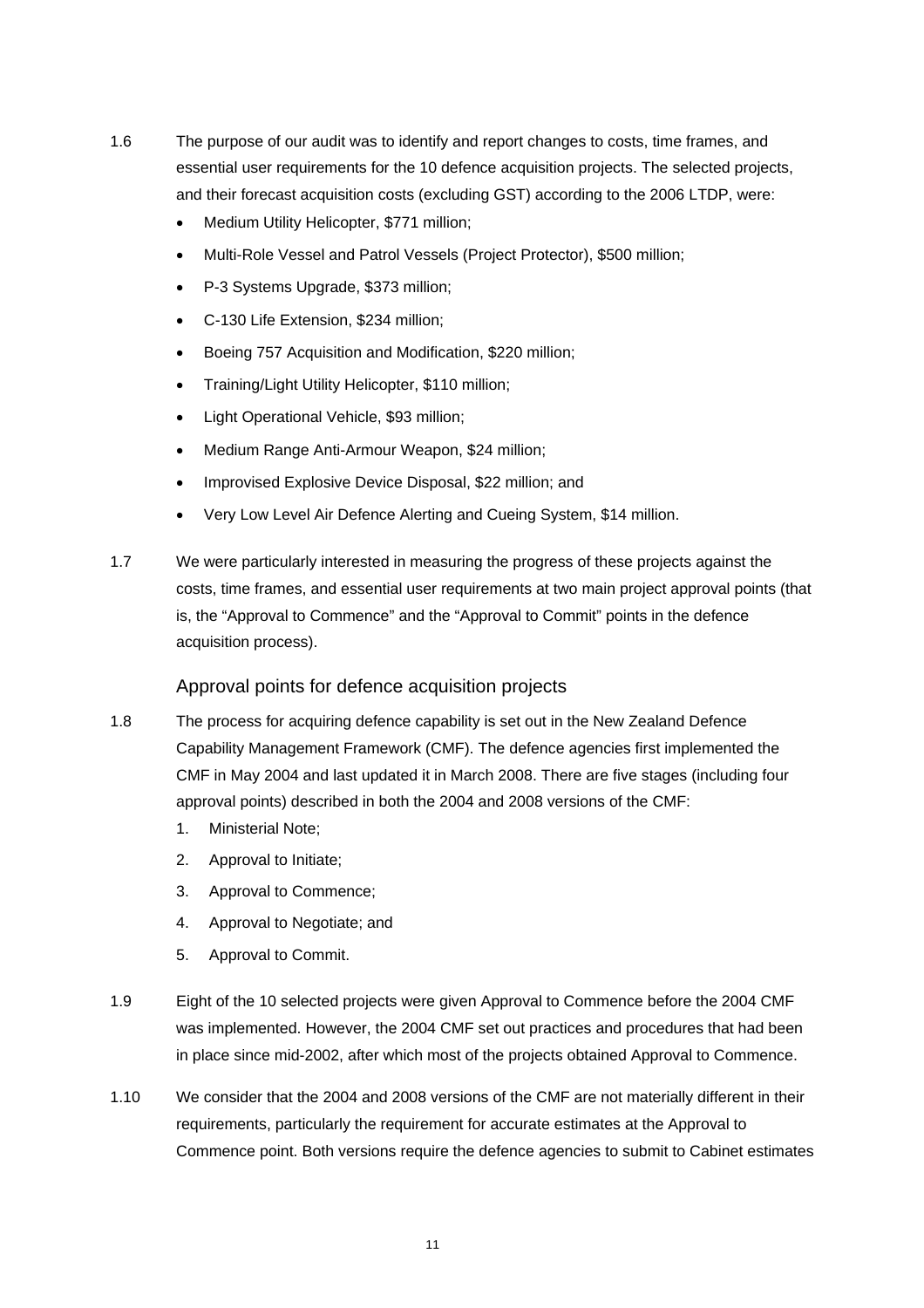1.6 The purpose of our audit was to identify and report changes to costs, time frames, and essential user requirements for the 10 defence acquisition projects. The selected projects, and their forecast acquisition costs (excluding GST) according to the 2006 LTDP, were:

- Medium Utility Helicopter, $771 million;
- Multi-Role Vessel and Patrol Vessels (Project Protector), $500 million;
- P-3 Systems Upgrade, $373 million;
- C-130 Life Extension, $234 million;
- Boeing 757 Acquisition and Modification, $220 million;
- Training/Light Utility Helicopter, $110 million;
- Light Operational Vehicle, $93 million;
- Medium Range Anti-Armour Weapon, $24 million;
- Improvised Explosive Device Disposal, $22 million; and
- Very Low Level Air Defence Alerting and Cueing System, $14 million.

1.7 We were particularly interested in measuring the progress of these projects against the costs, time frames, and essential user requirements at two main project approval points (that is, the "Approval to Commence" and the "Approval to Commit" points in the defence acquisition process).

## Approval points for defence acquisition projects

1.8 The process for acquiring defence capability is set out in the New Zealand Defence Capability Management Framework (CMF). The defence agencies first implemented the CMF in May 2004 and last updated it in March 2008. There are five stages (including four approval points) described in both the 2004 and 2008 versions of the CMF:

1. Ministerial Note;
2. Approval to Initiate;
3. Approval to Commence;
4. Approval to Negotiate; and
5. Approval to Commit.

1.9 Eight of the 10 selected projects were given Approval to Commence before the 2004 CMF was implemented. However, the 2004 CMF set out practices and procedures that had been in place since mid-2002, after which most of the projects obtained Approval to Commence.

1.10 We consider that the 2004 and 2008 versions of the CMF are not materially different in their requirements, particularly the requirement for accurate estimates at the Approval to Commence point. Both versions require the defence agencies to submit to Cabinet estimates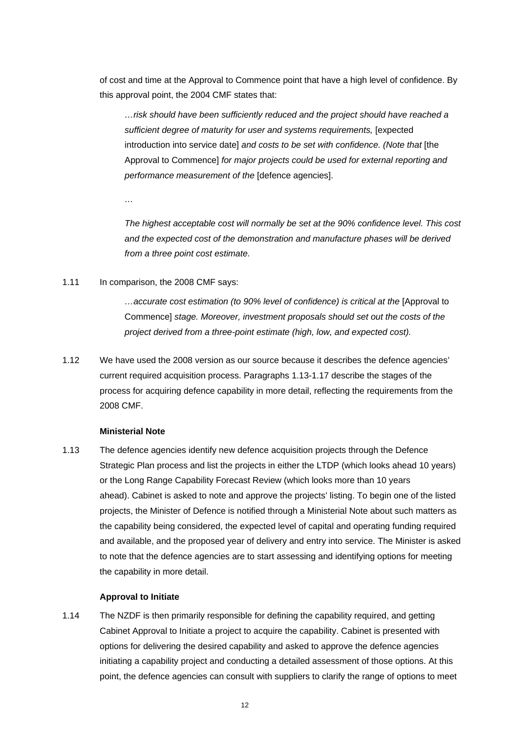of cost and time at the Approval to Commence point that have a high level of confidence. By this approval point, the 2004 CMF states that:

> *…risk should have been sufficiently reduced and the project should have reached a sufficient degree of maturity for user and systems requirements,* [expected introduction into service date] *and costs to be set with confidence. (Note that* [the Approval to Commence] *for major projects could be used for external reporting and performance measurement of the* [defence agencies].
>
> *…*
>
> *The highest acceptable cost will normally be set at the 90% confidence level. This cost and the expected cost of the demonstration and manufacture phases will be derived from a three point cost estimate.*

1.11 In comparison, the 2008 CMF says:

> *…accurate cost estimation (to 90% level of confidence) is critical at the* [Approval to Commence] *stage. Moreover, investment proposals should set out the costs of the project derived from a three-point estimate (high, low, and expected cost).*

1.12 We have used the 2008 version as our source because it describes the defence agencies' current required acquisition process. Paragraphs 1.13-1.17 describe the stages of the process for acquiring defence capability in more detail, reflecting the requirements from the 2008 CMF.

**Ministerial Note**

1.13 The defence agencies identify new defence acquisition projects through the Defence Strategic Plan process and list the projects in either the LTDP (which looks ahead 10 years) or the Long Range Capability Forecast Review (which looks more than 10 years ahead). Cabinet is asked to note and approve the projects' listing. To begin one of the listed projects, the Minister of Defence is notified through a Ministerial Note about such matters as the capability being considered, the expected level of capital and operating funding required and available, and the proposed year of delivery and entry into service. The Minister is asked to note that the defence agencies are to start assessing and identifying options for meeting the capability in more detail.

**Approval to Initiate**

1.14 The NZDF is then primarily responsible for defining the capability required, and getting Cabinet Approval to Initiate a project to acquire the capability. Cabinet is presented with options for delivering the desired capability and asked to approve the defence agencies initiating a capability project and conducting a detailed assessment of those options. At this point, the defence agencies can consult with suppliers to clarify the range of options to meet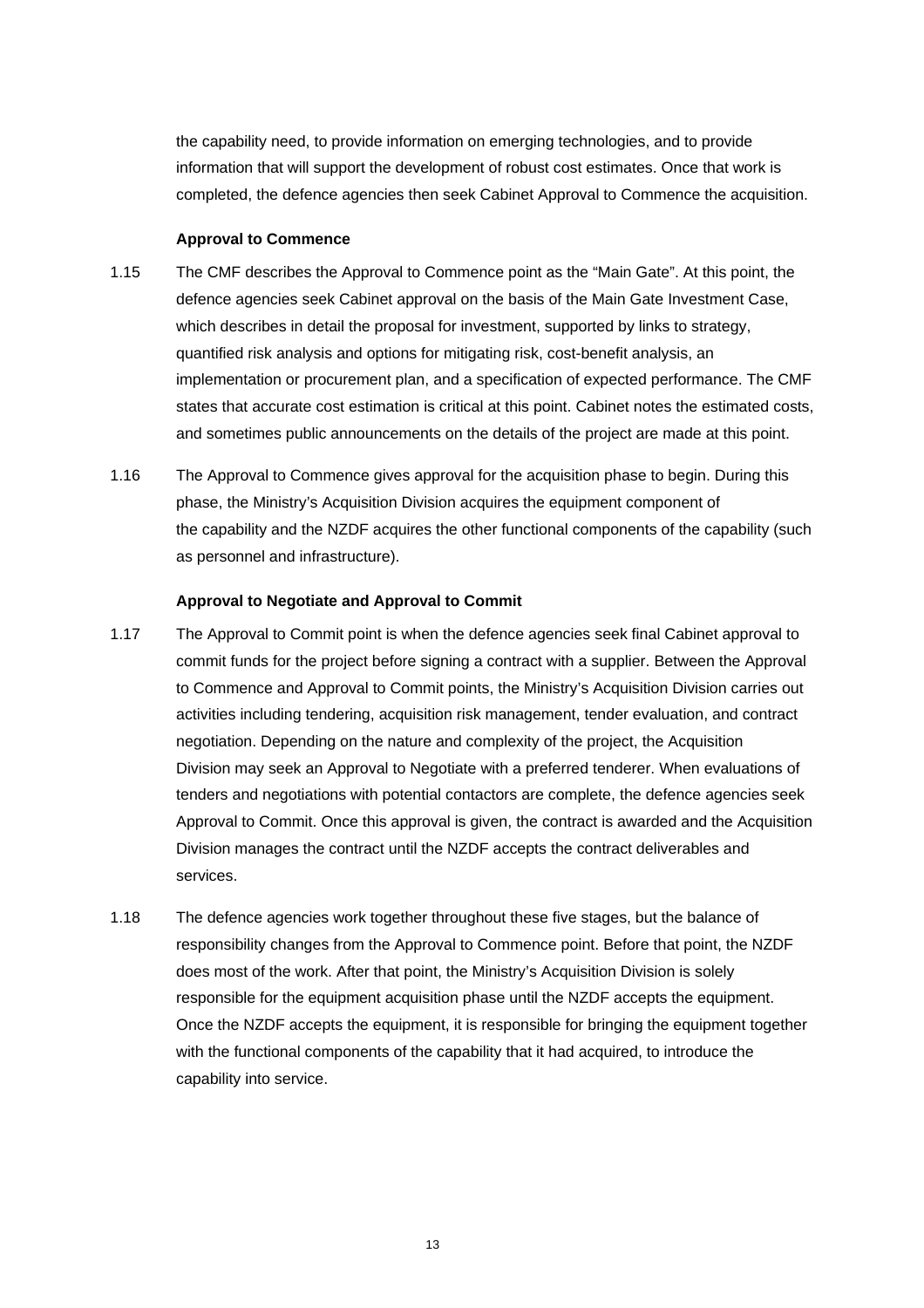the capability need, to provide information on emerging technologies, and to provide information that will support the development of robust cost estimates. Once that work is completed, the defence agencies then seek Cabinet Approval to Commence the acquisition.

**Approval to Commence**

1.15 The CMF describes the Approval to Commence point as the "Main Gate". At this point, the defence agencies seek Cabinet approval on the basis of the Main Gate Investment Case, which describes in detail the proposal for investment, supported by links to strategy, quantified risk analysis and options for mitigating risk, cost-benefit analysis, an implementation or procurement plan, and a specification of expected performance. The CMF states that accurate cost estimation is critical at this point. Cabinet notes the estimated costs, and sometimes public announcements on the details of the project are made at this point.

1.16 The Approval to Commence gives approval for the acquisition phase to begin. During this phase, the Ministry's Acquisition Division acquires the equipment component of the capability and the NZDF acquires the other functional components of the capability (such as personnel and infrastructure).

**Approval to Negotiate and Approval to Commit**

1.17 The Approval to Commit point is when the defence agencies seek final Cabinet approval to commit funds for the project before signing a contract with a supplier. Between the Approval to Commence and Approval to Commit points, the Ministry's Acquisition Division carries out activities including tendering, acquisition risk management, tender evaluation, and contract negotiation. Depending on the nature and complexity of the project, the Acquisition Division may seek an Approval to Negotiate with a preferred tenderer. When evaluations of tenders and negotiations with potential contactors are complete, the defence agencies seek Approval to Commit. Once this approval is given, the contract is awarded and the Acquisition Division manages the contract until the NZDF accepts the contract deliverables and services.

1.18 The defence agencies work together throughout these five stages, but the balance of responsibility changes from the Approval to Commence point. Before that point, the NZDF does most of the work. After that point, the Ministry's Acquisition Division is solely responsible for the equipment acquisition phase until the NZDF accepts the equipment. Once the NZDF accepts the equipment, it is responsible for bringing the equipment together with the functional components of the capability that it had acquired, to introduce the capability into service.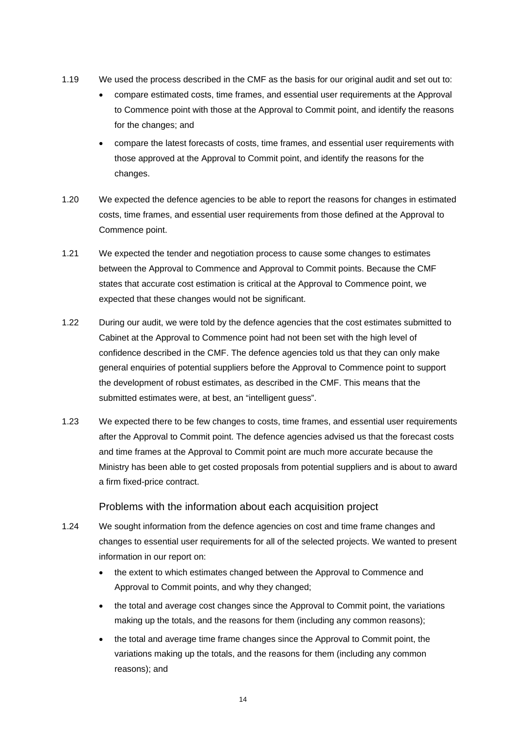1.19 We used the process described in the CMF as the basis for our original audit and set out to:

- compare estimated costs, time frames, and essential user requirements at the Approval to Commence point with those at the Approval to Commit point, and identify the reasons for the changes; and
- compare the latest forecasts of costs, time frames, and essential user requirements with those approved at the Approval to Commit point, and identify the reasons for the changes.

1.20 We expected the defence agencies to be able to report the reasons for changes in estimated costs, time frames, and essential user requirements from those defined at the Approval to Commence point.

1.21 We expected the tender and negotiation process to cause some changes to estimates between the Approval to Commence and Approval to Commit points. Because the CMF states that accurate cost estimation is critical at the Approval to Commence point, we expected that these changes would not be significant.

1.22 During our audit, we were told by the defence agencies that the cost estimates submitted to Cabinet at the Approval to Commence point had not been set with the high level of confidence described in the CMF. The defence agencies told us that they can only make general enquiries of potential suppliers before the Approval to Commence point to support the development of robust estimates, as described in the CMF. This means that the submitted estimates were, at best, an "intelligent guess".

1.23 We expected there to be few changes to costs, time frames, and essential user requirements after the Approval to Commit point. The defence agencies advised us that the forecast costs and time frames at the Approval to Commit point are much more accurate because the Ministry has been able to get costed proposals from potential suppliers and is about to award a firm fixed-price contract.

### Problems with the information about each acquisition project

1.24 We sought information from the defence agencies on cost and time frame changes and changes to essential user requirements for all of the selected projects. We wanted to present information in our report on:

- the extent to which estimates changed between the Approval to Commence and Approval to Commit points, and why they changed;
- the total and average cost changes since the Approval to Commit point, the variations making up the totals, and the reasons for them (including any common reasons);
- the total and average time frame changes since the Approval to Commit point, the variations making up the totals, and the reasons for them (including any common reasons); and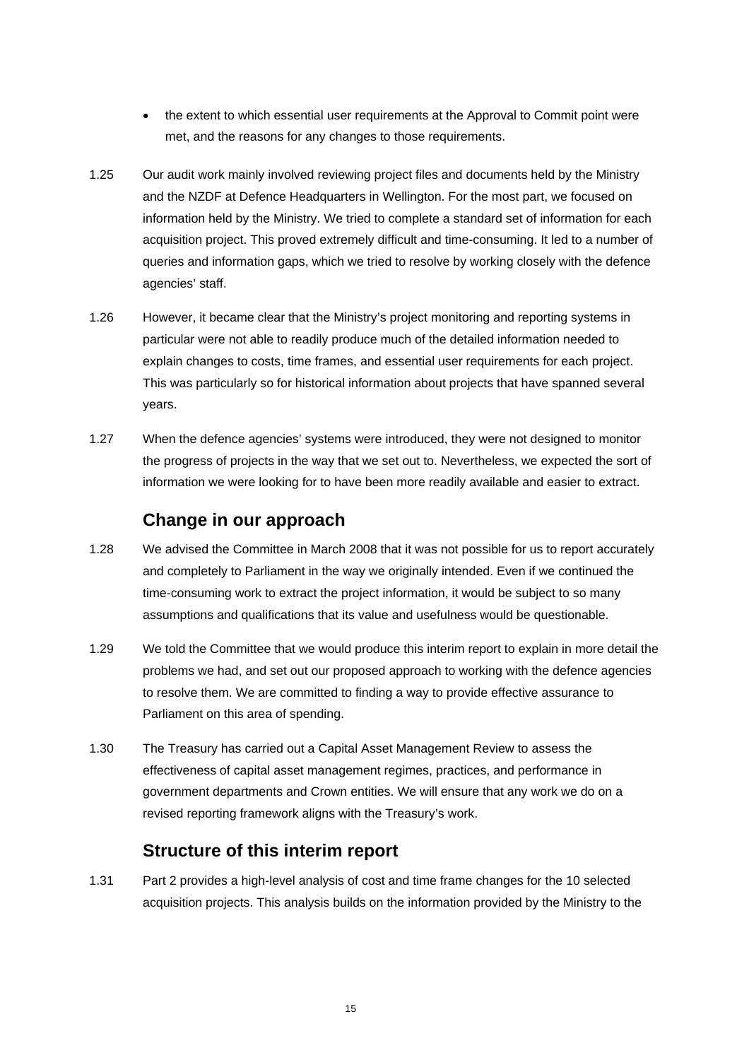- the extent to which essential user requirements at the Approval to Commit point were met, and the reasons for any changes to those requirements.

1.25 Our audit work mainly involved reviewing project files and documents held by the Ministry and the NZDF at Defence Headquarters in Wellington. For the most part, we focused on information held by the Ministry. We tried to complete a standard set of information for each acquisition project. This proved extremely difficult and time-consuming. It led to a number of queries and information gaps, which we tried to resolve by working closely with the defence agencies' staff.

1.26 However, it became clear that the Ministry's project monitoring and reporting systems in particular were not able to readily produce much of the detailed information needed to explain changes to costs, time frames, and essential user requirements for each project. This was particularly so for historical information about projects that have spanned several years.

1.27 When the defence agencies' systems were introduced, they were not designed to monitor the progress of projects in the way that we set out to. Nevertheless, we expected the sort of information we were looking for to have been more readily available and easier to extract.

## Change in our approach

1.28 We advised the Committee in March 2008 that it was not possible for us to report accurately and completely to Parliament in the way we originally intended. Even if we continued the time-consuming work to extract the project information, it would be subject to so many assumptions and qualifications that its value and usefulness would be questionable.

1.29 We told the Committee that we would produce this interim report to explain in more detail the problems we had, and set out our proposed approach to working with the defence agencies to resolve them. We are committed to finding a way to provide effective assurance to Parliament on this area of spending.

1.30 The Treasury has carried out a Capital Asset Management Review to assess the effectiveness of capital asset management regimes, practices, and performance in government departments and Crown entities. We will ensure that any work we do on a revised reporting framework aligns with the Treasury's work.

## Structure of this interim report

1.31 Part 2 provides a high-level analysis of cost and time frame changes for the 10 selected acquisition projects. This analysis builds on the information provided by the Ministry to the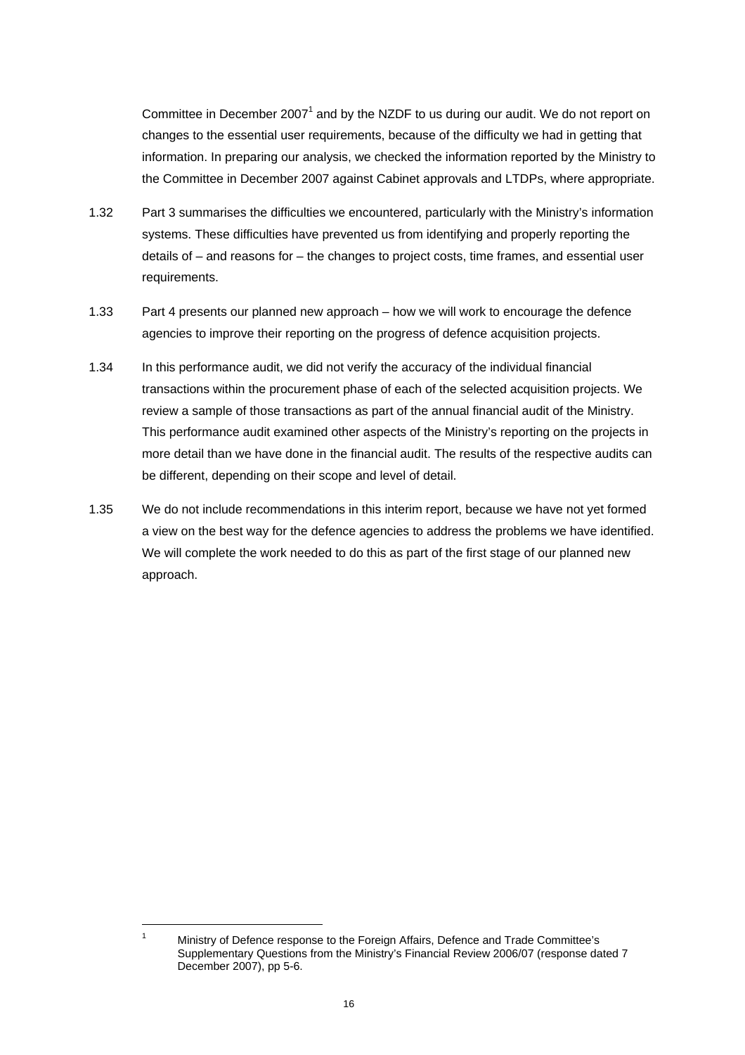Committee in December 2007[1] and by the NZDF to us during our audit. We do not report on changes to the essential user requirements, because of the difficulty we had in getting that information. In preparing our analysis, we checked the information reported by the Ministry to the Committee in December 2007 against Cabinet approvals and LTDPs, where appropriate.

1.32 Part 3 summarises the difficulties we encountered, particularly with the Ministry's information systems. These difficulties have prevented us from identifying and properly reporting the details of – and reasons for – the changes to project costs, time frames, and essential user requirements.

1.33 Part 4 presents our planned new approach – how we will work to encourage the defence agencies to improve their reporting on the progress of defence acquisition projects.

1.34 In this performance audit, we did not verify the accuracy of the individual financial transactions within the procurement phase of each of the selected acquisition projects. We review a sample of those transactions as part of the annual financial audit of the Ministry. This performance audit examined other aspects of the Ministry's reporting on the projects in more detail than we have done in the financial audit. The results of the respective audits can be different, depending on their scope and level of detail.

1.35 We do not include recommendations in this interim report, because we have not yet formed a view on the best way for the defence agencies to address the problems we have identified. We will complete the work needed to do this as part of the first stage of our planned new approach.

[1] Ministry of Defence response to the Foreign Affairs, Defence and Trade Committee's Supplementary Questions from the Ministry's Financial Review 2006/07 (response dated 7 December 2007), pp 5-6.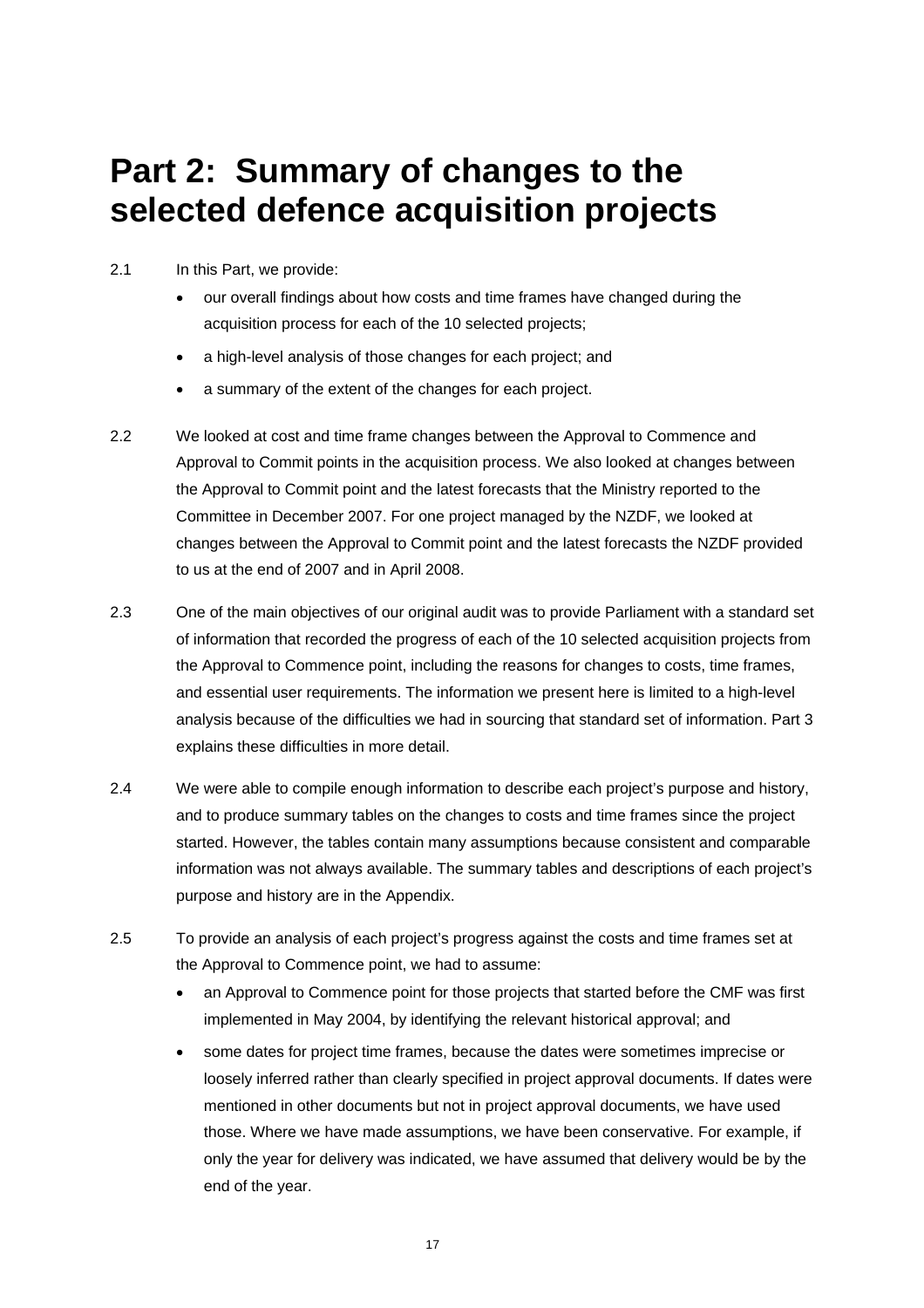# Part 2: Summary of changes to the selected defence acquisition projects

2.1 In this Part, we provide:

- our overall findings about how costs and time frames have changed during the acquisition process for each of the 10 selected projects;
- a high-level analysis of those changes for each project; and
- a summary of the extent of the changes for each project.

2.2 We looked at cost and time frame changes between the Approval to Commence and Approval to Commit points in the acquisition process. We also looked at changes between the Approval to Commit point and the latest forecasts that the Ministry reported to the Committee in December 2007. For one project managed by the NZDF, we looked at changes between the Approval to Commit point and the latest forecasts the NZDF provided to us at the end of 2007 and in April 2008.

2.3 One of the main objectives of our original audit was to provide Parliament with a standard set of information that recorded the progress of each of the 10 selected acquisition projects from the Approval to Commence point, including the reasons for changes to costs, time frames, and essential user requirements. The information we present here is limited to a high-level analysis because of the difficulties we had in sourcing that standard set of information. Part 3 explains these difficulties in more detail.

2.4 We were able to compile enough information to describe each project's purpose and history, and to produce summary tables on the changes to costs and time frames since the project started. However, the tables contain many assumptions because consistent and comparable information was not always available. The summary tables and descriptions of each project's purpose and history are in the Appendix.

2.5 To provide an analysis of each project's progress against the costs and time frames set at the Approval to Commence point, we had to assume:

- an Approval to Commence point for those projects that started before the CMF was first implemented in May 2004, by identifying the relevant historical approval; and
- some dates for project time frames, because the dates were sometimes imprecise or loosely inferred rather than clearly specified in project approval documents. If dates were mentioned in other documents but not in project approval documents, we have used those. Where we have made assumptions, we have been conservative. For example, if only the year for delivery was indicated, we have assumed that delivery would be by the end of the year.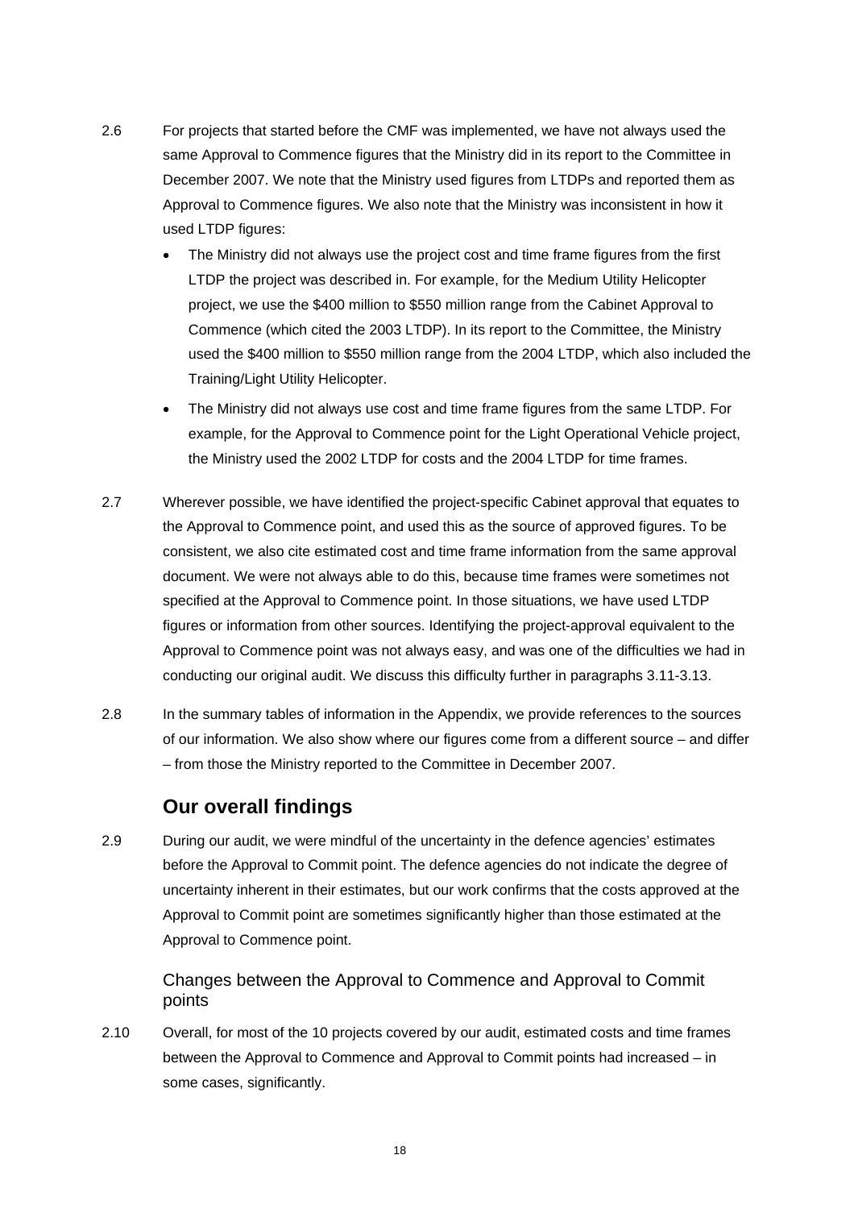2.6 For projects that started before the CMF was implemented, we have not always used the same Approval to Commence figures that the Ministry did in its report to the Committee in December 2007. We note that the Ministry used figures from LTDPs and reported them as Approval to Commence figures. We also note that the Ministry was inconsistent in how it used LTDP figures:

- The Ministry did not always use the project cost and time frame figures from the first LTDP the project was described in. For example, for the Medium Utility Helicopter project, we use the $400 million to $550 million range from the Cabinet Approval to Commence (which cited the 2003 LTDP). In its report to the Committee, the Ministry used the $400 million to $550 million range from the 2004 LTDP, which also included the Training/Light Utility Helicopter.
- The Ministry did not always use cost and time frame figures from the same LTDP. For example, for the Approval to Commence point for the Light Operational Vehicle project, the Ministry used the 2002 LTDP for costs and the 2004 LTDP for time frames.

2.7 Wherever possible, we have identified the project-specific Cabinet approval that equates to the Approval to Commence point, and used this as the source of approved figures. To be consistent, we also cite estimated cost and time frame information from the same approval document. We were not always able to do this, because time frames were sometimes not specified at the Approval to Commence point. In those situations, we have used LTDP figures or information from other sources. Identifying the project-approval equivalent to the Approval to Commence point was not always easy, and was one of the difficulties we had in conducting our original audit. We discuss this difficulty further in paragraphs 3.11-3.13.

2.8 In the summary tables of information in the Appendix, we provide references to the sources of our information. We also show where our figures come from a different source – and differ – from those the Ministry reported to the Committee in December 2007.

## Our overall findings

2.9 During our audit, we were mindful of the uncertainty in the defence agencies' estimates before the Approval to Commit point. The defence agencies do not indicate the degree of uncertainty inherent in their estimates, but our work confirms that the costs approved at the Approval to Commit point are sometimes significantly higher than those estimated at the Approval to Commence point.

### Changes between the Approval to Commence and Approval to Commit points

2.10 Overall, for most of the 10 projects covered by our audit, estimated costs and time frames between the Approval to Commence and Approval to Commit points had increased – in some cases, significantly.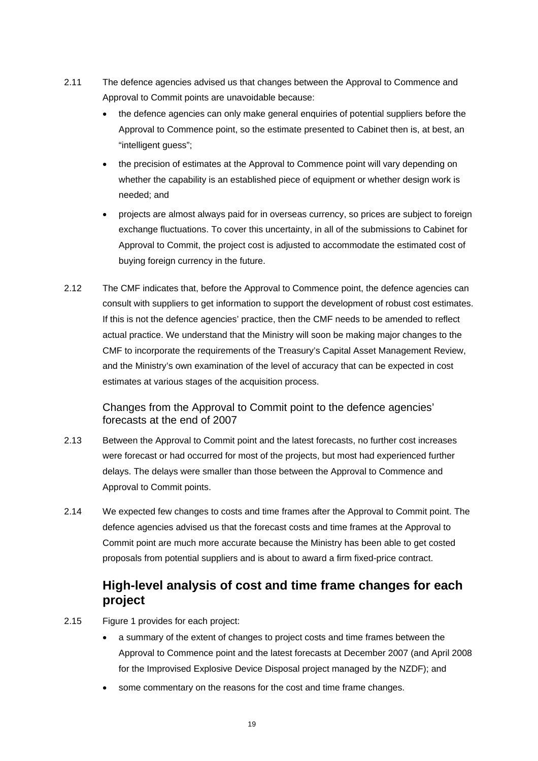2.11 The defence agencies advised us that changes between the Approval to Commence and Approval to Commit points are unavoidable because:

- the defence agencies can only make general enquiries of potential suppliers before the Approval to Commence point, so the estimate presented to Cabinet then is, at best, an "intelligent guess";
- the precision of estimates at the Approval to Commence point will vary depending on whether the capability is an established piece of equipment or whether design work is needed; and
- projects are almost always paid for in overseas currency, so prices are subject to foreign exchange fluctuations. To cover this uncertainty, in all of the submissions to Cabinet for Approval to Commit, the project cost is adjusted to accommodate the estimated cost of buying foreign currency in the future.

2.12 The CMF indicates that, before the Approval to Commence point, the defence agencies can consult with suppliers to get information to support the development of robust cost estimates. If this is not the defence agencies' practice, then the CMF needs to be amended to reflect actual practice. We understand that the Ministry will soon be making major changes to the CMF to incorporate the requirements of the Treasury's Capital Asset Management Review, and the Ministry's own examination of the level of accuracy that can be expected in cost estimates at various stages of the acquisition process.

### Changes from the Approval to Commit point to the defence agencies' forecasts at the end of 2007

2.13 Between the Approval to Commit point and the latest forecasts, no further cost increases were forecast or had occurred for most of the projects, but most had experienced further delays. The delays were smaller than those between the Approval to Commence and Approval to Commit points.

2.14 We expected few changes to costs and time frames after the Approval to Commit point. The defence agencies advised us that the forecast costs and time frames at the Approval to Commit point are much more accurate because the Ministry has been able to get costed proposals from potential suppliers and is about to award a firm fixed-price contract.

## High-level analysis of cost and time frame changes for each project

2.15 Figure 1 provides for each project:

- a summary of the extent of changes to project costs and time frames between the Approval to Commence point and the latest forecasts at December 2007 (and April 2008 for the Improvised Explosive Device Disposal project managed by the NZDF); and
- some commentary on the reasons for the cost and time frame changes.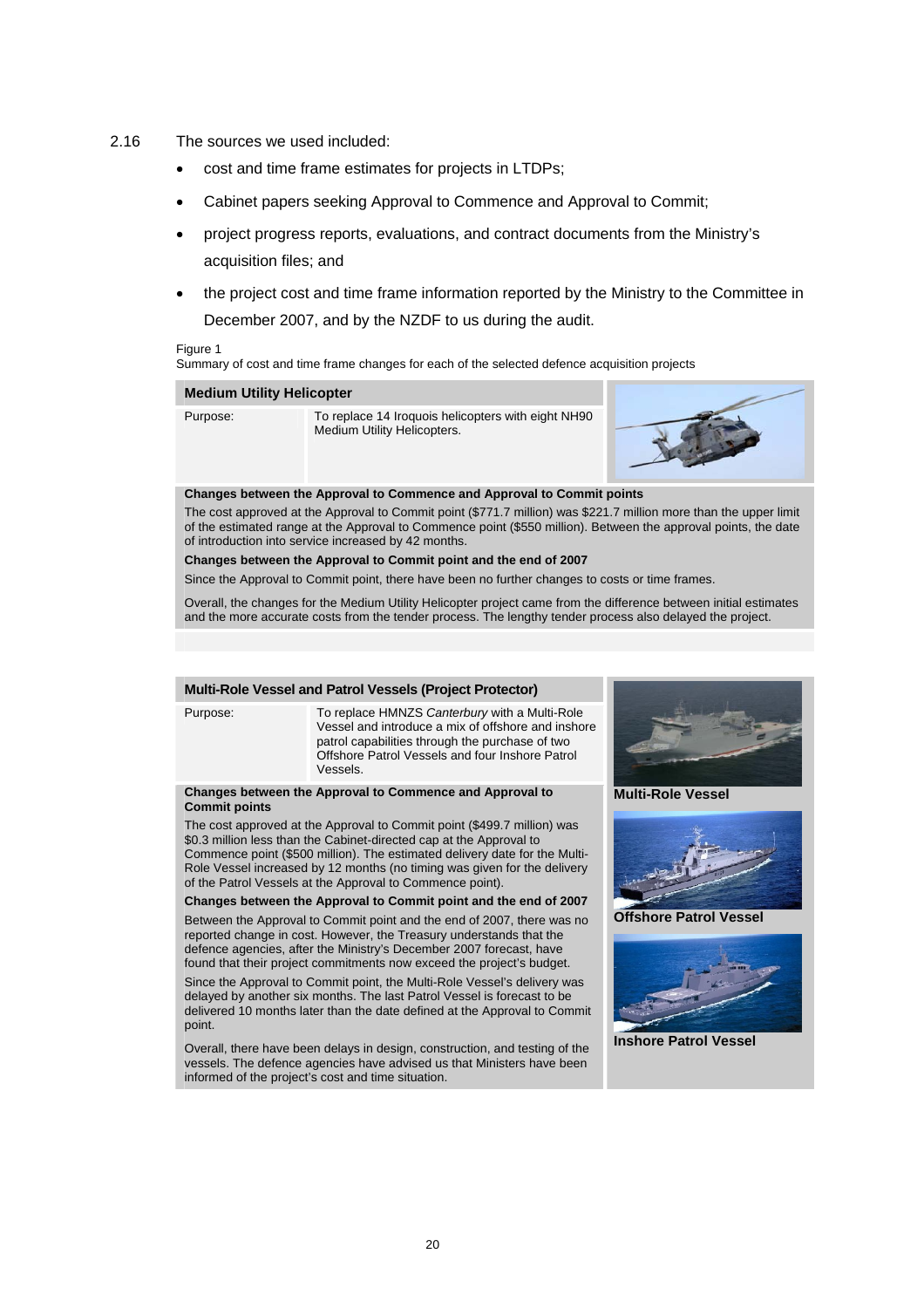2.16 The sources we used included:

- cost and time frame estimates for projects in LTDPs;
- Cabinet papers seeking Approval to Commence and Approval to Commit;
- project progress reports, evaluations, and contract documents from the Ministry's acquisition files; and
- the project cost and time frame information reported by the Ministry to the Committee in December 2007, and by the NZDF to us during the audit.

Figure 1
Summary of cost and time frame changes for each of the selected defence acquisition projects

**Medium Utility Helicopter**

| | |
|---|---|
| Purpose: | To replace 14 Iroquois helicopters with eight NH90 Medium Utility Helicopters. |

**Changes between the Approval to Commence and Approval to Commit points**

The cost approved at the Approval to Commit point ($771.7 million) was $221.7 million more than the upper limit of the estimated range at the Approval to Commence point ($550 million). Between the approval points, the date of introduction into service increased by 42 months.

**Changes between the Approval to Commit point and the end of 2007**

Since the Approval to Commit point, there have been no further changes to costs or time frames.

Overall, the changes for the Medium Utility Helicopter project came from the difference between initial estimates and the more accurate costs from the tender process. The lengthy tender process also delayed the project.

**Multi-Role Vessel and Patrol Vessels (Project Protector)**

| | |
|---|---|
| Purpose: | To replace HMNZS *Canterbury* with a Multi-Role Vessel and introduce a mix of offshore and inshore patrol capabilities through the purchase of two Offshore Patrol Vessels and four Inshore Patrol Vessels. |

**Changes between the Approval to Commence and Approval to Commit points**

The cost approved at the Approval to Commit point ($499.7 million) was $0.3 million less than the Cabinet-directed cap at the Approval to Commence point ($500 million). The estimated delivery date for the Multi-Role Vessel increased by 12 months (no timing was given for the delivery of the Patrol Vessels at the Approval to Commence point).

**Changes between the Approval to Commit point and the end of 2007**

Between the Approval to Commit point and the end of 2007, there was no reported change in cost. However, the Treasury understands that the defence agencies, after the Ministry's December 2007 forecast, have found that their project commitments now exceed the project's budget.

Since the Approval to Commit point, the Multi-Role Vessel's delivery was delayed by another six months. The last Patrol Vessel is forecast to be delivered 10 months later than the date defined at the Approval to Commit point.

Overall, there have been delays in design, construction, and testing of the vessels. The defence agencies have advised us that Ministers have been informed of the project's cost and time situation.

**Multi-Role Vessel**

**Offshore Patrol Vessel**

**Inshore Patrol Vessel**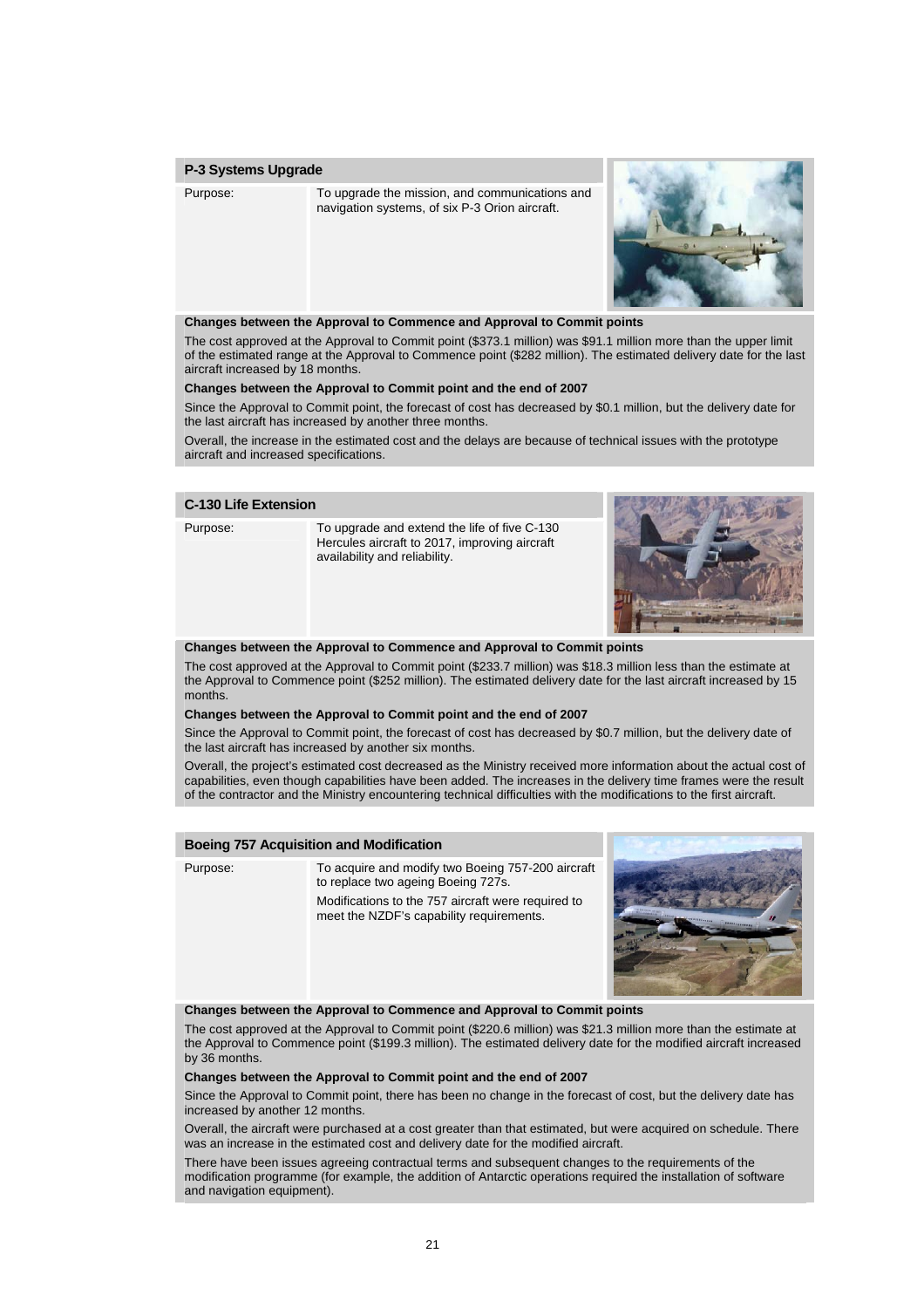### P-3 Systems Upgrade

| | |
|---|---|
| Purpose: | To upgrade the mission, and communications and navigation systems, of six P-3 Orion aircraft. |

**Changes between the Approval to Commence and Approval to Commit points**

The cost approved at the Approval to Commit point ($373.1 million) was $91.1 million more than the upper limit of the estimated range at the Approval to Commence point ($282 million). The estimated delivery date for the last aircraft increased by 18 months.

**Changes between the Approval to Commit point and the end of 2007**

Since the Approval to Commit point, the forecast of cost has decreased by $0.1 million, but the delivery date for the last aircraft has increased by another three months.

Overall, the increase in the estimated cost and the delays are because of technical issues with the prototype aircraft and increased specifications.

### C-130 Life Extension

| | |
|---|---|
| Purpose: | To upgrade and extend the life of five C-130 Hercules aircraft to 2017, improving aircraft availability and reliability. |

**Changes between the Approval to Commence and Approval to Commit points**

The cost approved at the Approval to Commit point ($233.7 million) was $18.3 million less than the estimate at the Approval to Commence point ($252 million). The estimated delivery date for the last aircraft increased by 15 months.

**Changes between the Approval to Commit point and the end of 2007**

Since the Approval to Commit point, the forecast of cost has decreased by $0.7 million, but the delivery date of the last aircraft has increased by another six months.

Overall, the project's estimated cost decreased as the Ministry received more information about the actual cost of capabilities, even though capabilities have been added. The increases in the delivery time frames were the result of the contractor and the Ministry encountering technical difficulties with the modifications to the first aircraft.

### Boeing 757 Acquisition and Modification

| | |
|---|---|
| Purpose: | To acquire and modify two Boeing 757-200 aircraft to replace two ageing Boeing 727s.<br><br>Modifications to the 757 aircraft were required to meet the NZDF's capability requirements. |

**Changes between the Approval to Commence and Approval to Commit points**

The cost approved at the Approval to Commit point ($220.6 million) was $21.3 million more than the estimate at the Approval to Commence point ($199.3 million). The estimated delivery date for the modified aircraft increased by 36 months.

**Changes between the Approval to Commit point and the end of 2007**

Since the Approval to Commit point, there has been no change in the forecast of cost, but the delivery date has increased by another 12 months.

Overall, the aircraft were purchased at a cost greater than that estimated, but were acquired on schedule. There was an increase in the estimated cost and delivery date for the modified aircraft.

There have been issues agreeing contractual terms and subsequent changes to the requirements of the modification programme (for example, the addition of Antarctic operations required the installation of software and navigation equipment).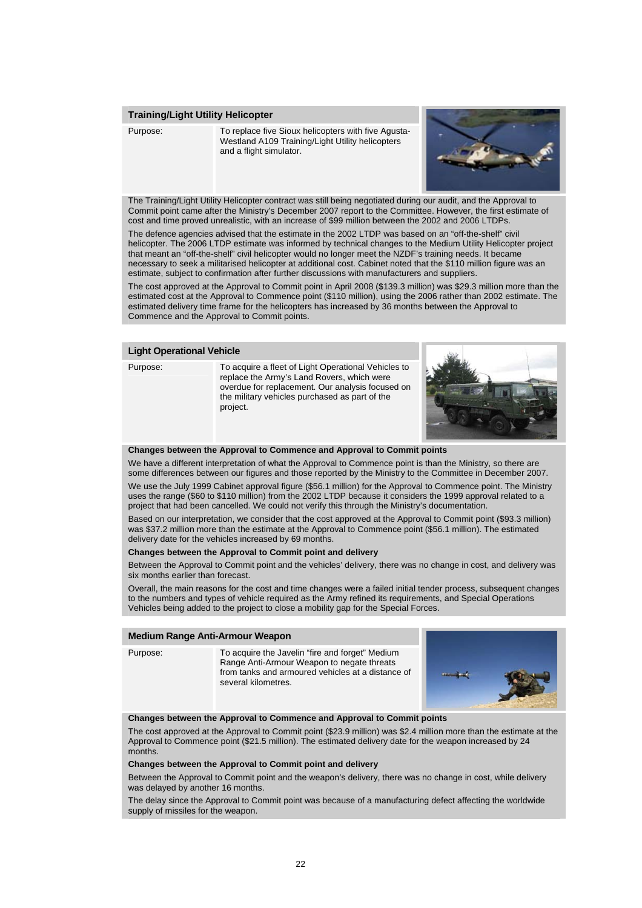### Training/Light Utility Helicopter

| Purpose: | To replace five Sioux helicopters with five Agusta-Westland A109 Training/Light Utility helicopters and a flight simulator. |
|---|---|

The Training/Light Utility Helicopter contract was still being negotiated during our audit, and the Approval to Commit point came after the Ministry's December 2007 report to the Committee. However, the first estimate of cost and time proved unrealistic, with an increase of $99 million between the 2002 and 2006 LTDPs.

The defence agencies advised that the estimate in the 2002 LTDP was based on an "off-the-shelf" civil helicopter. The 2006 LTDP estimate was informed by technical changes to the Medium Utility Helicopter project that meant an "off-the-shelf" civil helicopter would no longer meet the NZDF's training needs. It became necessary to seek a militarised helicopter at additional cost. Cabinet noted that the $110 million figure was an estimate, subject to confirmation after further discussions with manufacturers and suppliers.

The cost approved at the Approval to Commit point in April 2008 ($139.3 million) was $29.3 million more than the estimated cost at the Approval to Commence point ($110 million), using the 2006 rather than 2002 estimate. The estimated delivery time frame for the helicopters has increased by 36 months between the Approval to Commence and the Approval to Commit points.

### Light Operational Vehicle

| Purpose: | To acquire a fleet of Light Operational Vehicles to replace the Army's Land Rovers, which were overdue for replacement. Our analysis focused on the military vehicles purchased as part of the project. |
|---|---|

**Changes between the Approval to Commence and Approval to Commit points**

We have a different interpretation of what the Approval to Commence point is than the Ministry, so there are some differences between our figures and those reported by the Ministry to the Committee in December 2007.

We use the July 1999 Cabinet approval figure ($56.1 million) for the Approval to Commence point. The Ministry uses the range ($60 to $110 million) from the 2002 LTDP because it considers the 1999 approval related to a project that had been cancelled. We could not verify this through the Ministry's documentation.

Based on our interpretation, we consider that the cost approved at the Approval to Commit point ($93.3 million) was $37.2 million more than the estimate at the Approval to Commence point ($56.1 million). The estimated delivery date for the vehicles increased by 69 months.

**Changes between the Approval to Commit point and delivery**

Between the Approval to Commit point and the vehicles' delivery, there was no change in cost, and delivery was six months earlier than forecast.

Overall, the main reasons for the cost and time changes were a failed initial tender process, subsequent changes to the numbers and types of vehicle required as the Army refined its requirements, and Special Operations Vehicles being added to the project to close a mobility gap for the Special Forces.

### Medium Range Anti-Armour Weapon

| Purpose: | To acquire the Javelin "fire and forget" Medium Range Anti-Armour Weapon to negate threats from tanks and armoured vehicles at a distance of several kilometres. |
|---|---|

**Changes between the Approval to Commence and Approval to Commit points**

The cost approved at the Approval to Commit point ($23.9 million) was $2.4 million more than the estimate at the Approval to Commence point ($21.5 million). The estimated delivery date for the weapon increased by 24 months.

**Changes between the Approval to Commit point and delivery**

Between the Approval to Commit point and the weapon's delivery, there was no change in cost, while delivery was delayed by another 16 months.

The delay since the Approval to Commit point was because of a manufacturing defect affecting the worldwide supply of missiles for the weapon.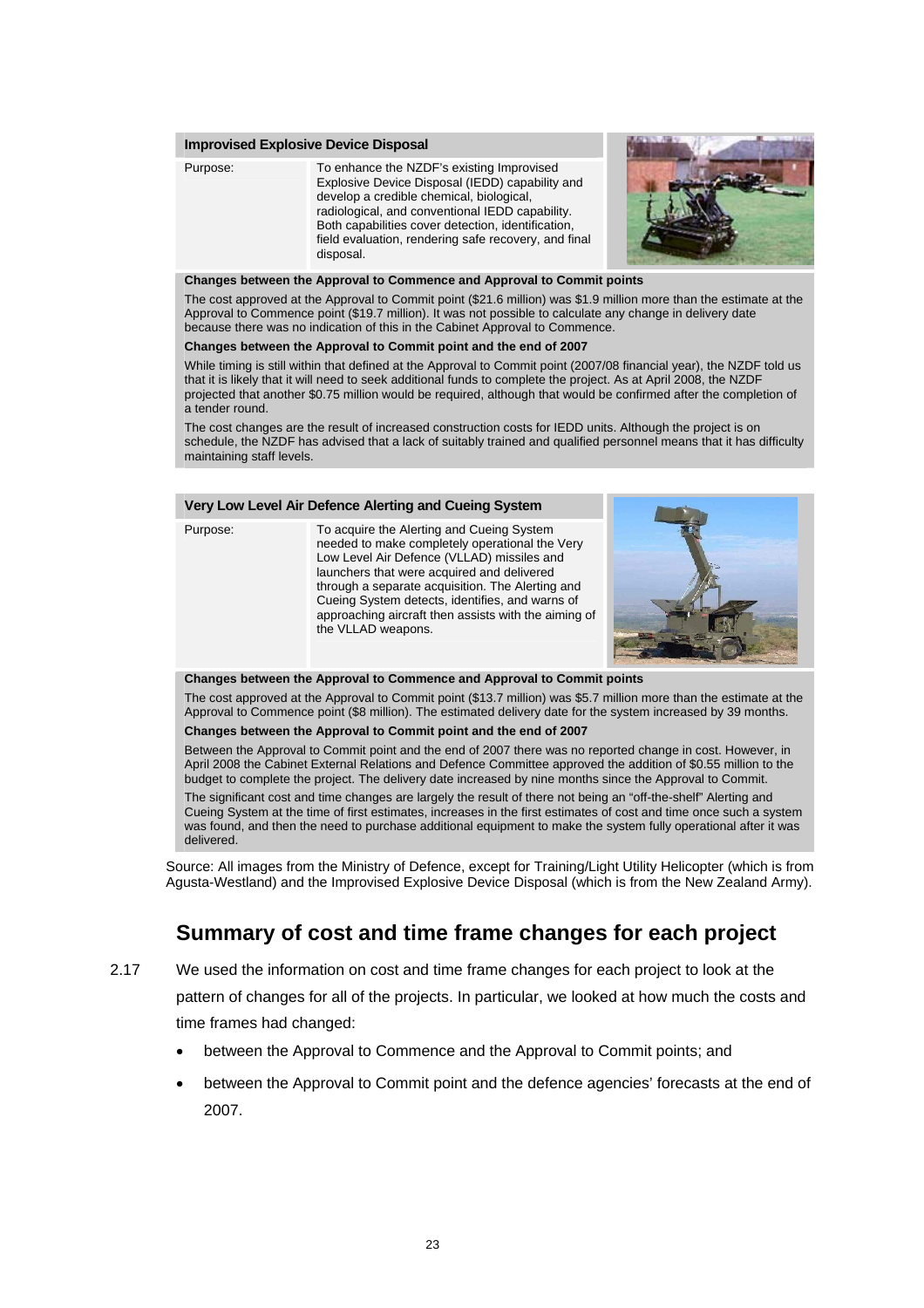**Improvised Explosive Device Disposal**

| | |
|---|---|
| Purpose: | To enhance the NZDF's existing Improvised Explosive Device Disposal (IEDD) capability and develop a credible chemical, biological, radiological, and conventional IEDD capability. Both capabilities cover detection, identification, field evaluation, rendering safe recovery, and final disposal. |

**Changes between the Approval to Commence and Approval to Commit points**

The cost approved at the Approval to Commit point ($21.6 million) was $1.9 million more than the estimate at the Approval to Commence point ($19.7 million). It was not possible to calculate any change in delivery date because there was no indication of this in the Cabinet Approval to Commence.

**Changes between the Approval to Commit point and the end of 2007**

While timing is still within that defined at the Approval to Commit point (2007/08 financial year), the NZDF told us that it is likely that it will need to seek additional funds to complete the project. As at April 2008, the NZDF projected that another $0.75 million would be required, although that would be confirmed after the completion of a tender round.

The cost changes are the result of increased construction costs for IEDD units. Although the project is on schedule, the NZDF has advised that a lack of suitably trained and qualified personnel means that it has difficulty maintaining staff levels.

**Very Low Level Air Defence Alerting and Cueing System**

| | |
|---|---|
| Purpose: | To acquire the Alerting and Cueing System needed to make completely operational the Very Low Level Air Defence (VLLAD) missiles and launchers that were acquired and delivered through a separate acquisition. The Alerting and Cueing System detects, identifies, and warns of approaching aircraft then assists with the aiming of the VLLAD weapons. |

**Changes between the Approval to Commence and Approval to Commit points**

The cost approved at the Approval to Commit point ($13.7 million) was $5.7 million more than the estimate at the Approval to Commence point ($8 million). The estimated delivery date for the system increased by 39 months.

**Changes between the Approval to Commit point and the end of 2007**

Between the Approval to Commit point and the end of 2007 there was no reported change in cost. However, in April 2008 the Cabinet External Relations and Defence Committee approved the addition of $0.55 million to the budget to complete the project. The delivery date increased by nine months since the Approval to Commit.

The significant cost and time changes are largely the result of there not being an "off-the-shelf" Alerting and Cueing System at the time of first estimates, increases in the first estimates of cost and time once such a system was found, and then the need to purchase additional equipment to make the system fully operational after it was delivered.

Source: All images from the Ministry of Defence, except for Training/Light Utility Helicopter (which is from Agusta-Westland) and the Improvised Explosive Device Disposal (which is from the New Zealand Army).

## Summary of cost and time frame changes for each project

2.17 We used the information on cost and time frame changes for each project to look at the pattern of changes for all of the projects. In particular, we looked at how much the costs and time frames had changed:

- between the Approval to Commence and the Approval to Commit points; and
- between the Approval to Commit point and the defence agencies' forecasts at the end of 2007.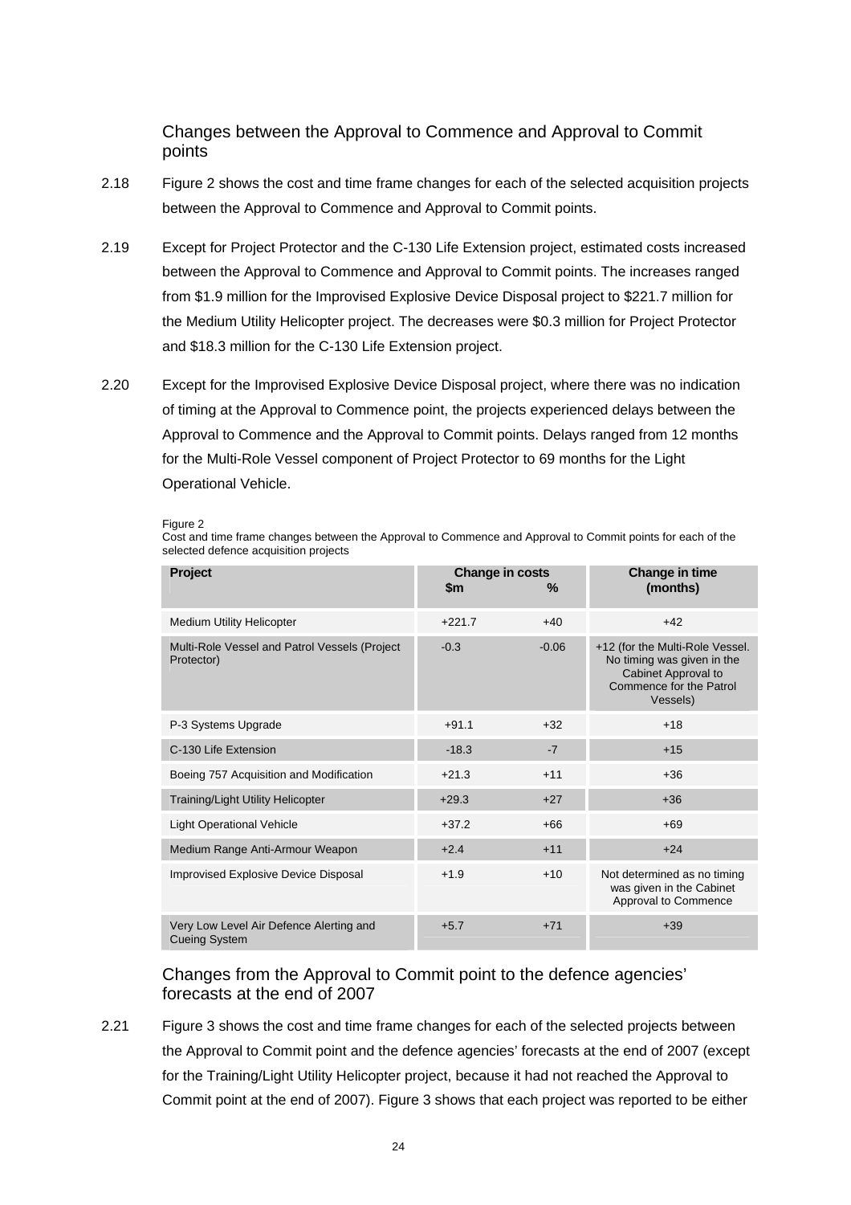## Changes between the Approval to Commence and Approval to Commit points

2.18 Figure 2 shows the cost and time frame changes for each of the selected acquisition projects between the Approval to Commence and Approval to Commit points.

2.19 Except for Project Protector and the C-130 Life Extension project, estimated costs increased between the Approval to Commence and Approval to Commit points. The increases ranged from $1.9 million for the Improvised Explosive Device Disposal project to $221.7 million for the Medium Utility Helicopter project. The decreases were $0.3 million for Project Protector and $18.3 million for the C-130 Life Extension project.

2.20 Except for the Improvised Explosive Device Disposal project, where there was no indication of timing at the Approval to Commence point, the projects experienced delays between the Approval to Commence and the Approval to Commit points. Delays ranged from 12 months for the Multi-Role Vessel component of Project Protector to 69 months for the Light Operational Vehicle.

Figure 2
Cost and time frame changes between the Approval to Commence and Approval to Commit points for each of the selected defence acquisition projects

| Project | Change in costs | | Change in time (months) |
|---|---|---|---|
| | $m | % | |
| Medium Utility Helicopter | +221.7 | +40 | +42 |
| Multi-Role Vessel and Patrol Vessels (Project Protector) | -0.3 | -0.06 | +12 (for the Multi-Role Vessel. No timing was given in the Cabinet Approval to Commence for the Patrol Vessels) |
| P-3 Systems Upgrade | +91.1 | +32 | +18 |
| C-130 Life Extension | -18.3 | -7 | +15 |
| Boeing 757 Acquisition and Modification | +21.3 | +11 | +36 |
| Training/Light Utility Helicopter | +29.3 | +27 | +36 |
| Light Operational Vehicle | +37.2 | +66 | +69 |
| Medium Range Anti-Armour Weapon | +2.4 | +11 | +24 |
| Improvised Explosive Device Disposal | +1.9 | +10 | Not determined as no timing was given in the Cabinet Approval to Commence |
| Very Low Level Air Defence Alerting and Cueing System | +5.7 | +71 | +39 |

## Changes from the Approval to Commit point to the defence agencies' forecasts at the end of 2007

2.21 Figure 3 shows the cost and time frame changes for each of the selected projects between the Approval to Commit point and the defence agencies' forecasts at the end of 2007 (except for the Training/Light Utility Helicopter project, because it had not reached the Approval to Commit point at the end of 2007). Figure 3 shows that each project was reported to be either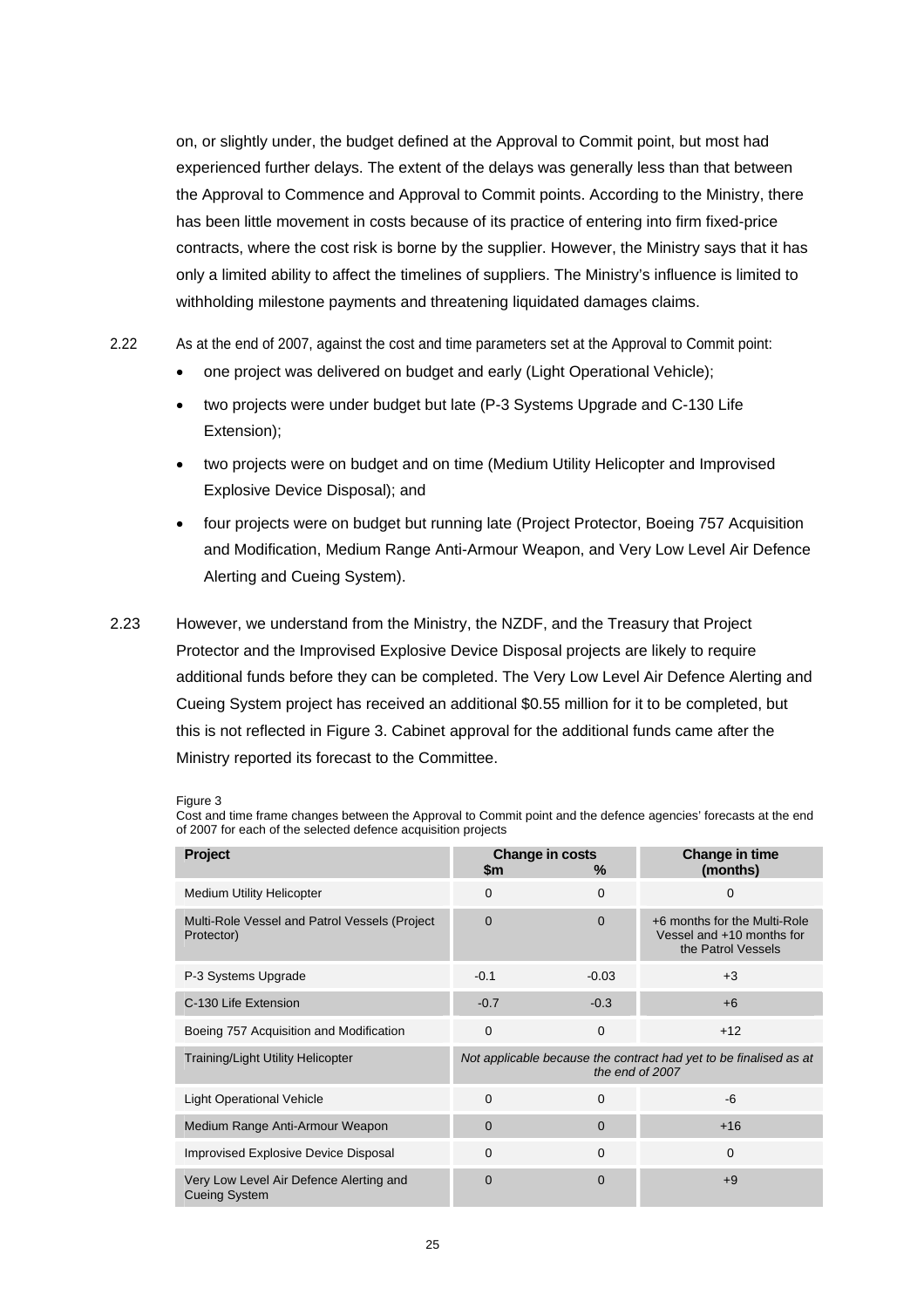on, or slightly under, the budget defined at the Approval to Commit point, but most had experienced further delays. The extent of the delays was generally less than that between the Approval to Commence and Approval to Commit points. According to the Ministry, there has been little movement in costs because of its practice of entering into firm fixed-price contracts, where the cost risk is borne by the supplier. However, the Ministry says that it has only a limited ability to affect the timelines of suppliers. The Ministry's influence is limited to withholding milestone payments and threatening liquidated damages claims.

2.22 As at the end of 2007, against the cost and time parameters set at the Approval to Commit point:

- one project was delivered on budget and early (Light Operational Vehicle);
- two projects were under budget but late (P-3 Systems Upgrade and C-130 Life Extension);
- two projects were on budget and on time (Medium Utility Helicopter and Improvised Explosive Device Disposal); and
- four projects were on budget but running late (Project Protector, Boeing 757 Acquisition and Modification, Medium Range Anti-Armour Weapon, and Very Low Level Air Defence Alerting and Cueing System).

2.23 However, we understand from the Ministry, the NZDF, and the Treasury that Project Protector and the Improvised Explosive Device Disposal projects are likely to require additional funds before they can be completed. The Very Low Level Air Defence Alerting and Cueing System project has received an additional $0.55 million for it to be completed, but this is not reflected in Figure 3. Cabinet approval for the additional funds came after the Ministry reported its forecast to the Committee.

Figure 3
Cost and time frame changes between the Approval to Commit point and the defence agencies' forecasts at the end of 2007 for each of the selected defence acquisition projects

| Project | Change in costs $m | Change in costs % | Change in time (months) |
|---|---|---|---|
| Medium Utility Helicopter | 0 | 0 | 0 |
| Multi-Role Vessel and Patrol Vessels (Project Protector) | 0 | 0 | +6 months for the Multi-Role Vessel and +10 months for the Patrol Vessels |
| P-3 Systems Upgrade | -0.1 | -0.03 | +3 |
| C-130 Life Extension | -0.7 | -0.3 | +6 |
| Boeing 757 Acquisition and Modification | 0 | 0 | +12 |
| Training/Light Utility Helicopter | *Not applicable because the contract had yet to be finalised as at the end of 2007* | | |
| Light Operational Vehicle | 0 | 0 | -6 |
| Medium Range Anti-Armour Weapon | 0 | 0 | +16 |
| Improvised Explosive Device Disposal | 0 | 0 | 0 |
| Very Low Level Air Defence Alerting and Cueing System | 0 | 0 | +9 |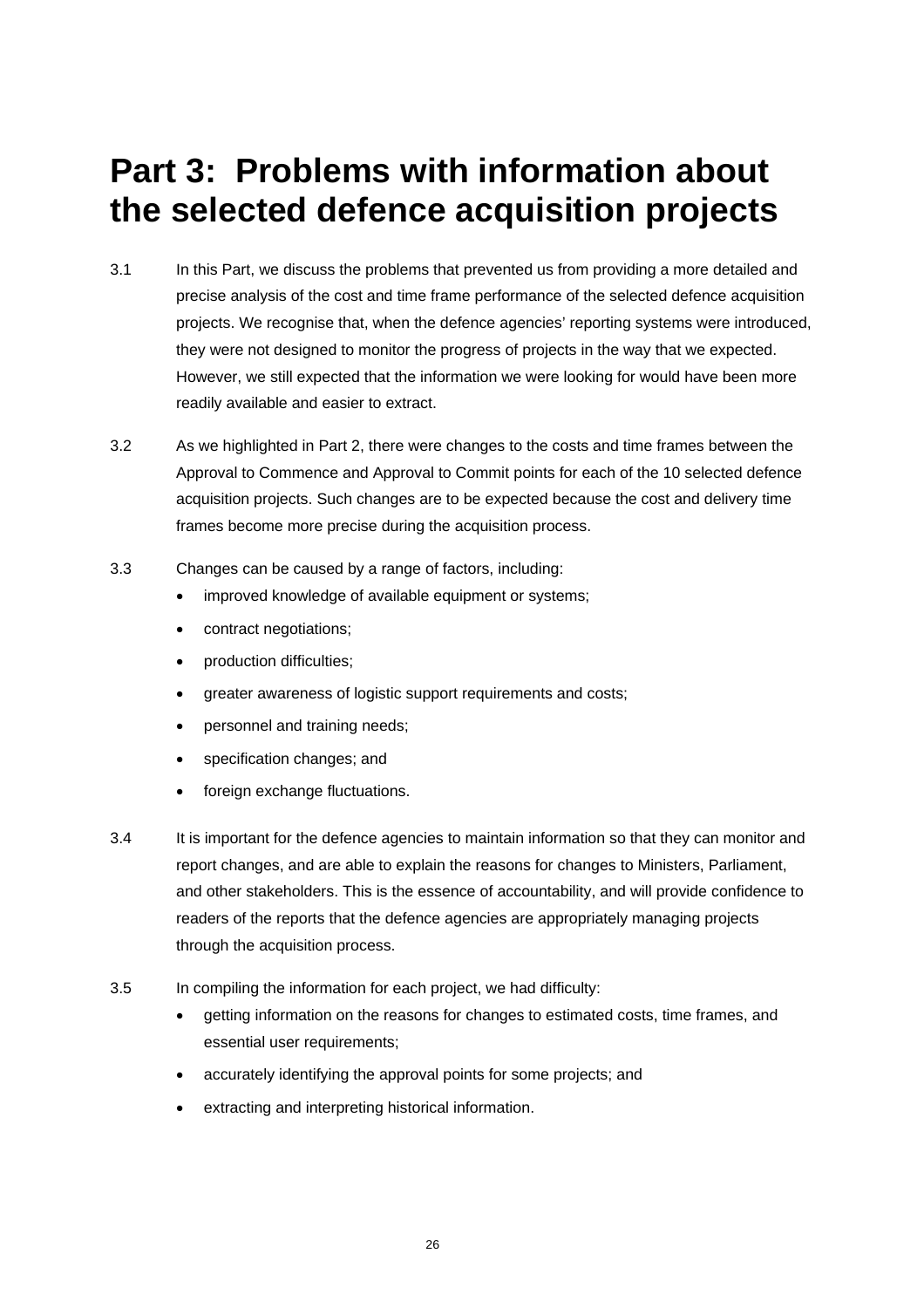# Part 3: Problems with information about the selected defence acquisition projects

3.1 In this Part, we discuss the problems that prevented us from providing a more detailed and precise analysis of the cost and time frame performance of the selected defence acquisition projects. We recognise that, when the defence agencies' reporting systems were introduced, they were not designed to monitor the progress of projects in the way that we expected. However, we still expected that the information we were looking for would have been more readily available and easier to extract.

3.2 As we highlighted in Part 2, there were changes to the costs and time frames between the Approval to Commence and Approval to Commit points for each of the 10 selected defence acquisition projects. Such changes are to be expected because the cost and delivery time frames become more precise during the acquisition process.

3.3 Changes can be caused by a range of factors, including:

- improved knowledge of available equipment or systems;
- contract negotiations;
- production difficulties;
- greater awareness of logistic support requirements and costs;
- personnel and training needs;
- specification changes; and
- foreign exchange fluctuations.

3.4 It is important for the defence agencies to maintain information so that they can monitor and report changes, and are able to explain the reasons for changes to Ministers, Parliament, and other stakeholders. This is the essence of accountability, and will provide confidence to readers of the reports that the defence agencies are appropriately managing projects through the acquisition process.

3.5 In compiling the information for each project, we had difficulty:

- getting information on the reasons for changes to estimated costs, time frames, and essential user requirements;
- accurately identifying the approval points for some projects; and
- extracting and interpreting historical information.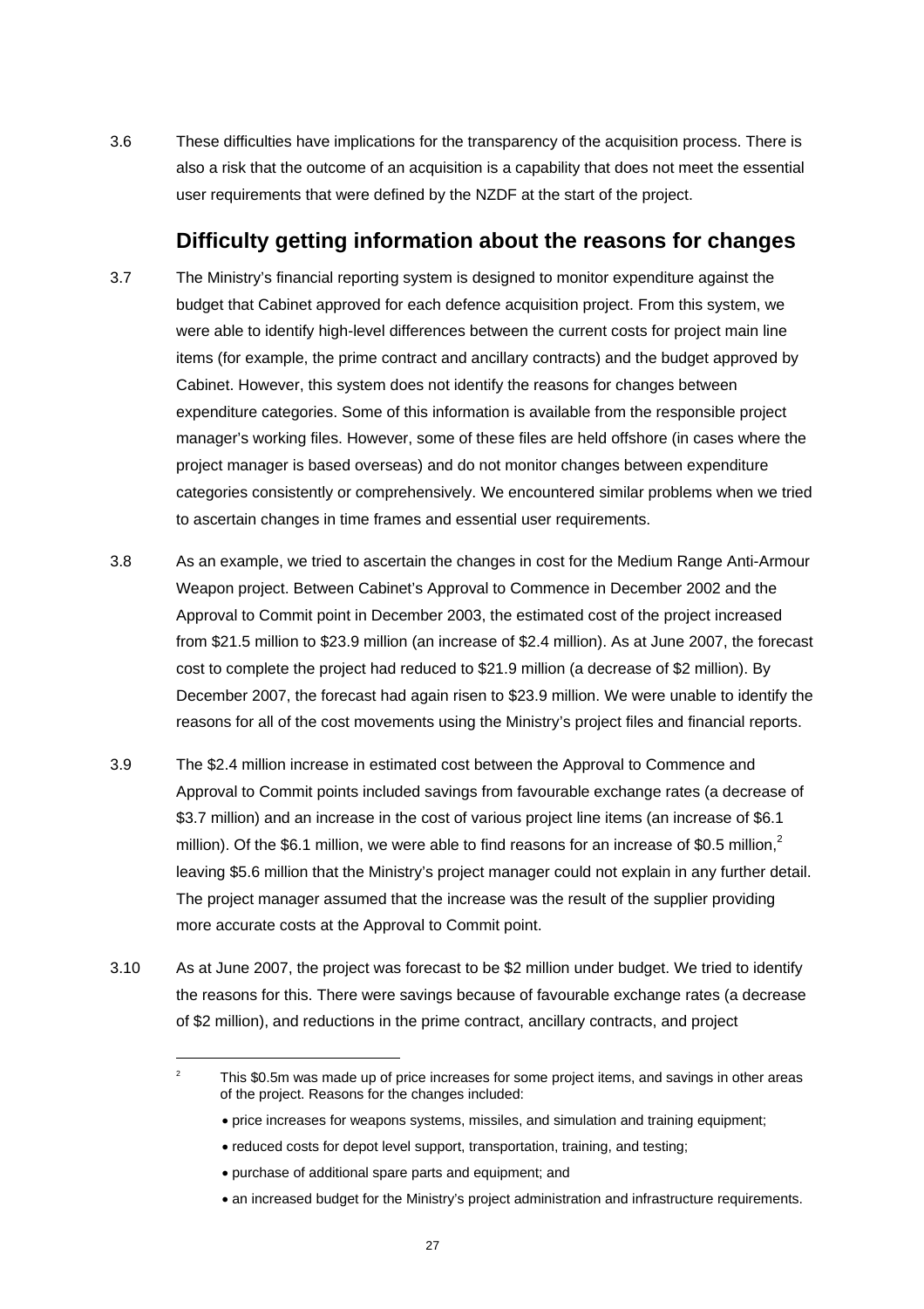3.6 These difficulties have implications for the transparency of the acquisition process. There is also a risk that the outcome of an acquisition is a capability that does not meet the essential user requirements that were defined by the NZDF at the start of the project.

## Difficulty getting information about the reasons for changes

3.7 The Ministry's financial reporting system is designed to monitor expenditure against the budget that Cabinet approved for each defence acquisition project. From this system, we were able to identify high-level differences between the current costs for project main line items (for example, the prime contract and ancillary contracts) and the budget approved by Cabinet. However, this system does not identify the reasons for changes between expenditure categories. Some of this information is available from the responsible project manager's working files. However, some of these files are held offshore (in cases where the project manager is based overseas) and do not monitor changes between expenditure categories consistently or comprehensively. We encountered similar problems when we tried to ascertain changes in time frames and essential user requirements.

3.8 As an example, we tried to ascertain the changes in cost for the Medium Range Anti-Armour Weapon project. Between Cabinet's Approval to Commence in December 2002 and the Approval to Commit point in December 2003, the estimated cost of the project increased from $21.5 million to $23.9 million (an increase of $2.4 million). As at June 2007, the forecast cost to complete the project had reduced to $21.9 million (a decrease of $2 million). By December 2007, the forecast had again risen to $23.9 million. We were unable to identify the reasons for all of the cost movements using the Ministry's project files and financial reports.

3.9 The $2.4 million increase in estimated cost between the Approval to Commence and Approval to Commit points included savings from favourable exchange rates (a decrease of $3.7 million) and an increase in the cost of various project line items (an increase of $6.1 million). Of the $6.1 million, we were able to find reasons for an increase of $0.5 million,[2] leaving $5.6 million that the Ministry's project manager could not explain in any further detail. The project manager assumed that the increase was the result of the supplier providing more accurate costs at the Approval to Commit point.

3.10 As at June 2007, the project was forecast to be $2 million under budget. We tried to identify the reasons for this. There were savings because of favourable exchange rates (a decrease of $2 million), and reductions in the prime contract, ancillary contracts, and project

---

[2] This $0.5m was made up of price increases for some project items, and savings in other areas of the project. Reasons for the changes included:

- price increases for weapons systems, missiles, and simulation and training equipment;
- reduced costs for depot level support, transportation, training, and testing;
- purchase of additional spare parts and equipment; and
- an increased budget for the Ministry's project administration and infrastructure requirements.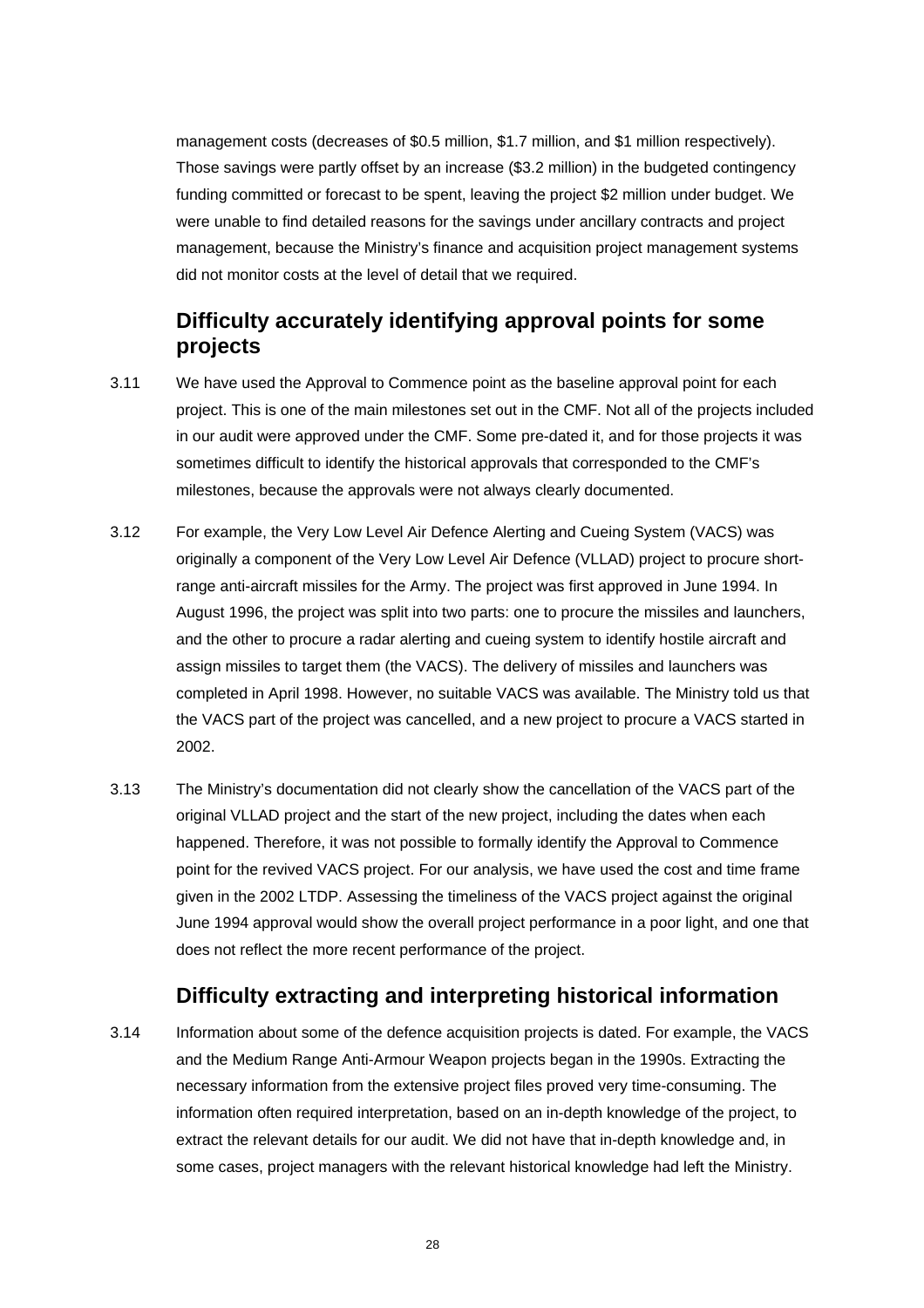management costs (decreases of $0.5 million, $1.7 million, and $1 million respectively). Those savings were partly offset by an increase ($3.2 million) in the budgeted contingency funding committed or forecast to be spent, leaving the project $2 million under budget. We were unable to find detailed reasons for the savings under ancillary contracts and project management, because the Ministry's finance and acquisition project management systems did not monitor costs at the level of detail that we required.

## Difficulty accurately identifying approval points for some projects

3.11 We have used the Approval to Commence point as the baseline approval point for each project. This is one of the main milestones set out in the CMF. Not all of the projects included in our audit were approved under the CMF. Some pre-dated it, and for those projects it was sometimes difficult to identify the historical approvals that corresponded to the CMF's milestones, because the approvals were not always clearly documented.

3.12 For example, the Very Low Level Air Defence Alerting and Cueing System (VACS) was originally a component of the Very Low Level Air Defence (VLLAD) project to procure short-range anti-aircraft missiles for the Army. The project was first approved in June 1994. In August 1996, the project was split into two parts: one to procure the missiles and launchers, and the other to procure a radar alerting and cueing system to identify hostile aircraft and assign missiles to target them (the VACS). The delivery of missiles and launchers was completed in April 1998. However, no suitable VACS was available. The Ministry told us that the VACS part of the project was cancelled, and a new project to procure a VACS started in 2002.

3.13 The Ministry's documentation did not clearly show the cancellation of the VACS part of the original VLLAD project and the start of the new project, including the dates when each happened. Therefore, it was not possible to formally identify the Approval to Commence point for the revived VACS project. For our analysis, we have used the cost and time frame given in the 2002 LTDP. Assessing the timeliness of the VACS project against the original June 1994 approval would show the overall project performance in a poor light, and one that does not reflect the more recent performance of the project.

## Difficulty extracting and interpreting historical information

3.14 Information about some of the defence acquisition projects is dated. For example, the VACS and the Medium Range Anti-Armour Weapon projects began in the 1990s. Extracting the necessary information from the extensive project files proved very time-consuming. The information often required interpretation, based on an in-depth knowledge of the project, to extract the relevant details for our audit. We did not have that in-depth knowledge and, in some cases, project managers with the relevant historical knowledge had left the Ministry.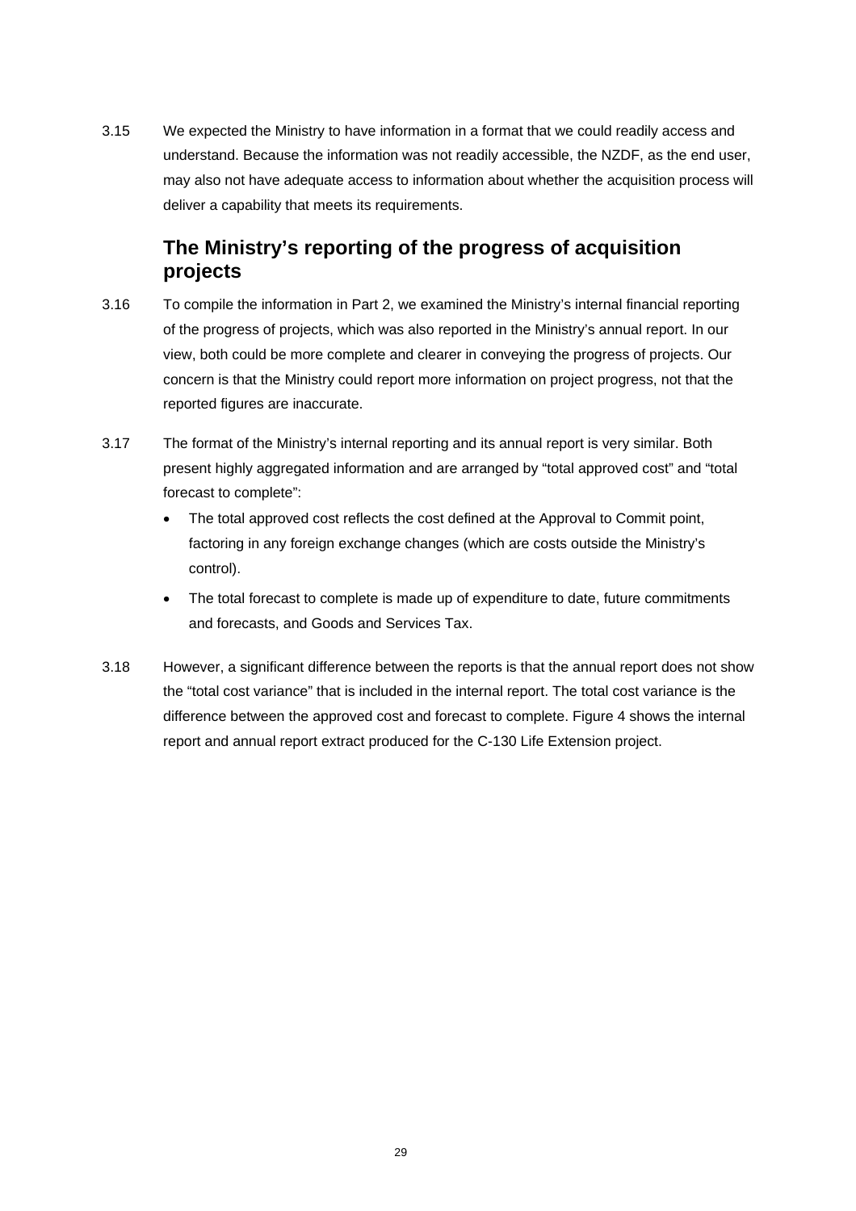3.15 We expected the Ministry to have information in a format that we could readily access and understand. Because the information was not readily accessible, the NZDF, as the end user, may also not have adequate access to information about whether the acquisition process will deliver a capability that meets its requirements.

## The Ministry's reporting of the progress of acquisition projects

3.16 To compile the information in Part 2, we examined the Ministry's internal financial reporting of the progress of projects, which was also reported in the Ministry's annual report. In our view, both could be more complete and clearer in conveying the progress of projects. Our concern is that the Ministry could report more information on project progress, not that the reported figures are inaccurate.

3.17 The format of the Ministry's internal reporting and its annual report is very similar. Both present highly aggregated information and are arranged by "total approved cost" and "total forecast to complete":

- The total approved cost reflects the cost defined at the Approval to Commit point, factoring in any foreign exchange changes (which are costs outside the Ministry's control).
- The total forecast to complete is made up of expenditure to date, future commitments and forecasts, and Goods and Services Tax.

3.18 However, a significant difference between the reports is that the annual report does not show the "total cost variance" that is included in the internal report. The total cost variance is the difference between the approved cost and forecast to complete. Figure 4 shows the internal report and annual report extract produced for the C-130 Life Extension project.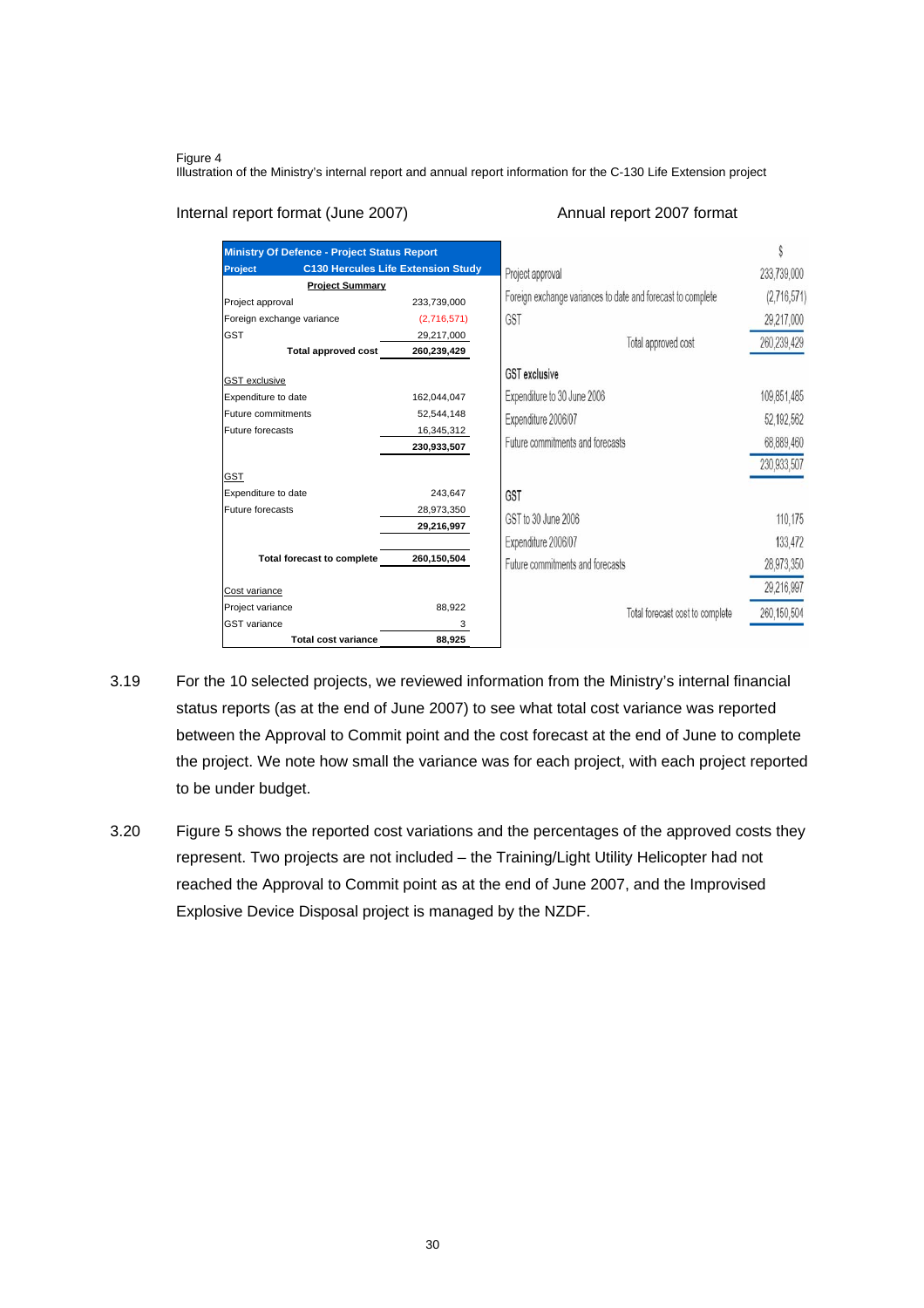Figure 4
Illustration of the Ministry's internal report and annual report information for the C-130 Life Extension project

Internal report format (June 2007)

| Ministry Of Defence - Project Status Report | |
|---|---|
| Project | C130 Hercules Life Extension Study |
| **Project Summary** | |
| Project approval | 233,739,000 |
| Foreign exchange variance | (2,716,571) |
| GST | 29,217,000 |
| **Total approved cost** | **260,239,429** |
| GST exclusive | |
| Expenditure to date | 162,044,047 |
| Future commitments | 52,544,148 |
| Future forecasts | 16,345,312 |
| | **230,933,507** |
| GST | |
| Expenditure to date | 243,647 |
| Future forecasts | 28,973,350 |
| | **29,216,997** |
| **Total forecast to complete** | **260,150,504** |
| Cost variance | |
| Project variance | 88,922 |
| GST variance | 3 |
| **Total cost variance** | **88,925** |

Annual report 2007 format

| | $ |
|---|---|
| Project approval | 233,739,000 |
| Foreign exchange variances to date and forecast to complete | (2,716,571) |
| GST | 29,217,000 |
| Total approved cost | 260,239,429 |
| **GST exclusive** | |
| Expenditure to 30 June 2006 | 109,851,485 |
| Expenditure 2006/07 | 52,192,562 |
| Future commitments and forecasts | 68,889,460 |
| | 230,933,507 |
| **GST** | |
| GST to 30 June 2006 | 110,175 |
| Expenditure 2006/07 | 133,472 |
| Future commitments and forecasts | 28,973,350 |
| | 29,216,997 |
| Total forecast cost to complete | 260,150,504 |

3.19 For the 10 selected projects, we reviewed information from the Ministry's internal financial status reports (as at the end of June 2007) to see what total cost variance was reported between the Approval to Commit point and the cost forecast at the end of June to complete the project. We note how small the variance was for each project, with each project reported to be under budget.

3.20 Figure 5 shows the reported cost variations and the percentages of the approved costs they represent. Two projects are not included – the Training/Light Utility Helicopter had not reached the Approval to Commit point as at the end of June 2007, and the Improvised Explosive Device Disposal project is managed by the NZDF.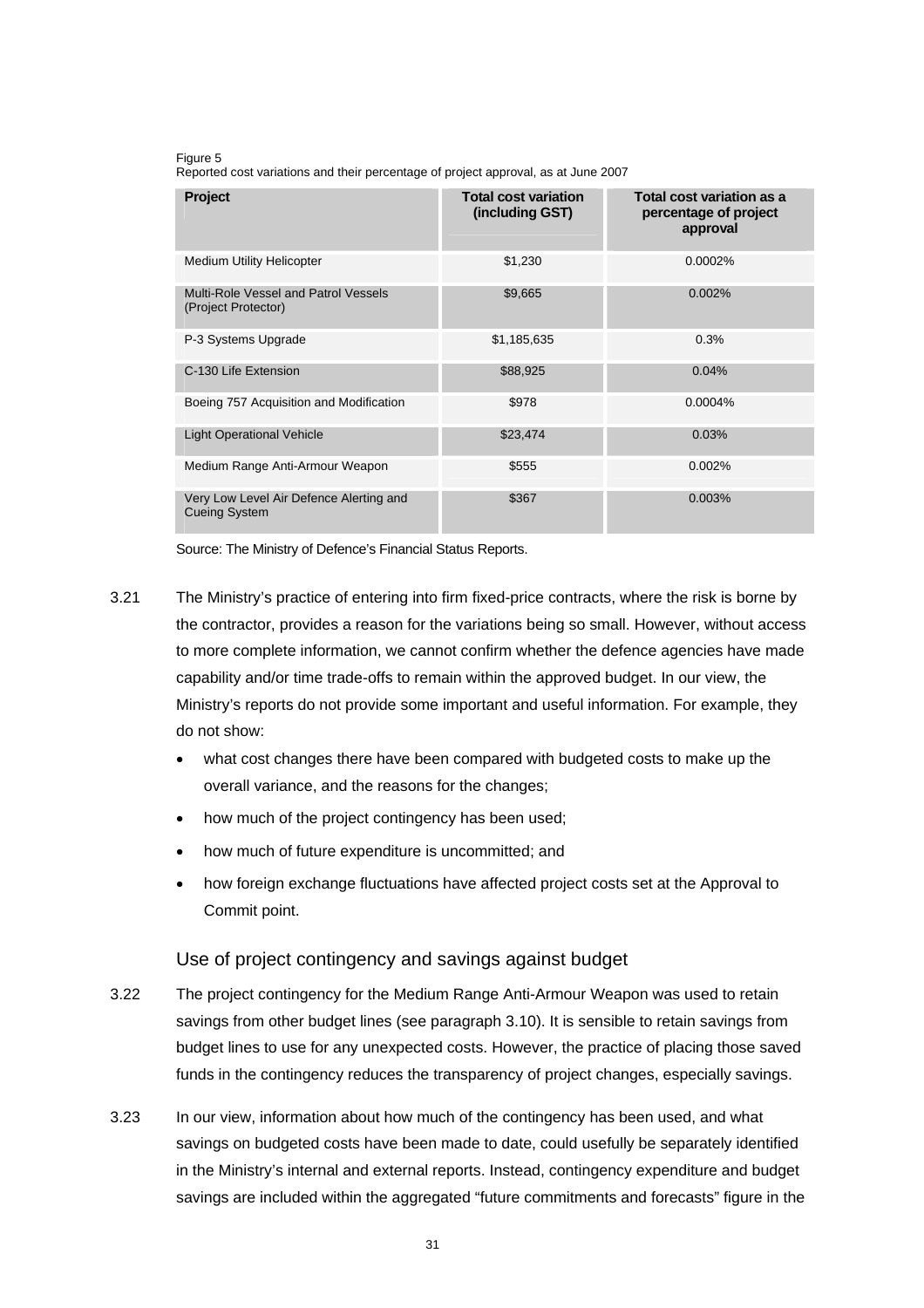Figure 5
Reported cost variations and their percentage of project approval, as at June 2007

| Project | Total cost variation (including GST) | Total cost variation as a percentage of project approval |
|---|---|---|
| Medium Utility Helicopter | $1,230 | 0.0002% |
| Multi-Role Vessel and Patrol Vessels (Project Protector) | $9,665 | 0.002% |
| P-3 Systems Upgrade | $1,185,635 | 0.3% |
| C-130 Life Extension | $88,925 | 0.04% |
| Boeing 757 Acquisition and Modification | $978 | 0.0004% |
| Light Operational Vehicle | $23,474 | 0.03% |
| Medium Range Anti-Armour Weapon | $555 | 0.002% |
| Very Low Level Air Defence Alerting and Cueing System | $367 | 0.003% |

Source: The Ministry of Defence's Financial Status Reports.

3.21 The Ministry's practice of entering into firm fixed-price contracts, where the risk is borne by the contractor, provides a reason for the variations being so small. However, without access to more complete information, we cannot confirm whether the defence agencies have made capability and/or time trade-offs to remain within the approved budget. In our view, the Ministry's reports do not provide some important and useful information. For example, they do not show:

- what cost changes there have been compared with budgeted costs to make up the overall variance, and the reasons for the changes;
- how much of the project contingency has been used;
- how much of future expenditure is uncommitted; and
- how foreign exchange fluctuations have affected project costs set at the Approval to Commit point.

## Use of project contingency and savings against budget

3.22 The project contingency for the Medium Range Anti-Armour Weapon was used to retain savings from other budget lines (see paragraph 3.10). It is sensible to retain savings from budget lines to use for any unexpected costs. However, the practice of placing those saved funds in the contingency reduces the transparency of project changes, especially savings.

3.23 In our view, information about how much of the contingency has been used, and what savings on budgeted costs have been made to date, could usefully be separately identified in the Ministry's internal and external reports. Instead, contingency expenditure and budget savings are included within the aggregated "future commitments and forecasts" figure in the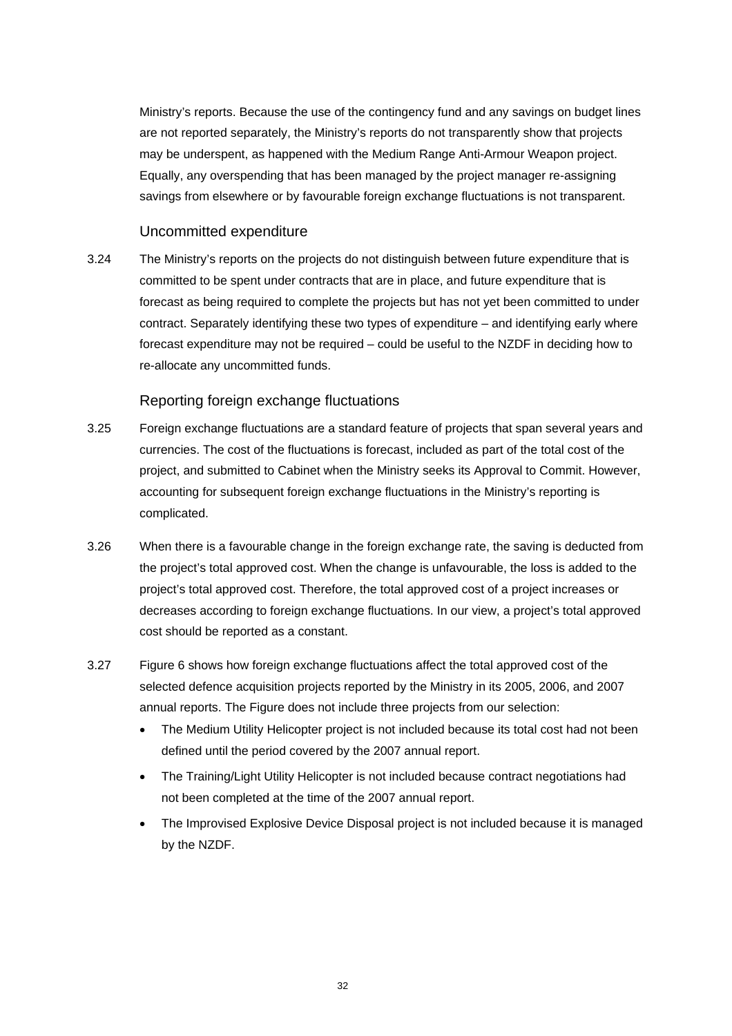Ministry's reports. Because the use of the contingency fund and any savings on budget lines are not reported separately, the Ministry's reports do not transparently show that projects may be underspent, as happened with the Medium Range Anti-Armour Weapon project. Equally, any overspending that has been managed by the project manager re-assigning savings from elsewhere or by favourable foreign exchange fluctuations is not transparent.

### Uncommitted expenditure

3.24 The Ministry's reports on the projects do not distinguish between future expenditure that is committed to be spent under contracts that are in place, and future expenditure that is forecast as being required to complete the projects but has not yet been committed to under contract. Separately identifying these two types of expenditure – and identifying early where forecast expenditure may not be required – could be useful to the NZDF in deciding how to re-allocate any uncommitted funds.

### Reporting foreign exchange fluctuations

3.25 Foreign exchange fluctuations are a standard feature of projects that span several years and currencies. The cost of the fluctuations is forecast, included as part of the total cost of the project, and submitted to Cabinet when the Ministry seeks its Approval to Commit. However, accounting for subsequent foreign exchange fluctuations in the Ministry's reporting is complicated.

3.26 When there is a favourable change in the foreign exchange rate, the saving is deducted from the project's total approved cost. When the change is unfavourable, the loss is added to the project's total approved cost. Therefore, the total approved cost of a project increases or decreases according to foreign exchange fluctuations. In our view, a project's total approved cost should be reported as a constant.

3.27 Figure 6 shows how foreign exchange fluctuations affect the total approved cost of the selected defence acquisition projects reported by the Ministry in its 2005, 2006, and 2007 annual reports. The Figure does not include three projects from our selection:

- The Medium Utility Helicopter project is not included because its total cost had not been defined until the period covered by the 2007 annual report.
- The Training/Light Utility Helicopter is not included because contract negotiations had not been completed at the time of the 2007 annual report.
- The Improvised Explosive Device Disposal project is not included because it is managed by the NZDF.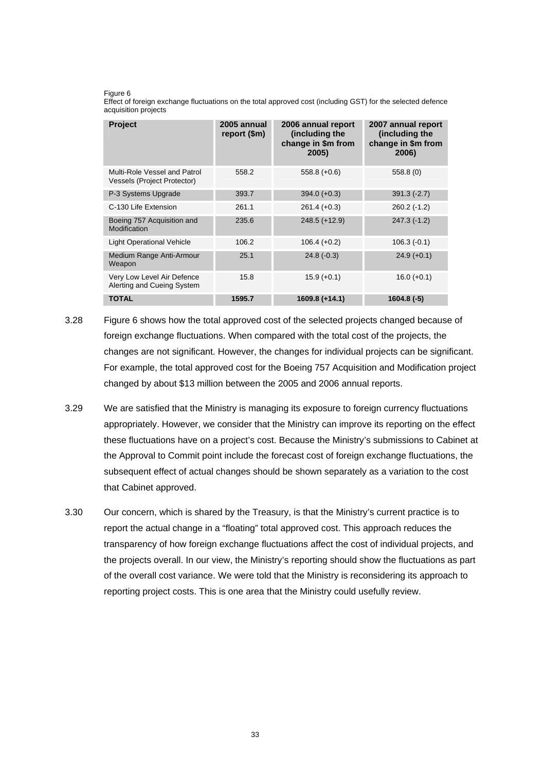Figure 6
Effect of foreign exchange fluctuations on the total approved cost (including GST) for the selected defence acquisition projects

| Project | 2005 annual report ($m) | 2006 annual report (including the change in $m from 2005) | 2007 annual report (including the change in $m from 2006) |
|---|---|---|---|
| Multi-Role Vessel and Patrol Vessels (Project Protector) | 558.2 | 558.8 (+0.6) | 558.8 (0) |
| P-3 Systems Upgrade | 393.7 | 394.0 (+0.3) | 391.3 (-2.7) |
| C-130 Life Extension | 261.1 | 261.4 (+0.3) | 260.2 (-1.2) |
| Boeing 757 Acquisition and Modification | 235.6 | 248.5 (+12.9) | 247.3 (-1.2) |
| Light Operational Vehicle | 106.2 | 106.4 (+0.2) | 106.3 (-0.1) |
| Medium Range Anti-Armour Weapon | 25.1 | 24.8 (-0.3) | 24.9 (+0.1) |
| Very Low Level Air Defence Alerting and Cueing System | 15.8 | 15.9 (+0.1) | 16.0 (+0.1) |
| **TOTAL** | **1595.7** | **1609.8 (+14.1)** | **1604.8 (-5)** |

3.28 Figure 6 shows how the total approved cost of the selected projects changed because of foreign exchange fluctuations. When compared with the total cost of the projects, the changes are not significant. However, the changes for individual projects can be significant. For example, the total approved cost for the Boeing 757 Acquisition and Modification project changed by about $13 million between the 2005 and 2006 annual reports.

3.29 We are satisfied that the Ministry is managing its exposure to foreign currency fluctuations appropriately. However, we consider that the Ministry can improve its reporting on the effect these fluctuations have on a project's cost. Because the Ministry's submissions to Cabinet at the Approval to Commit point include the forecast cost of foreign exchange fluctuations, the subsequent effect of actual changes should be shown separately as a variation to the cost that Cabinet approved.

3.30 Our concern, which is shared by the Treasury, is that the Ministry's current practice is to report the actual change in a "floating" total approved cost. This approach reduces the transparency of how foreign exchange fluctuations affect the cost of individual projects, and the projects overall. In our view, the Ministry's reporting should show the fluctuations as part of the overall cost variance. We were told that the Ministry is reconsidering its approach to reporting project costs. This is one area that the Ministry could usefully review.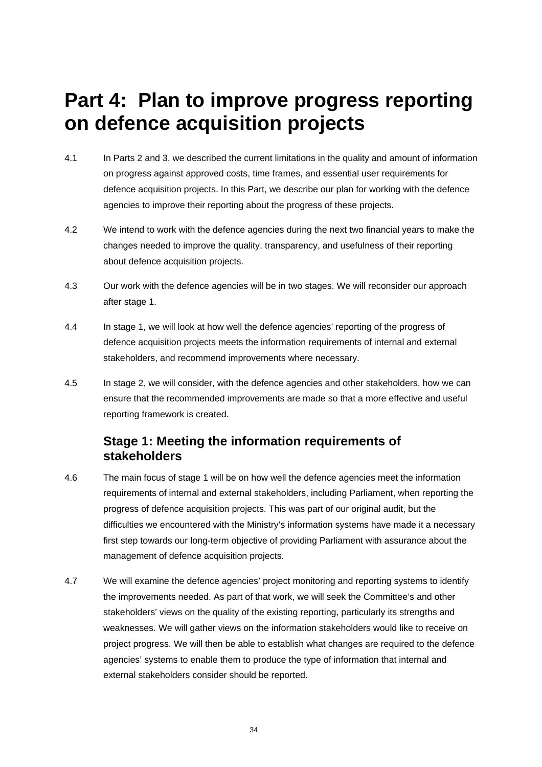# Part 4: Plan to improve progress reporting on defence acquisition projects

4.1 In Parts 2 and 3, we described the current limitations in the quality and amount of information on progress against approved costs, time frames, and essential user requirements for defence acquisition projects. In this Part, we describe our plan for working with the defence agencies to improve their reporting about the progress of these projects.

4.2 We intend to work with the defence agencies during the next two financial years to make the changes needed to improve the quality, transparency, and usefulness of their reporting about defence acquisition projects.

4.3 Our work with the defence agencies will be in two stages. We will reconsider our approach after stage 1.

4.4 In stage 1, we will look at how well the defence agencies' reporting of the progress of defence acquisition projects meets the information requirements of internal and external stakeholders, and recommend improvements where necessary.

4.5 In stage 2, we will consider, with the defence agencies and other stakeholders, how we can ensure that the recommended improvements are made so that a more effective and useful reporting framework is created.

## Stage 1: Meeting the information requirements of stakeholders

4.6 The main focus of stage 1 will be on how well the defence agencies meet the information requirements of internal and external stakeholders, including Parliament, when reporting the progress of defence acquisition projects. This was part of our original audit, but the difficulties we encountered with the Ministry's information systems have made it a necessary first step towards our long-term objective of providing Parliament with assurance about the management of defence acquisition projects.

4.7 We will examine the defence agencies' project monitoring and reporting systems to identify the improvements needed. As part of that work, we will seek the Committee's and other stakeholders' views on the quality of the existing reporting, particularly its strengths and weaknesses. We will gather views on the information stakeholders would like to receive on project progress. We will then be able to establish what changes are required to the defence agencies' systems to enable them to produce the type of information that internal and external stakeholders consider should be reported.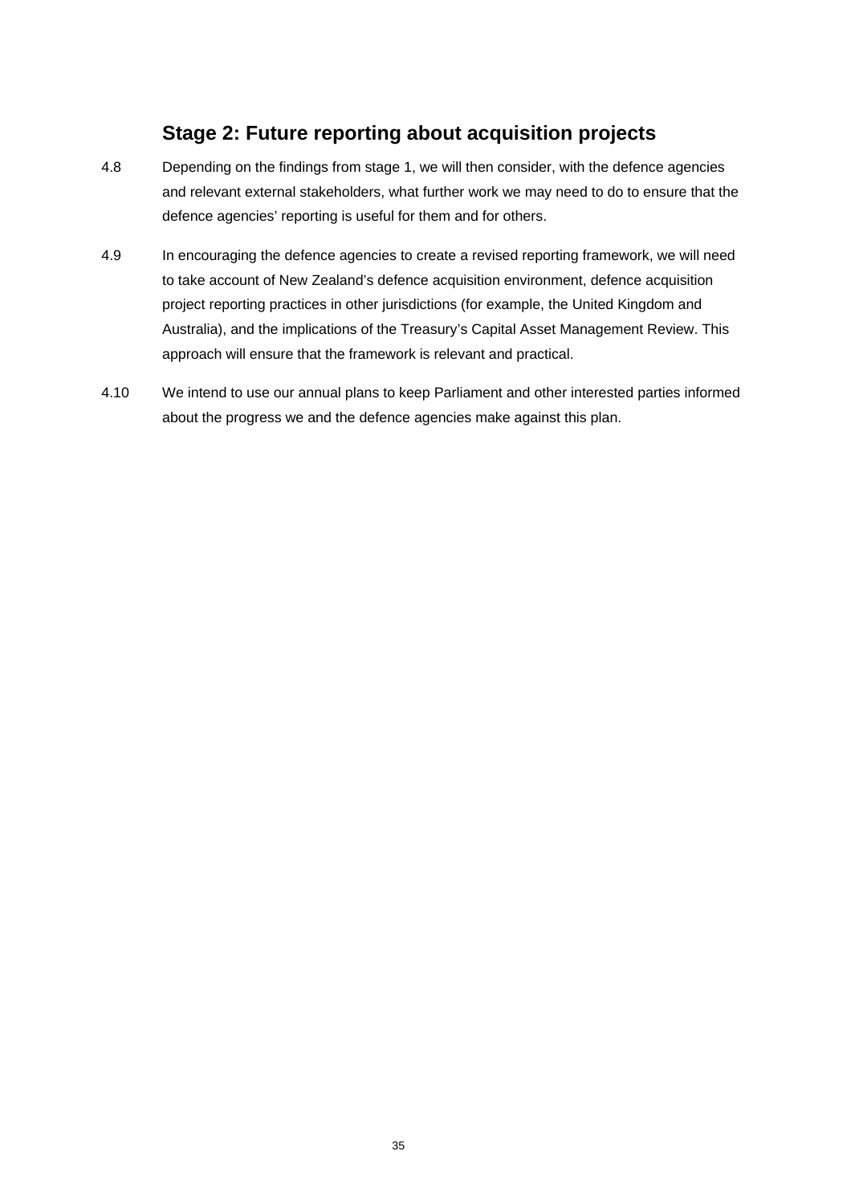## Stage 2: Future reporting about acquisition projects

4.8 Depending on the findings from stage 1, we will then consider, with the defence agencies and relevant external stakeholders, what further work we may need to do to ensure that the defence agencies' reporting is useful for them and for others.

4.9 In encouraging the defence agencies to create a revised reporting framework, we will need to take account of New Zealand's defence acquisition environment, defence acquisition project reporting practices in other jurisdictions (for example, the United Kingdom and Australia), and the implications of the Treasury's Capital Asset Management Review. This approach will ensure that the framework is relevant and practical.

4.10 We intend to use our annual plans to keep Parliament and other interested parties informed about the progress we and the defence agencies make against this plan.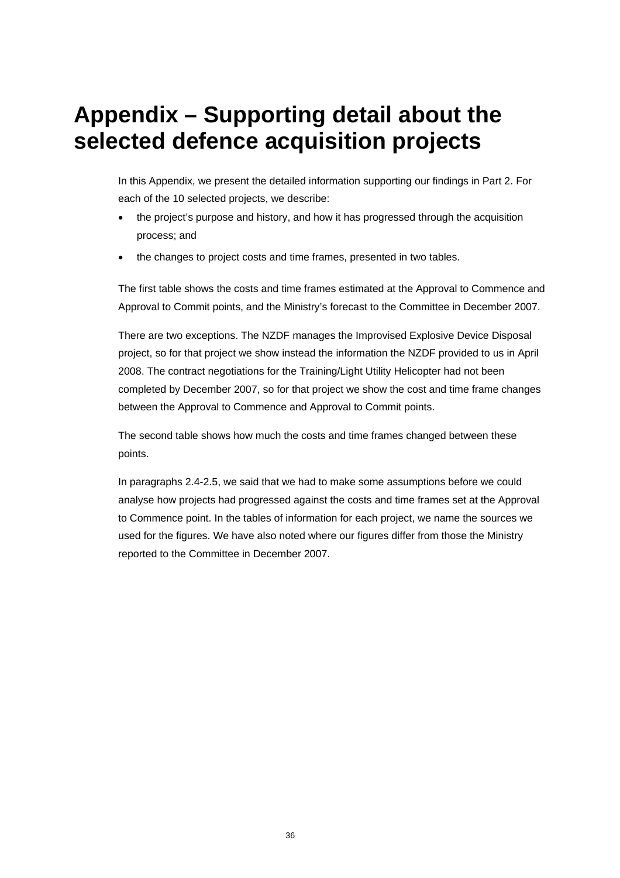# Appendix – Supporting detail about the selected defence acquisition projects

In this Appendix, we present the detailed information supporting our findings in Part 2. For each of the 10 selected projects, we describe:

- the project's purpose and history, and how it has progressed through the acquisition process; and
- the changes to project costs and time frames, presented in two tables.

The first table shows the costs and time frames estimated at the Approval to Commence and Approval to Commit points, and the Ministry's forecast to the Committee in December 2007.

There are two exceptions. The NZDF manages the Improvised Explosive Device Disposal project, so for that project we show instead the information the NZDF provided to us in April 2008. The contract negotiations for the Training/Light Utility Helicopter had not been completed by December 2007, so for that project we show the cost and time frame changes between the Approval to Commence and Approval to Commit points.

The second table shows how much the costs and time frames changed between these points.

In paragraphs 2.4-2.5, we said that we had to make some assumptions before we could analyse how projects had progressed against the costs and time frames set at the Approval to Commence point. In the tables of information for each project, we name the sources we used for the figures. We have also noted where our figures differ from those the Ministry reported to the Committee in December 2007.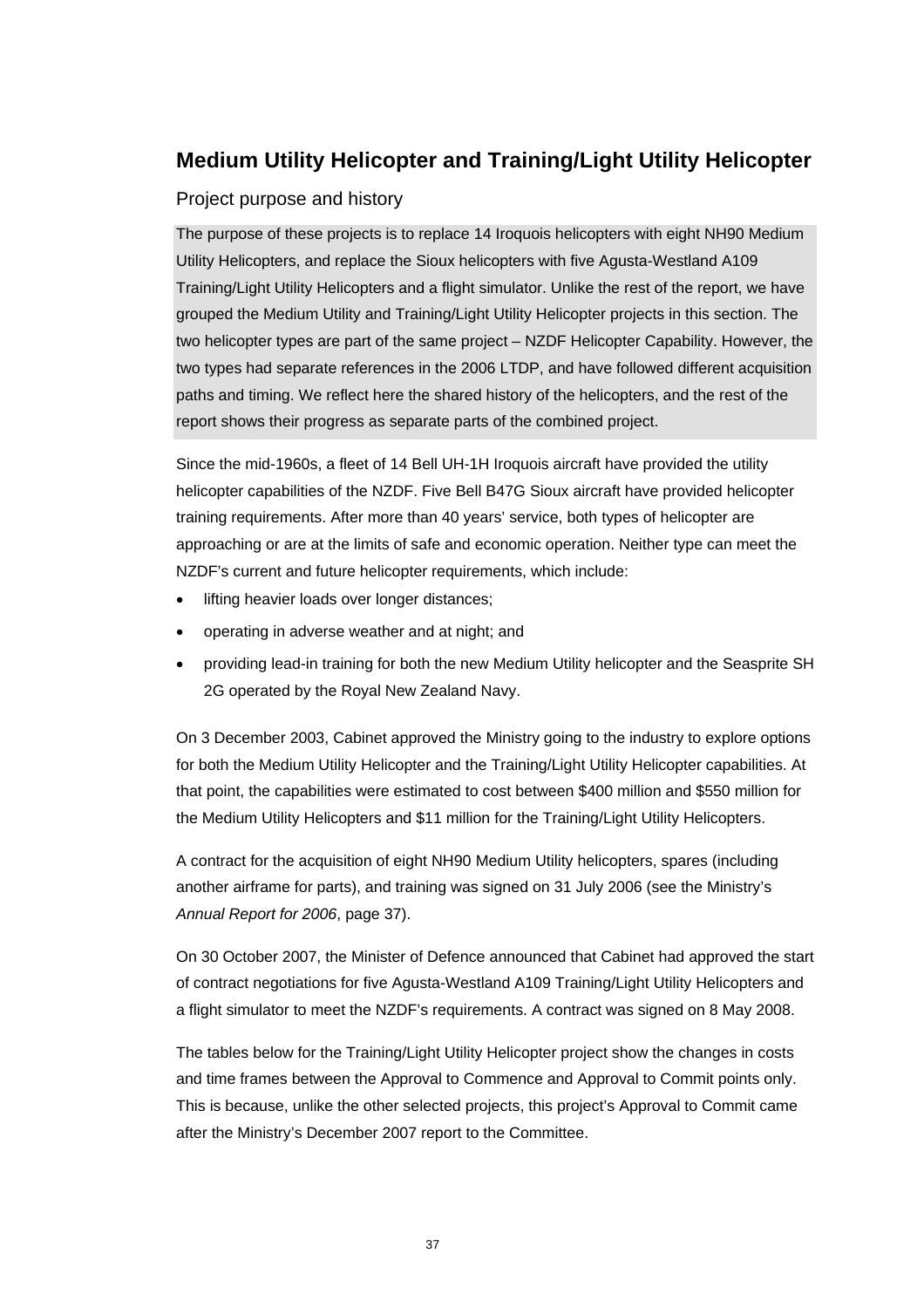## Medium Utility Helicopter and Training/Light Utility Helicopter

### Project purpose and history

The purpose of these projects is to replace 14 Iroquois helicopters with eight NH90 Medium Utility Helicopters, and replace the Sioux helicopters with five Agusta-Westland A109 Training/Light Utility Helicopters and a flight simulator. Unlike the rest of the report, we have grouped the Medium Utility and Training/Light Utility Helicopter projects in this section. The two helicopter types are part of the same project – NZDF Helicopter Capability. However, the two types had separate references in the 2006 LTDP, and have followed different acquisition paths and timing. We reflect here the shared history of the helicopters, and the rest of the report shows their progress as separate parts of the combined project.

Since the mid-1960s, a fleet of 14 Bell UH-1H Iroquois aircraft have provided the utility helicopter capabilities of the NZDF. Five Bell B47G Sioux aircraft have provided helicopter training requirements. After more than 40 years' service, both types of helicopter are approaching or are at the limits of safe and economic operation. Neither type can meet the NZDF's current and future helicopter requirements, which include:

- lifting heavier loads over longer distances;
- operating in adverse weather and at night; and
- providing lead-in training for both the new Medium Utility helicopter and the Seasprite SH 2G operated by the Royal New Zealand Navy.

On 3 December 2003, Cabinet approved the Ministry going to the industry to explore options for both the Medium Utility Helicopter and the Training/Light Utility Helicopter capabilities. At that point, the capabilities were estimated to cost between $400 million and $550 million for the Medium Utility Helicopters and $11 million for the Training/Light Utility Helicopters.

A contract for the acquisition of eight NH90 Medium Utility helicopters, spares (including another airframe for parts), and training was signed on 31 July 2006 (see the Ministry's *Annual Report for 2006*, page 37).

On 30 October 2007, the Minister of Defence announced that Cabinet had approved the start of contract negotiations for five Agusta-Westland A109 Training/Light Utility Helicopters and a flight simulator to meet the NZDF's requirements. A contract was signed on 8 May 2008.

The tables below for the Training/Light Utility Helicopter project show the changes in costs and time frames between the Approval to Commence and Approval to Commit points only. This is because, unlike the other selected projects, this project's Approval to Commit came after the Ministry's December 2007 report to the Committee.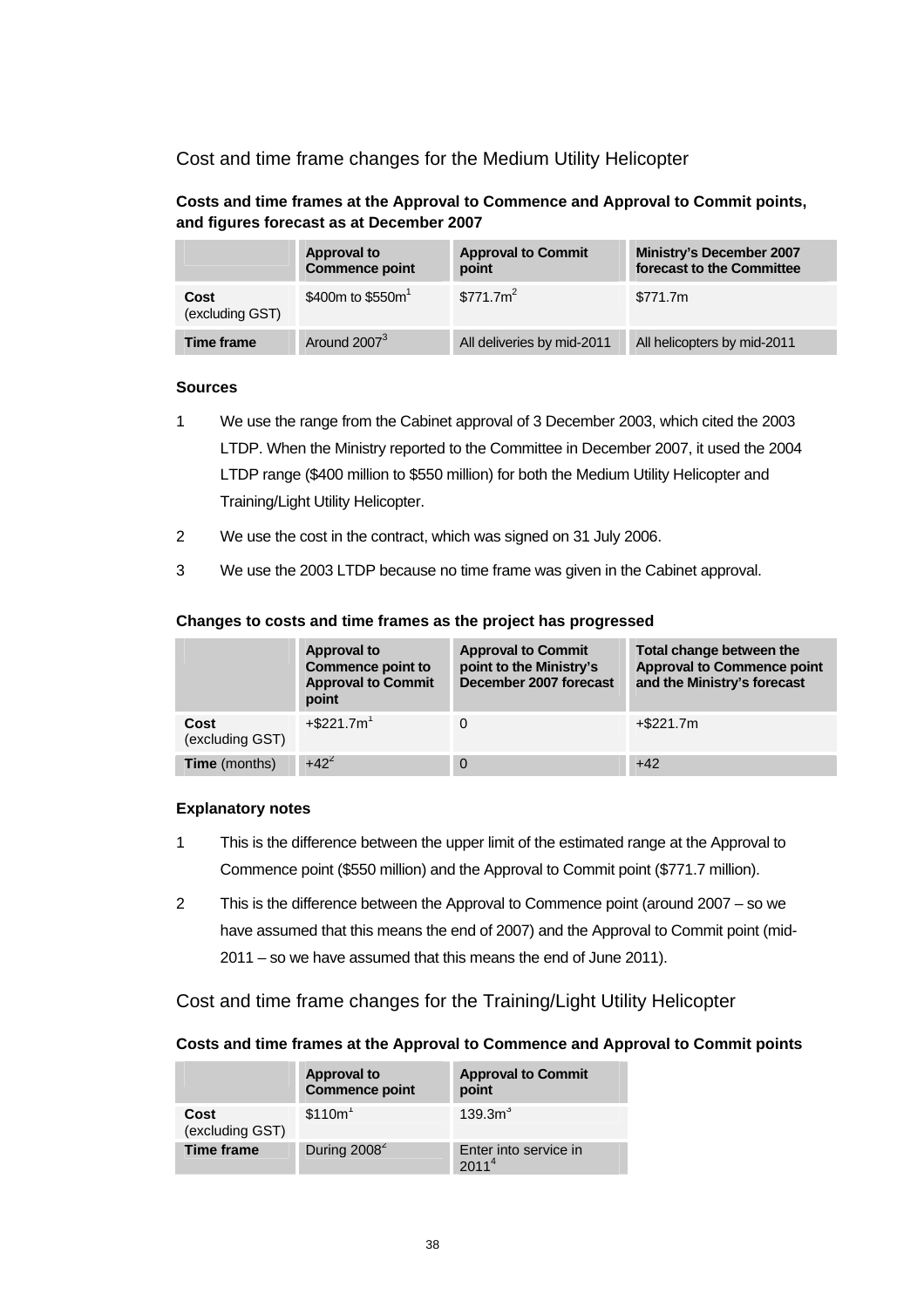## Cost and time frame changes for the Medium Utility Helicopter

**Costs and time frames at the Approval to Commence and Approval to Commit points, and figures forecast as at December 2007**

| | Approval to Commence point | Approval to Commit point | Ministry's December 2007 forecast to the Committee |
|---|---|---|---|
| **Cost** (excluding GST) | \$400m to \$550m[1] | \$771.7m[2] | \$771.7m |
| **Time frame** | Around 2007[3] | All deliveries by mid-2011 | All helicopters by mid-2011 |

**Sources**

1. We use the range from the Cabinet approval of 3 December 2003, which cited the 2003 LTDP. When the Ministry reported to the Committee in December 2007, it used the 2004 LTDP range (\$400 million to \$550 million) for both the Medium Utility Helicopter and Training/Light Utility Helicopter.
2. We use the cost in the contract, which was signed on 31 July 2006.
3. We use the 2003 LTDP because no time frame was given in the Cabinet approval.

**Changes to costs and time frames as the project has progressed**

| | Approval to Commence point to Approval to Commit point | Approval to Commit point to the Ministry's December 2007 forecast | Total change between the Approval to Commence point and the Ministry's forecast |
|---|---|---|---|
| **Cost** (excluding GST) | +\$221.7m[1] | 0 | +\$221.7m |
| **Time** (months) | +42[2] | 0 | +42 |

**Explanatory notes**

1. This is the difference between the upper limit of the estimated range at the Approval to Commence point (\$550 million) and the Approval to Commit point (\$771.7 million).
2. This is the difference between the Approval to Commence point (around 2007 – so we have assumed that this means the end of 2007) and the Approval to Commit point (mid-2011 – so we have assumed that this means the end of June 2011).

## Cost and time frame changes for the Training/Light Utility Helicopter

**Costs and time frames at the Approval to Commence and Approval to Commit points**

| | Approval to Commence point | Approval to Commit point |
|---|---|---|
| **Cost** (excluding GST) | \$110m[1] | 139.3m[3] |
| **Time frame** | During 2008[2] | Enter into service in 2011[4] |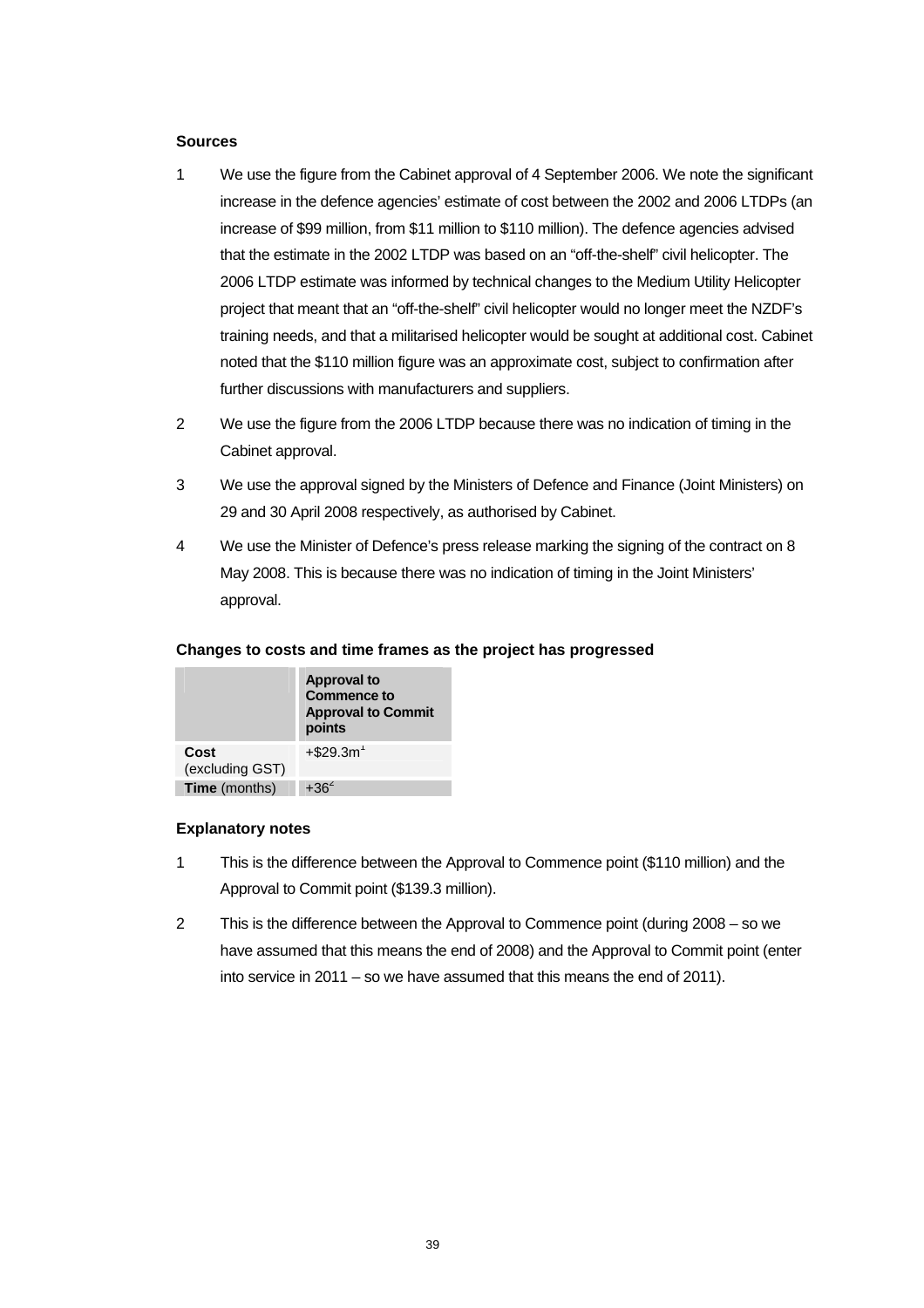**Sources**

1. We use the figure from the Cabinet approval of 4 September 2006. We note the significant increase in the defence agencies' estimate of cost between the 2002 and 2006 LTDPs (an increase of \$99 million, from \$11 million to \$110 million). The defence agencies advised that the estimate in the 2002 LTDP was based on an "off-the-shelf" civil helicopter. The 2006 LTDP estimate was informed by technical changes to the Medium Utility Helicopter project that meant that an "off-the-shelf" civil helicopter would no longer meet the NZDF's training needs, and that a militarised helicopter would be sought at additional cost. Cabinet noted that the \$110 million figure was an approximate cost, subject to confirmation after further discussions with manufacturers and suppliers.
2. We use the figure from the 2006 LTDP because there was no indication of timing in the Cabinet approval.
3. We use the approval signed by the Ministers of Defence and Finance (Joint Ministers) on 29 and 30 April 2008 respectively, as authorised by Cabinet.
4. We use the Minister of Defence's press release marking the signing of the contract on 8 May 2008. This is because there was no indication of timing in the Joint Ministers' approval.

**Changes to costs and time frames as the project has progressed**

| | **Approval to Commence to Approval to Commit points** |
|---|---|
| **Cost** (excluding GST) | +\$29.3m[1] |
| **Time** (months) | +36[2] |

**Explanatory notes**

1. This is the difference between the Approval to Commence point (\$110 million) and the Approval to Commit point (\$139.3 million).
2. This is the difference between the Approval to Commence point (during 2008 – so we have assumed that this means the end of 2008) and the Approval to Commit point (enter into service in 2011 – so we have assumed that this means the end of 2011).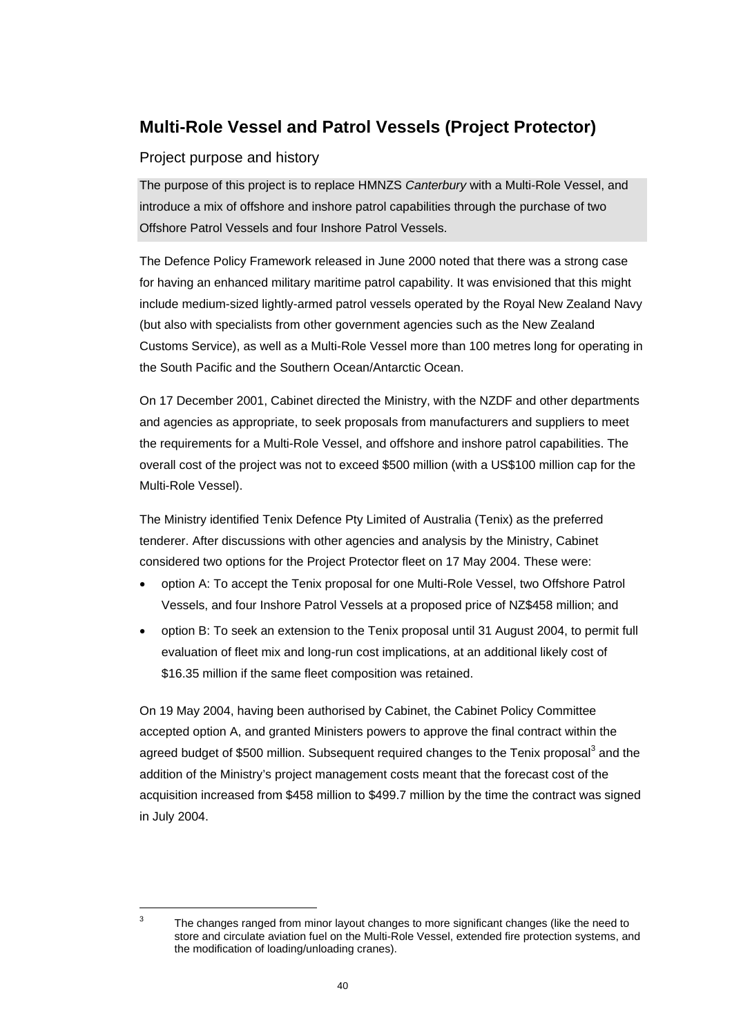## Multi-Role Vessel and Patrol Vessels (Project Protector)

### Project purpose and history

The purpose of this project is to replace HMNZS *Canterbury* with a Multi-Role Vessel, and introduce a mix of offshore and inshore patrol capabilities through the purchase of two Offshore Patrol Vessels and four Inshore Patrol Vessels.

The Defence Policy Framework released in June 2000 noted that there was a strong case for having an enhanced military maritime patrol capability. It was envisioned that this might include medium-sized lightly-armed patrol vessels operated by the Royal New Zealand Navy (but also with specialists from other government agencies such as the New Zealand Customs Service), as well as a Multi-Role Vessel more than 100 metres long for operating in the South Pacific and the Southern Ocean/Antarctic Ocean.

On 17 December 2001, Cabinet directed the Ministry, with the NZDF and other departments and agencies as appropriate, to seek proposals from manufacturers and suppliers to meet the requirements for a Multi-Role Vessel, and offshore and inshore patrol capabilities. The overall cost of the project was not to exceed $500 million (with a US$100 million cap for the Multi-Role Vessel).

The Ministry identified Tenix Defence Pty Limited of Australia (Tenix) as the preferred tenderer. After discussions with other agencies and analysis by the Ministry, Cabinet considered two options for the Project Protector fleet on 17 May 2004. These were:

- option A: To accept the Tenix proposal for one Multi-Role Vessel, two Offshore Patrol Vessels, and four Inshore Patrol Vessels at a proposed price of NZ$458 million; and
- option B: To seek an extension to the Tenix proposal until 31 August 2004, to permit full evaluation of fleet mix and long-run cost implications, at an additional likely cost of $16.35 million if the same fleet composition was retained.

On 19 May 2004, having been authorised by Cabinet, the Cabinet Policy Committee accepted option A, and granted Ministers powers to approve the final contract within the agreed budget of $500 million. Subsequent required changes to the Tenix proposal[3] and the addition of the Ministry's project management costs meant that the forecast cost of the acquisition increased from $458 million to $499.7 million by the time the contract was signed in July 2004.

[3] The changes ranged from minor layout changes to more significant changes (like the need to store and circulate aviation fuel on the Multi-Role Vessel, extended fire protection systems, and the modification of loading/unloading cranes).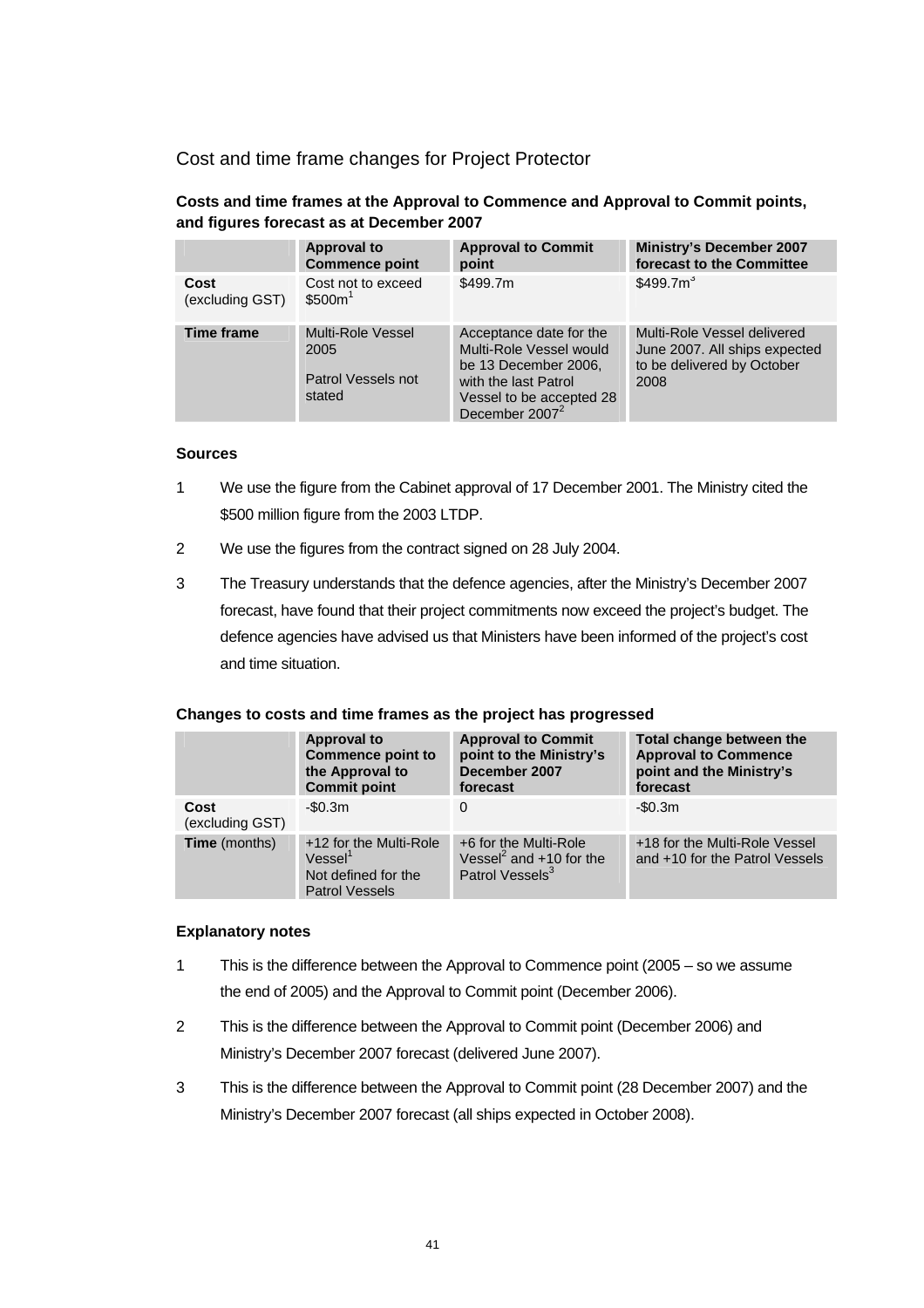## Cost and time frame changes for Project Protector

**Costs and time frames at the Approval to Commence and Approval to Commit points, and figures forecast as at December 2007**

| | Approval to Commence point | Approval to Commit point | Ministry's December 2007 forecast to the Committee |
|---|---|---|---|
| **Cost** (excluding GST) | Cost not to exceed $500m[1] | $499.7m | $499.7m[3] |
| **Time frame** | Multi-Role Vessel 2005<br><br>Patrol Vessels not stated | Acceptance date for the Multi-Role Vessel would be 13 December 2006, with the last Patrol Vessel to be accepted 28 December 2007[2] | Multi-Role Vessel delivered June 2007. All ships expected to be delivered by October 2008 |

**Sources**

1. We use the figure from the Cabinet approval of 17 December 2001. The Ministry cited the $500 million figure from the 2003 LTDP.
2. We use the figures from the contract signed on 28 July 2004.
3. The Treasury understands that the defence agencies, after the Ministry's December 2007 forecast, have found that their project commitments now exceed the project's budget. The defence agencies have advised us that Ministers have been informed of the project's cost and time situation.

**Changes to costs and time frames as the project has progressed**

| | Approval to Commence point to the Approval to Commit point | Approval to Commit point to the Ministry's December 2007 forecast | Total change between the Approval to Commence point and the Ministry's forecast |
|---|---|---|---|
| **Cost** (excluding GST) | -$0.3m | 0 | -$0.3m |
| **Time** (months) | +12 for the Multi-Role Vessel[1]<br>Not defined for the Patrol Vessels | +6 for the Multi-Role Vessel[2] and +10 for the Patrol Vessels[3] | +18 for the Multi-Role Vessel and +10 for the Patrol Vessels |

**Explanatory notes**

1. This is the difference between the Approval to Commence point (2005 – so we assume the end of 2005) and the Approval to Commit point (December 2006).
2. This is the difference between the Approval to Commit point (December 2006) and Ministry's December 2007 forecast (delivered June 2007).
3. This is the difference between the Approval to Commit point (28 December 2007) and the Ministry's December 2007 forecast (all ships expected in October 2008).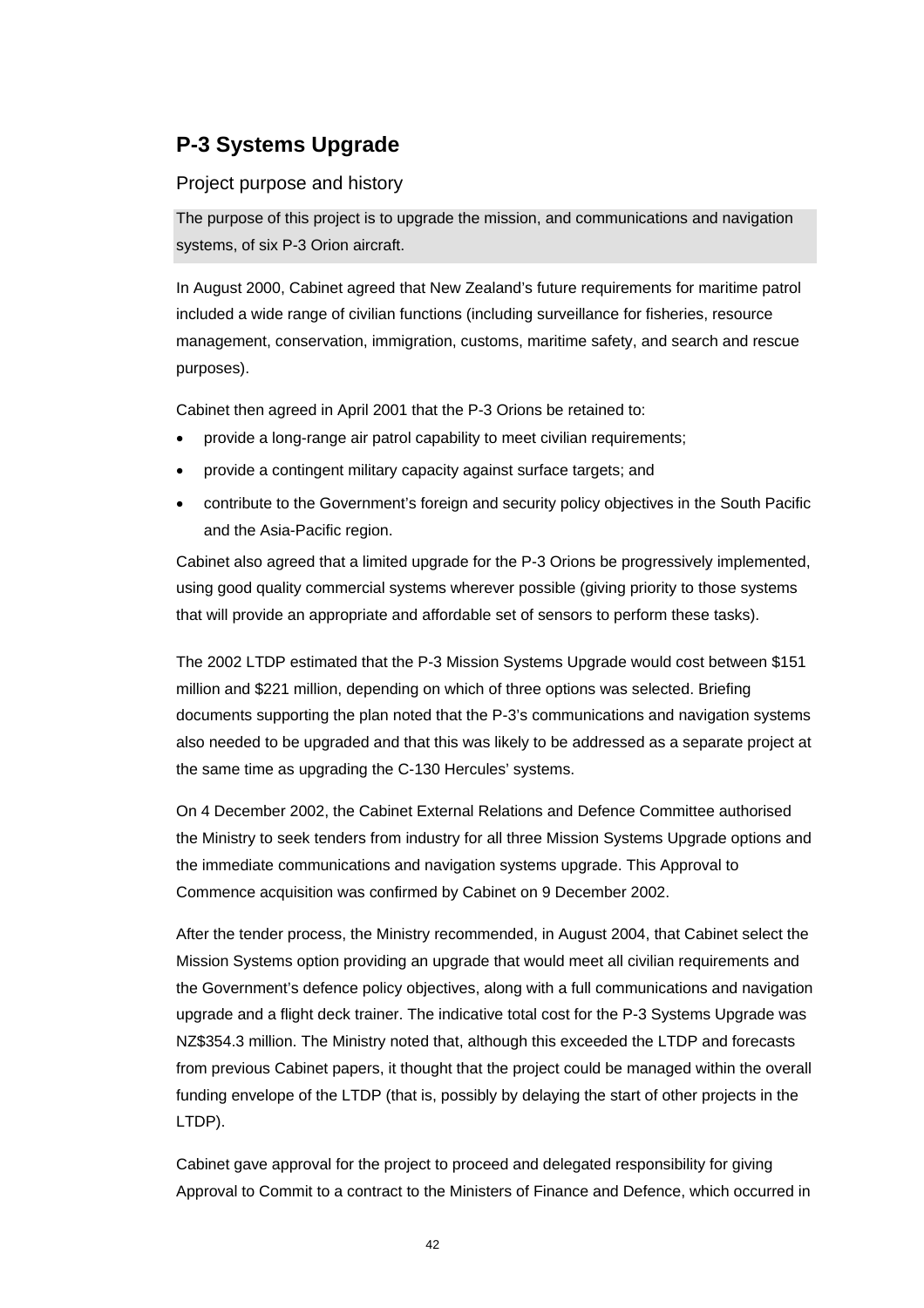## P-3 Systems Upgrade

### Project purpose and history

The purpose of this project is to upgrade the mission, and communications and navigation systems, of six P-3 Orion aircraft.

In August 2000, Cabinet agreed that New Zealand's future requirements for maritime patrol included a wide range of civilian functions (including surveillance for fisheries, resource management, conservation, immigration, customs, maritime safety, and search and rescue purposes).

Cabinet then agreed in April 2001 that the P-3 Orions be retained to:

- provide a long-range air patrol capability to meet civilian requirements;
- provide a contingent military capacity against surface targets; and
- contribute to the Government's foreign and security policy objectives in the South Pacific and the Asia-Pacific region.

Cabinet also agreed that a limited upgrade for the P-3 Orions be progressively implemented, using good quality commercial systems wherever possible (giving priority to those systems that will provide an appropriate and affordable set of sensors to perform these tasks).

The 2002 LTDP estimated that the P-3 Mission Systems Upgrade would cost between $151 million and $221 million, depending on which of three options was selected. Briefing documents supporting the plan noted that the P-3's communications and navigation systems also needed to be upgraded and that this was likely to be addressed as a separate project at the same time as upgrading the C-130 Hercules' systems.

On 4 December 2002, the Cabinet External Relations and Defence Committee authorised the Ministry to seek tenders from industry for all three Mission Systems Upgrade options and the immediate communications and navigation systems upgrade. This Approval to Commence acquisition was confirmed by Cabinet on 9 December 2002.

After the tender process, the Ministry recommended, in August 2004, that Cabinet select the Mission Systems option providing an upgrade that would meet all civilian requirements and the Government's defence policy objectives, along with a full communications and navigation upgrade and a flight deck trainer. The indicative total cost for the P-3 Systems Upgrade was NZ$354.3 million. The Ministry noted that, although this exceeded the LTDP and forecasts from previous Cabinet papers, it thought that the project could be managed within the overall funding envelope of the LTDP (that is, possibly by delaying the start of other projects in the LTDP).

Cabinet gave approval for the project to proceed and delegated responsibility for giving Approval to Commit to a contract to the Ministers of Finance and Defence, which occurred in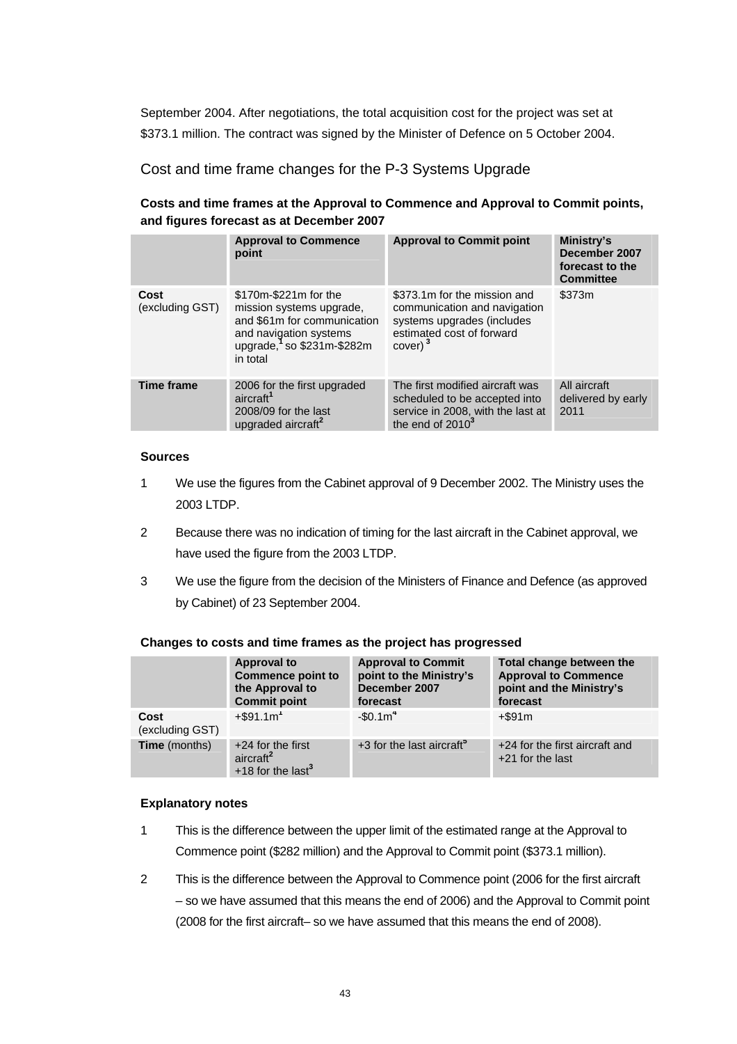September 2004. After negotiations, the total acquisition cost for the project was set at $373.1 million. The contract was signed by the Minister of Defence on 5 October 2004.

## Cost and time frame changes for the P-3 Systems Upgrade

**Costs and time frames at the Approval to Commence and Approval to Commit points, and figures forecast as at December 2007**

| | Approval to Commence point | Approval to Commit point | Ministry's December 2007 forecast to the Committee |
|---|---|---|---|
| **Cost** (excluding GST) | \$170m-\$221m for the mission systems upgrade, and \$61m for communication and navigation systems upgrade,[1] so \$231m-\$282m in total | \$373.1m for the mission and communication and navigation systems upgrades (includes estimated cost of forward cover) [3] | \$373m |
| **Time frame** | 2006 for the first upgraded aircraft[1] 2008/09 for the last upgraded aircraft[2] | The first modified aircraft was scheduled to be accepted into service in 2008, with the last at the end of 2010[3] | All aircraft delivered by early 2011 |

**Sources**

1 We use the figures from the Cabinet approval of 9 December 2002. The Ministry uses the 2003 LTDP.

2 Because there was no indication of timing for the last aircraft in the Cabinet approval, we have used the figure from the 2003 LTDP.

3 We use the figure from the decision of the Ministers of Finance and Defence (as approved by Cabinet) of 23 September 2004.

**Changes to costs and time frames as the project has progressed**

| | Approval to Commence point to the Approval to Commit point | Approval to Commit point to the Ministry's December 2007 forecast | Total change between the Approval to Commence point and the Ministry's forecast |
|---|---|---|---|
| **Cost** (excluding GST) | +\$91.1m[1] | -\$0.1m[4] | +\$91m |
| **Time** (months) | +24 for the first aircraft[2] +18 for the last[3] | +3 for the last aircraft[5] | +24 for the first aircraft and +21 for the last |

**Explanatory notes**

1 This is the difference between the upper limit of the estimated range at the Approval to Commence point (\$282 million) and the Approval to Commit point (\$373.1 million).

2 This is the difference between the Approval to Commence point (2006 for the first aircraft – so we have assumed that this means the end of 2006) and the Approval to Commit point (2008 for the first aircraft– so we have assumed that this means the end of 2008).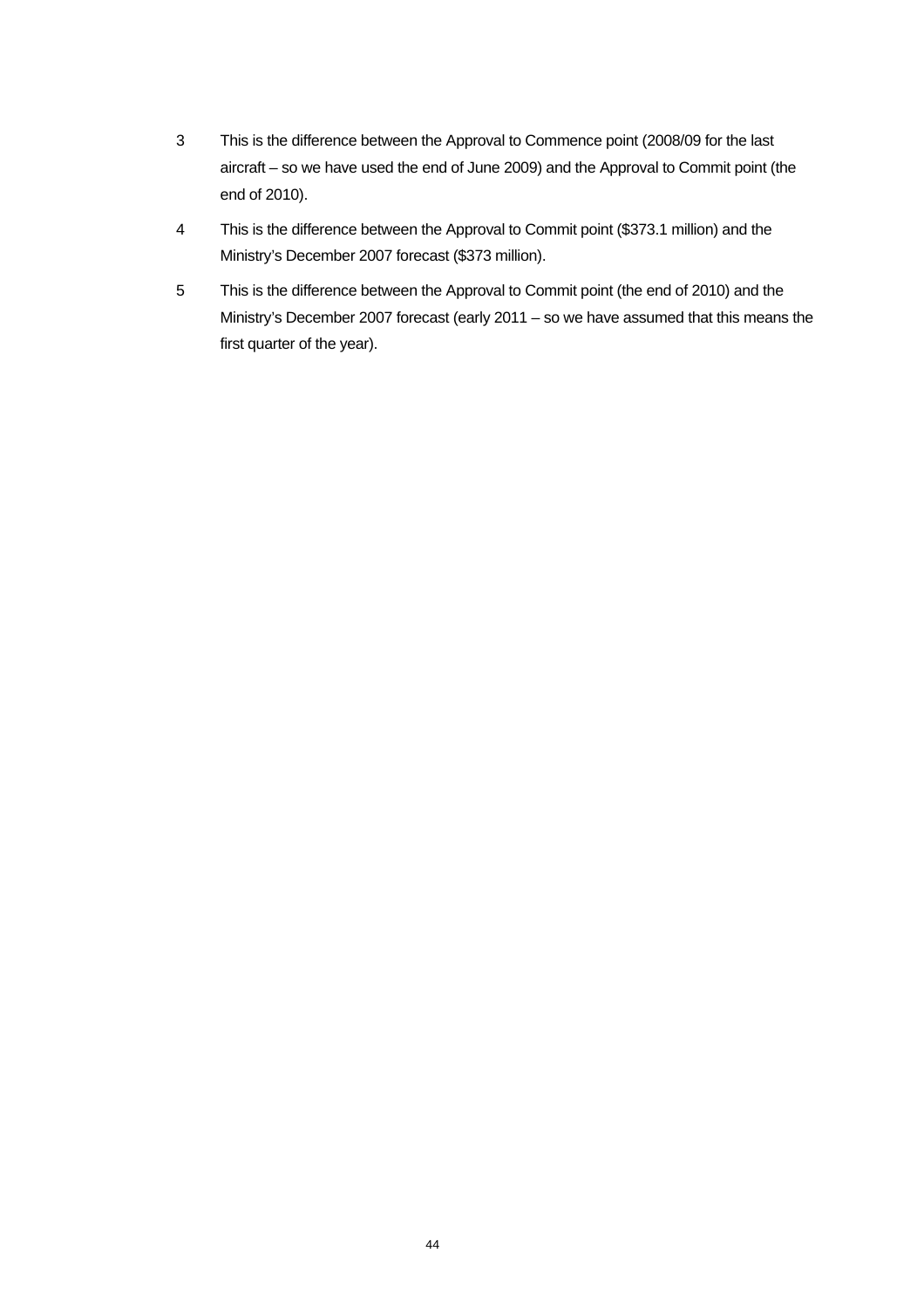3 This is the difference between the Approval to Commence point (2008/09 for the last aircraft – so we have used the end of June 2009) and the Approval to Commit point (the end of 2010).

4 This is the difference between the Approval to Commit point ($373.1 million) and the Ministry's December 2007 forecast ($373 million).

5 This is the difference between the Approval to Commit point (the end of 2010) and the Ministry's December 2007 forecast (early 2011 – so we have assumed that this means the first quarter of the year).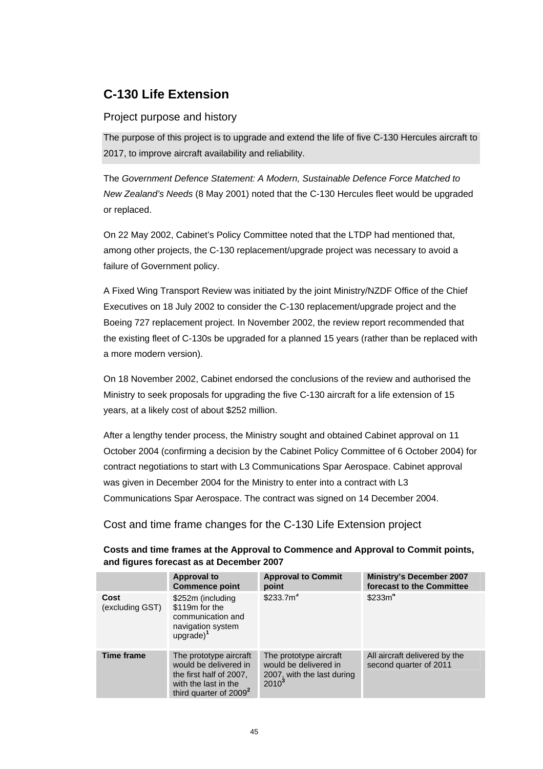## C-130 Life Extension

### Project purpose and history

The purpose of this project is to upgrade and extend the life of five C-130 Hercules aircraft to 2017, to improve aircraft availability and reliability.

The *Government Defence Statement: A Modern, Sustainable Defence Force Matched to New Zealand's Needs* (8 May 2001) noted that the C-130 Hercules fleet would be upgraded or replaced.

On 22 May 2002, Cabinet's Policy Committee noted that the LTDP had mentioned that, among other projects, the C-130 replacement/upgrade project was necessary to avoid a failure of Government policy.

A Fixed Wing Transport Review was initiated by the joint Ministry/NZDF Office of the Chief Executives on 18 July 2002 to consider the C-130 replacement/upgrade project and the Boeing 727 replacement project. In November 2002, the review report recommended that the existing fleet of C-130s be upgraded for a planned 15 years (rather than be replaced with a more modern version).

On 18 November 2002, Cabinet endorsed the conclusions of the review and authorised the Ministry to seek proposals for upgrading the five C-130 aircraft for a life extension of 15 years, at a likely cost of about $252 million.

After a lengthy tender process, the Ministry sought and obtained Cabinet approval on 11 October 2004 (confirming a decision by the Cabinet Policy Committee of 6 October 2004) for contract negotiations to start with L3 Communications Spar Aerospace. Cabinet approval was given in December 2004 for the Ministry to enter into a contract with L3 Communications Spar Aerospace. The contract was signed on 14 December 2004.

### Cost and time frame changes for the C-130 Life Extension project

**Costs and time frames at the Approval to Commence and Approval to Commit points, and figures forecast as at December 2007**

| | Approval to Commence point | Approval to Commit point | Ministry's December 2007 forecast to the Committee |
|---|---|---|---|
| **Cost** (excluding GST) | $252m (including $119m for the communication and navigation system upgrade)[1] | $233.7m[3] | $233m[4] |
| **Time frame** | The prototype aircraft would be delivered in the first half of 2007, with the last in the third quarter of 2009[2] | The prototype aircraft would be delivered in 2007, with the last during 2010[3] | All aircraft delivered by the second quarter of 2011 |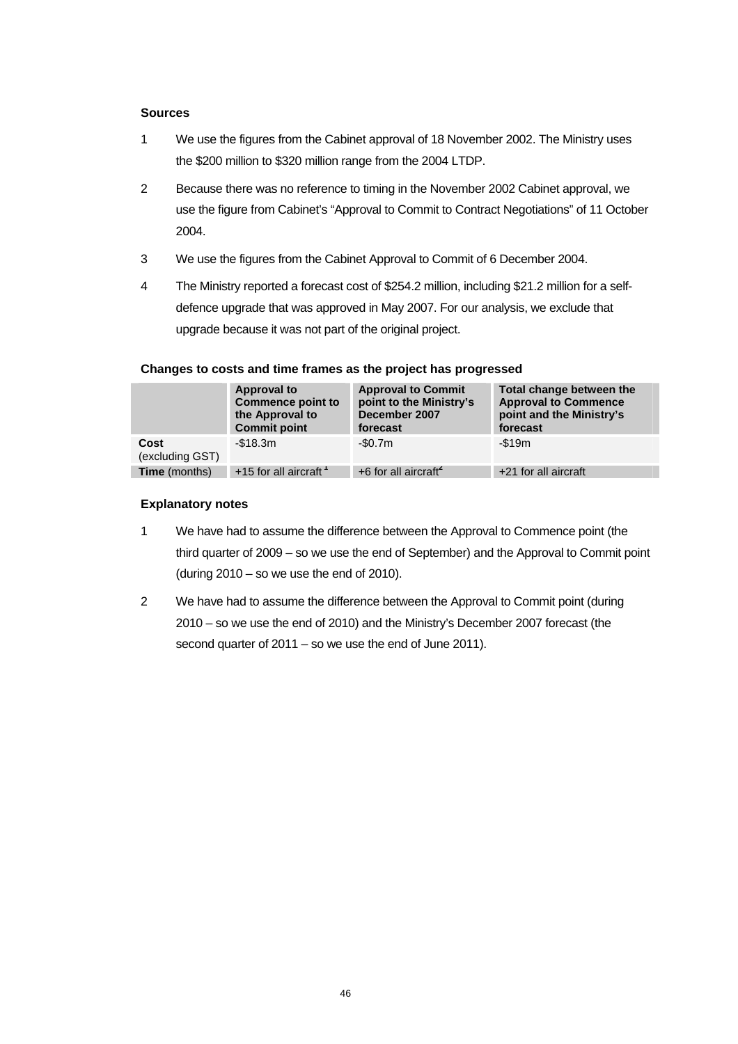**Sources**

1 We use the figures from the Cabinet approval of 18 November 2002. The Ministry uses the $200 million to $320 million range from the 2004 LTDP.

2 Because there was no reference to timing in the November 2002 Cabinet approval, we use the figure from Cabinet's "Approval to Commit to Contract Negotiations" of 11 October 2004.

3 We use the figures from the Cabinet Approval to Commit of 6 December 2004.

4 The Ministry reported a forecast cost of $254.2 million, including $21.2 million for a self-defence upgrade that was approved in May 2007. For our analysis, we exclude that upgrade because it was not part of the original project.

**Changes to costs and time frames as the project has progressed**

| | Approval to Commence point to the Approval to Commit point | Approval to Commit point to the Ministry's December 2007 forecast | Total change between the Approval to Commence point and the Ministry's forecast |
|---|---|---|---|
| **Cost** (excluding GST) | -$18.3m | -$0.7m | -$19m |
| **Time** (months) | +15 for all aircraft [1] | +6 for all aircraft[2] | +21 for all aircraft |

**Explanatory notes**

1 We have had to assume the difference between the Approval to Commence point (the third quarter of 2009 – so we use the end of September) and the Approval to Commit point (during 2010 – so we use the end of 2010).

2 We have had to assume the difference between the Approval to Commit point (during 2010 – so we use the end of 2010) and the Ministry's December 2007 forecast (the second quarter of 2011 – so we use the end of June 2011).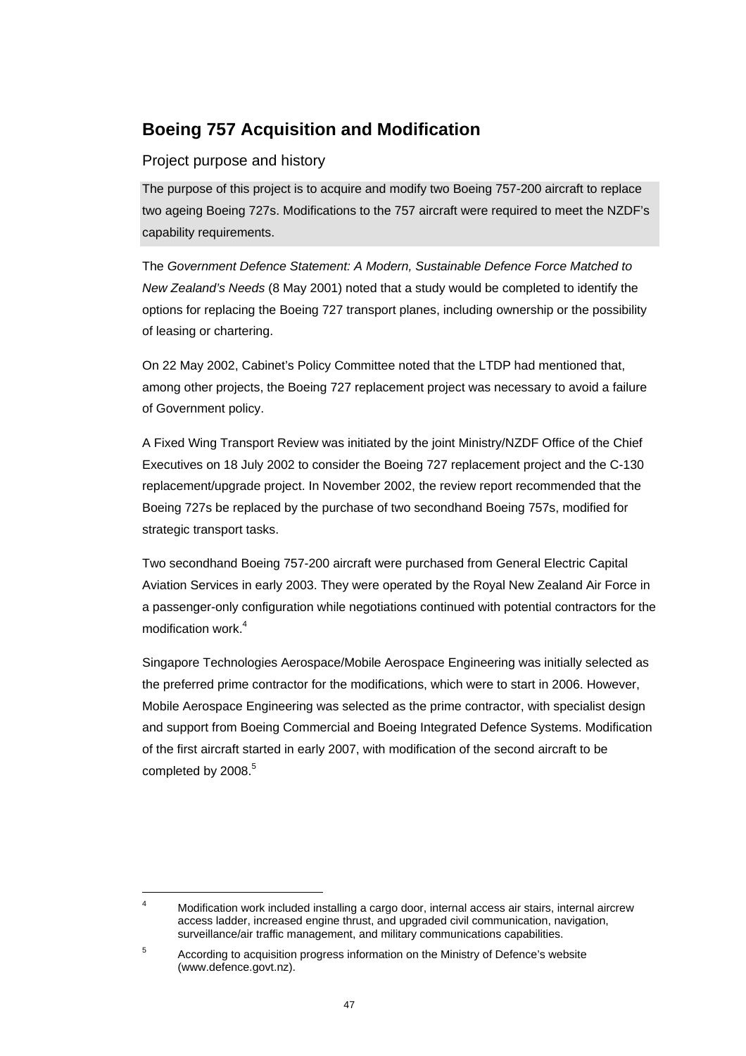## Boeing 757 Acquisition and Modification

### Project purpose and history

The purpose of this project is to acquire and modify two Boeing 757-200 aircraft to replace two ageing Boeing 727s. Modifications to the 757 aircraft were required to meet the NZDF's capability requirements.

The *Government Defence Statement: A Modern, Sustainable Defence Force Matched to New Zealand's Needs* (8 May 2001) noted that a study would be completed to identify the options for replacing the Boeing 727 transport planes, including ownership or the possibility of leasing or chartering.

On 22 May 2002, Cabinet's Policy Committee noted that the LTDP had mentioned that, among other projects, the Boeing 727 replacement project was necessary to avoid a failure of Government policy.

A Fixed Wing Transport Review was initiated by the joint Ministry/NZDF Office of the Chief Executives on 18 July 2002 to consider the Boeing 727 replacement project and the C-130 replacement/upgrade project. In November 2002, the review report recommended that the Boeing 727s be replaced by the purchase of two secondhand Boeing 757s, modified for strategic transport tasks.

Two secondhand Boeing 757-200 aircraft were purchased from General Electric Capital Aviation Services in early 2003. They were operated by the Royal New Zealand Air Force in a passenger-only configuration while negotiations continued with potential contractors for the modification work.[4]

Singapore Technologies Aerospace/Mobile Aerospace Engineering was initially selected as the preferred prime contractor for the modifications, which were to start in 2006. However, Mobile Aerospace Engineering was selected as the prime contractor, with specialist design and support from Boeing Commercial and Boeing Integrated Defence Systems. Modification of the first aircraft started in early 2007, with modification of the second aircraft to be completed by 2008.[5]

---

[4] Modification work included installing a cargo door, internal access air stairs, internal aircrew access ladder, increased engine thrust, and upgraded civil communication, navigation, surveillance/air traffic management, and military communications capabilities.

[5] According to acquisition progress information on the Ministry of Defence's website (www.defence.govt.nz).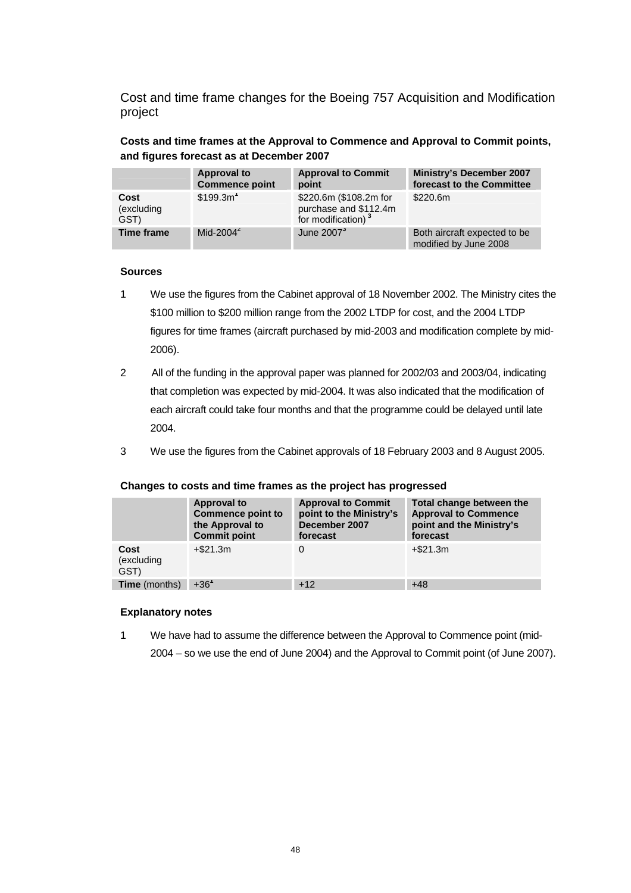## Cost and time frame changes for the Boeing 757 Acquisition and Modification project

**Costs and time frames at the Approval to Commence and Approval to Commit points, and figures forecast as at December 2007**

| | Approval to Commence point | Approval to Commit point | Ministry's December 2007 forecast to the Committee |
|---|---|---|---|
| **Cost** (excluding GST) | $199.3m[1] | $220.6m ($108.2m for purchase and $112.4m for modification)[3] | $220.6m |
| **Time frame** | Mid-2004[2] | June 2007[3] | Both aircraft expected to be modified by June 2008 |

**Sources**

1 We use the figures from the Cabinet approval of 18 November 2002. The Ministry cites the $100 million to $200 million range from the 2002 LTDP for cost, and the 2004 LTDP figures for time frames (aircraft purchased by mid-2003 and modification complete by mid-2006).

2 All of the funding in the approval paper was planned for 2002/03 and 2003/04, indicating that completion was expected by mid-2004. It was also indicated that the modification of each aircraft could take four months and that the programme could be delayed until late 2004.

3 We use the figures from the Cabinet approvals of 18 February 2003 and 8 August 2005.

**Changes to costs and time frames as the project has progressed**

| | Approval to Commence point to the Approval to Commit point | Approval to Commit point to the Ministry's December 2007 forecast | Total change between the Approval to Commence point and the Ministry's forecast |
|---|---|---|---|
| **Cost** (excluding GST) | +$21.3m | 0 | +$21.3m |
| **Time** (months) | +36[1] | +12 | +48 |

**Explanatory notes**

1 We have had to assume the difference between the Approval to Commence point (mid-2004 – so we use the end of June 2004) and the Approval to Commit point (of June 2007).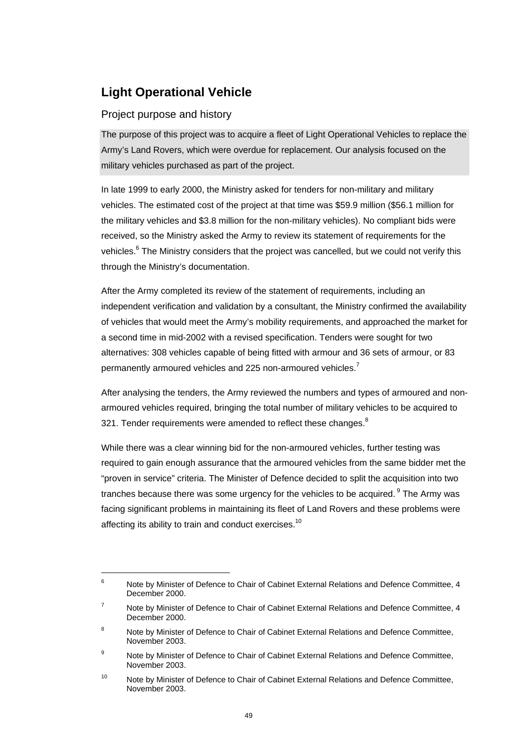## Light Operational Vehicle

### Project purpose and history

The purpose of this project was to acquire a fleet of Light Operational Vehicles to replace the Army's Land Rovers, which were overdue for replacement. Our analysis focused on the military vehicles purchased as part of the project.

In late 1999 to early 2000, the Ministry asked for tenders for non-military and military vehicles. The estimated cost of the project at that time was $59.9 million ($56.1 million for the military vehicles and $3.8 million for the non-military vehicles). No compliant bids were received, so the Ministry asked the Army to review its statement of requirements for the vehicles.[6] The Ministry considers that the project was cancelled, but we could not verify this through the Ministry's documentation.

After the Army completed its review of the statement of requirements, including an independent verification and validation by a consultant, the Ministry confirmed the availability of vehicles that would meet the Army's mobility requirements, and approached the market for a second time in mid-2002 with a revised specification. Tenders were sought for two alternatives: 308 vehicles capable of being fitted with armour and 36 sets of armour, or 83 permanently armoured vehicles and 225 non-armoured vehicles.[7]

After analysing the tenders, the Army reviewed the numbers and types of armoured and non-armoured vehicles required, bringing the total number of military vehicles to be acquired to 321. Tender requirements were amended to reflect these changes.[8]

While there was a clear winning bid for the non-armoured vehicles, further testing was required to gain enough assurance that the armoured vehicles from the same bidder met the "proven in service" criteria. The Minister of Defence decided to split the acquisition into two tranches because there was some urgency for the vehicles to be acquired.[9] The Army was facing significant problems in maintaining its fleet of Land Rovers and these problems were affecting its ability to train and conduct exercises.[10]

---

6 Note by Minister of Defence to Chair of Cabinet External Relations and Defence Committee, 4 December 2000.

7 Note by Minister of Defence to Chair of Cabinet External Relations and Defence Committee, 4 December 2000.

8 Note by Minister of Defence to Chair of Cabinet External Relations and Defence Committee, November 2003.

9 Note by Minister of Defence to Chair of Cabinet External Relations and Defence Committee, November 2003.

10 Note by Minister of Defence to Chair of Cabinet External Relations and Defence Committee, November 2003.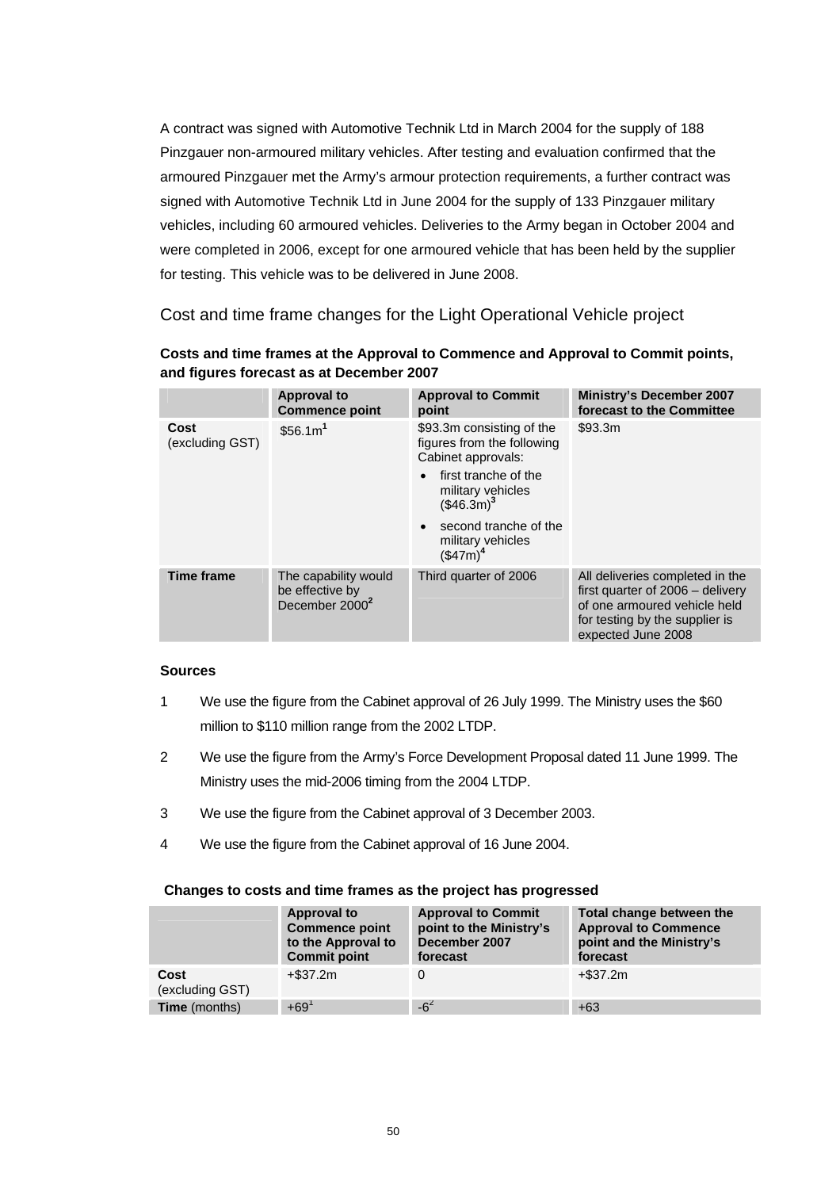A contract was signed with Automotive Technik Ltd in March 2004 for the supply of 188 Pinzgauer non-armoured military vehicles. After testing and evaluation confirmed that the armoured Pinzgauer met the Army's armour protection requirements, a further contract was signed with Automotive Technik Ltd in June 2004 for the supply of 133 Pinzgauer military vehicles, including 60 armoured vehicles. Deliveries to the Army began in October 2004 and were completed in 2006, except for one armoured vehicle that has been held by the supplier for testing. This vehicle was to be delivered in June 2008.

## Cost and time frame changes for the Light Operational Vehicle project

**Costs and time frames at the Approval to Commence and Approval to Commit points, and figures forecast as at December 2007**

| | Approval to Commence point | Approval to Commit point | Ministry's December 2007 forecast to the Committee |
|---|---|---|---|
| **Cost** (excluding GST) | \$56.1m[1] | \$93.3m consisting of the figures from the following Cabinet approvals: <br>• first tranche of the military vehicles (\$46.3m)[3] <br>• second tranche of the military vehicles (\$47m)[4] | \$93.3m |
| **Time frame** | The capability would be effective by December 2000[2] | Third quarter of 2006 | All deliveries completed in the first quarter of 2006 – delivery of one armoured vehicle held for testing by the supplier is expected June 2008 |

**Sources**

1. We use the figure from the Cabinet approval of 26 July 1999. The Ministry uses the \$60 million to \$110 million range from the 2002 LTDP.
2. We use the figure from the Army's Force Development Proposal dated 11 June 1999. The Ministry uses the mid-2006 timing from the 2004 LTDP.
3. We use the figure from the Cabinet approval of 3 December 2003.
4. We use the figure from the Cabinet approval of 16 June 2004.

**Changes to costs and time frames as the project has progressed**

| | Approval to Commence point to the Approval to Commit point | Approval to Commit point to the Ministry's December 2007 forecast | Total change between the Approval to Commence point and the Ministry's forecast |
|---|---|---|---|
| **Cost** (excluding GST) | +\$37.2m | 0 | +\$37.2m |
| **Time** (months) | +69[1] | -6[2] | +63 |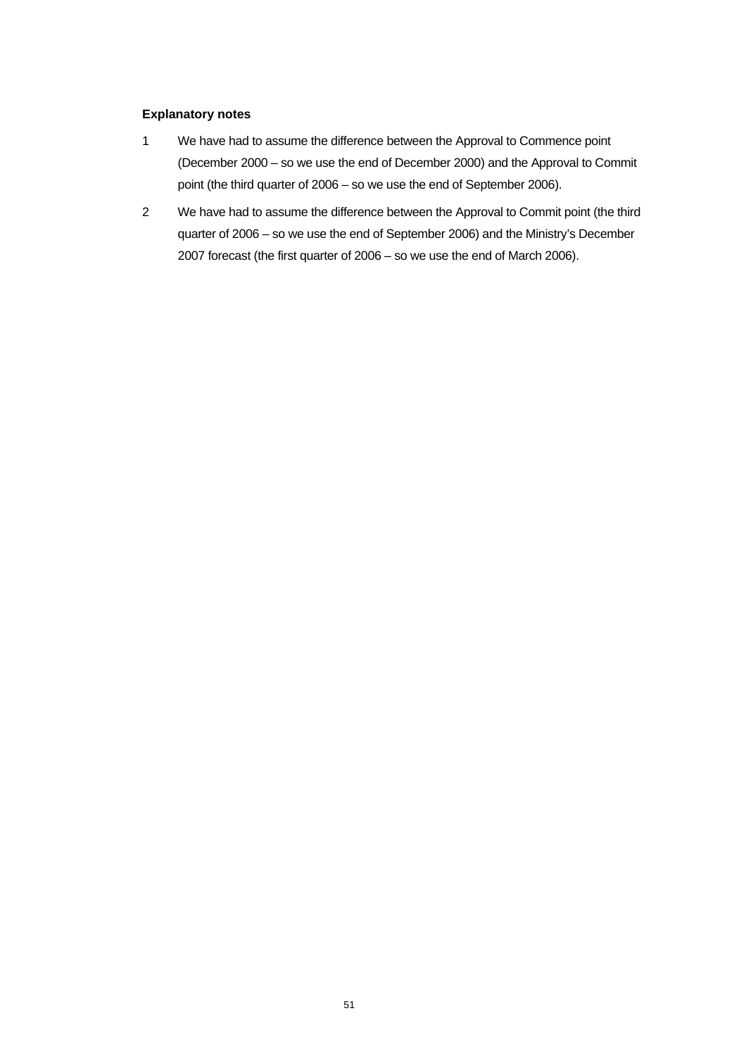**Explanatory notes**

1. We have had to assume the difference between the Approval to Commence point (December 2000 – so we use the end of December 2000) and the Approval to Commit point (the third quarter of 2006 – so we use the end of September 2006).

2. We have had to assume the difference between the Approval to Commit point (the third quarter of 2006 – so we use the end of September 2006) and the Ministry's December 2007 forecast (the first quarter of 2006 – so we use the end of March 2006).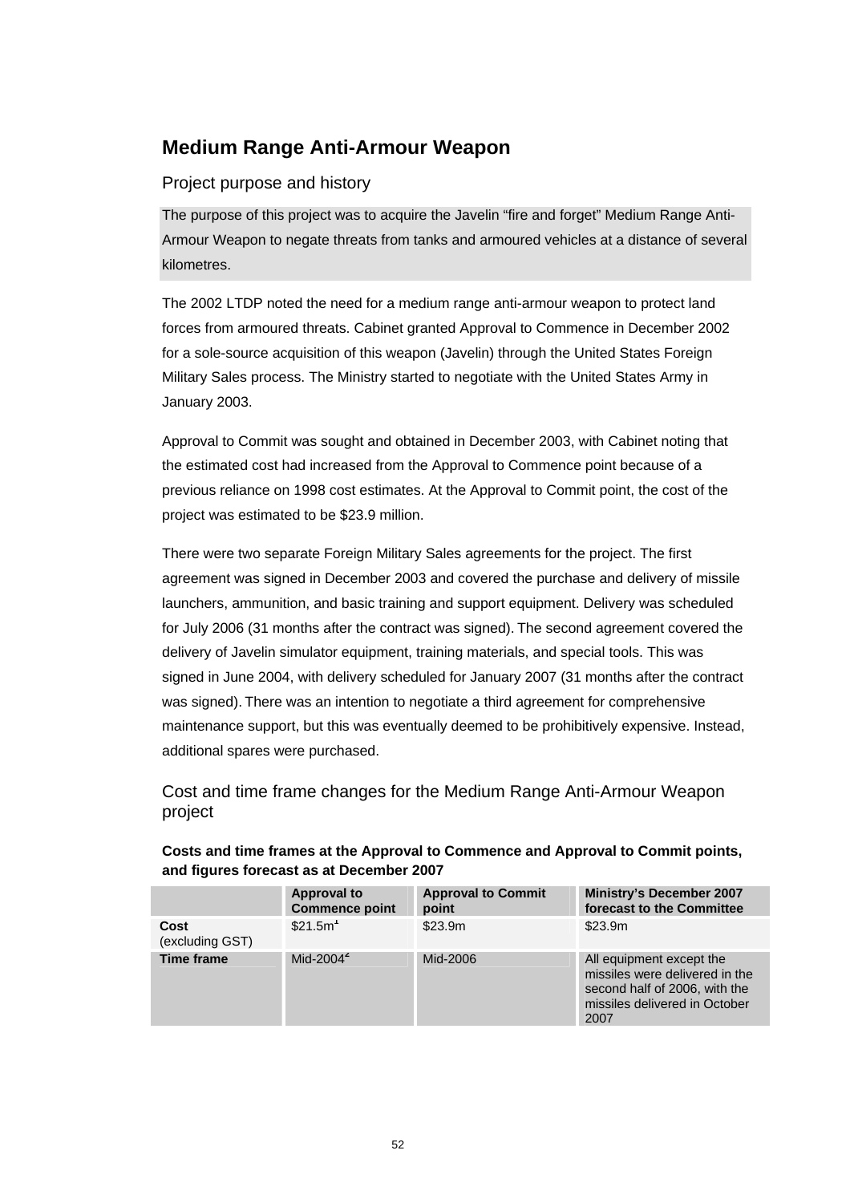## Medium Range Anti-Armour Weapon

### Project purpose and history

The purpose of this project was to acquire the Javelin "fire and forget" Medium Range Anti-Armour Weapon to negate threats from tanks and armoured vehicles at a distance of several kilometres.

The 2002 LTDP noted the need for a medium range anti-armour weapon to protect land forces from armoured threats. Cabinet granted Approval to Commence in December 2002 for a sole-source acquisition of this weapon (Javelin) through the United States Foreign Military Sales process. The Ministry started to negotiate with the United States Army in January 2003.

Approval to Commit was sought and obtained in December 2003, with Cabinet noting that the estimated cost had increased from the Approval to Commence point because of a previous reliance on 1998 cost estimates. At the Approval to Commit point, the cost of the project was estimated to be $23.9 million.

There were two separate Foreign Military Sales agreements for the project. The first agreement was signed in December 2003 and covered the purchase and delivery of missile launchers, ammunition, and basic training and support equipment. Delivery was scheduled for July 2006 (31 months after the contract was signed). The second agreement covered the delivery of Javelin simulator equipment, training materials, and special tools. This was signed in June 2004, with delivery scheduled for January 2007 (31 months after the contract was signed). There was an intention to negotiate a third agreement for comprehensive maintenance support, but this was eventually deemed to be prohibitively expensive. Instead, additional spares were purchased.

### Cost and time frame changes for the Medium Range Anti-Armour Weapon project

**Costs and time frames at the Approval to Commence and Approval to Commit points, and figures forecast as at December 2007**

| | Approval to Commence point | Approval to Commit point | Ministry's December 2007 forecast to the Committee |
|---|---|---|---|
| **Cost** (excluding GST) | $21.5m[1] | $23.9m | $23.9m |
| **Time frame** | Mid-2004[2] | Mid-2006 | All equipment except the missiles were delivered in the second half of 2006, with the missiles delivered in October 2007 |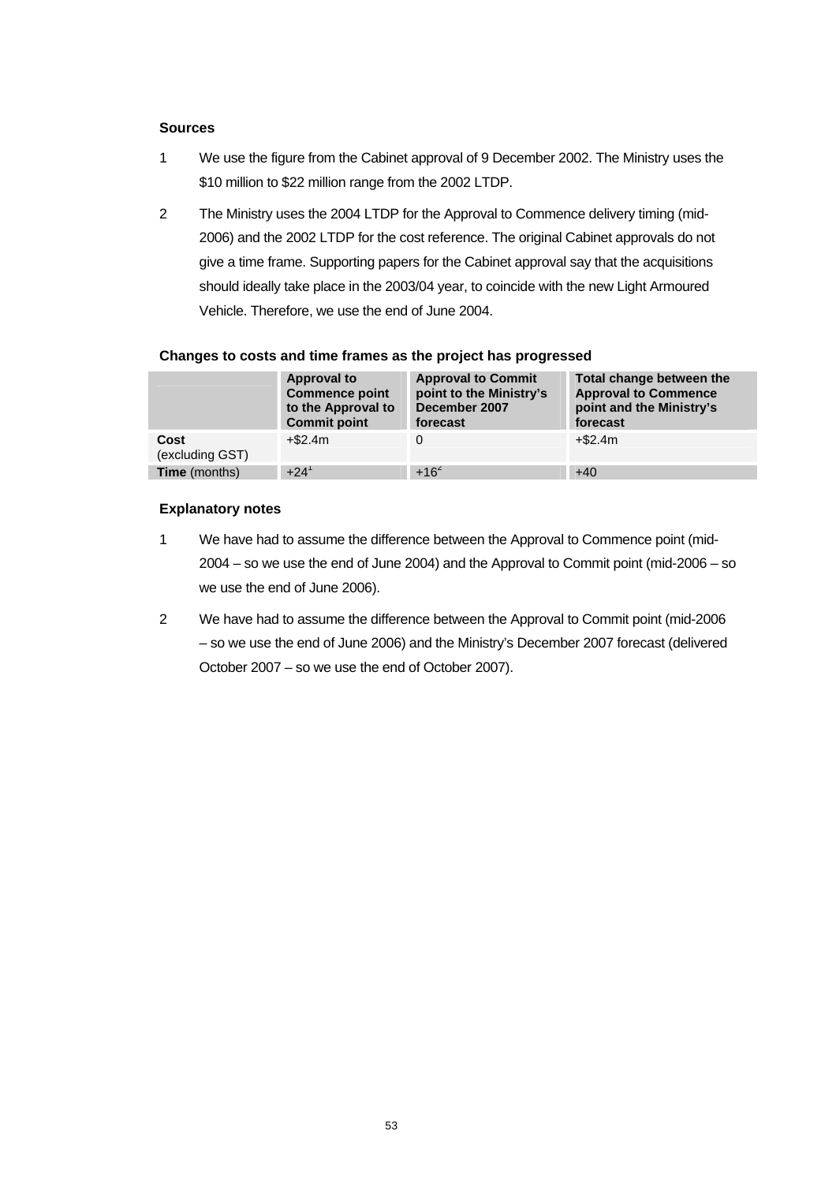**Sources**

1. We use the figure from the Cabinet approval of 9 December 2002. The Ministry uses the $10 million to $22 million range from the 2002 LTDP.

2. The Ministry uses the 2004 LTDP for the Approval to Commence delivery timing (mid-2006) and the 2002 LTDP for the cost reference. The original Cabinet approvals do not give a time frame. Supporting papers for the Cabinet approval say that the acquisitions should ideally take place in the 2003/04 year, to coincide with the new Light Armoured Vehicle. Therefore, we use the end of June 2004.

**Changes to costs and time frames as the project has progressed**

| | Approval to Commence point to the Approval to Commit point | Approval to Commit point to the Ministry's December 2007 forecast | Total change between the Approval to Commence point and the Ministry's forecast |
|---|---|---|---|
| **Cost** (excluding GST) | +$2.4m | 0 | +$2.4m |
| **Time** (months) | +24[1] | +16[2] | +40 |

**Explanatory notes**

1. We have had to assume the difference between the Approval to Commence point (mid-2004 – so we use the end of June 2004) and the Approval to Commit point (mid-2006 – so we use the end of June 2006).

2. We have had to assume the difference between the Approval to Commit point (mid-2006 – so we use the end of June 2006) and the Ministry's December 2007 forecast (delivered October 2007 – so we use the end of October 2007).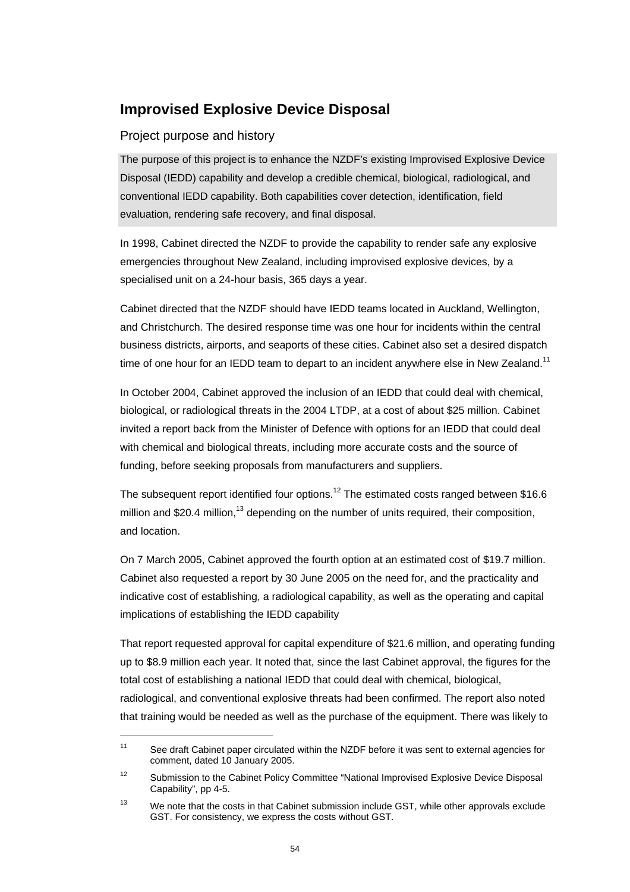## Improvised Explosive Device Disposal

### Project purpose and history

The purpose of this project is to enhance the NZDF's existing Improvised Explosive Device Disposal (IEDD) capability and develop a credible chemical, biological, radiological, and conventional IEDD capability. Both capabilities cover detection, identification, field evaluation, rendering safe recovery, and final disposal.

In 1998, Cabinet directed the NZDF to provide the capability to render safe any explosive emergencies throughout New Zealand, including improvised explosive devices, by a specialised unit on a 24-hour basis, 365 days a year.

Cabinet directed that the NZDF should have IEDD teams located in Auckland, Wellington, and Christchurch. The desired response time was one hour for incidents within the central business districts, airports, and seaports of these cities. Cabinet also set a desired dispatch time of one hour for an IEDD team to depart to an incident anywhere else in New Zealand.[11]

In October 2004, Cabinet approved the inclusion of an IEDD that could deal with chemical, biological, or radiological threats in the 2004 LTDP, at a cost of about $25 million. Cabinet invited a report back from the Minister of Defence with options for an IEDD that could deal with chemical and biological threats, including more accurate costs and the source of funding, before seeking proposals from manufacturers and suppliers.

The subsequent report identified four options.[12] The estimated costs ranged between $16.6 million and $20.4 million,[13] depending on the number of units required, their composition, and location.

On 7 March 2005, Cabinet approved the fourth option at an estimated cost of $19.7 million. Cabinet also requested a report by 30 June 2005 on the need for, and the practicality and indicative cost of establishing, a radiological capability, as well as the operating and capital implications of establishing the IEDD capability

That report requested approval for capital expenditure of $21.6 million, and operating funding up to $8.9 million each year. It noted that, since the last Cabinet approval, the figures for the total cost of establishing a national IEDD that could deal with chemical, biological, radiological, and conventional explosive threats had been confirmed. The report also noted that training would be needed as well as the purchase of the equipment. There was likely to

---

[11] See draft Cabinet paper circulated within the NZDF before it was sent to external agencies for comment, dated 10 January 2005.

[12] Submission to the Cabinet Policy Committee "National Improvised Explosive Device Disposal Capability", pp 4-5.

[13] We note that the costs in that Cabinet submission include GST, while other approvals exclude GST. For consistency, we express the costs without GST.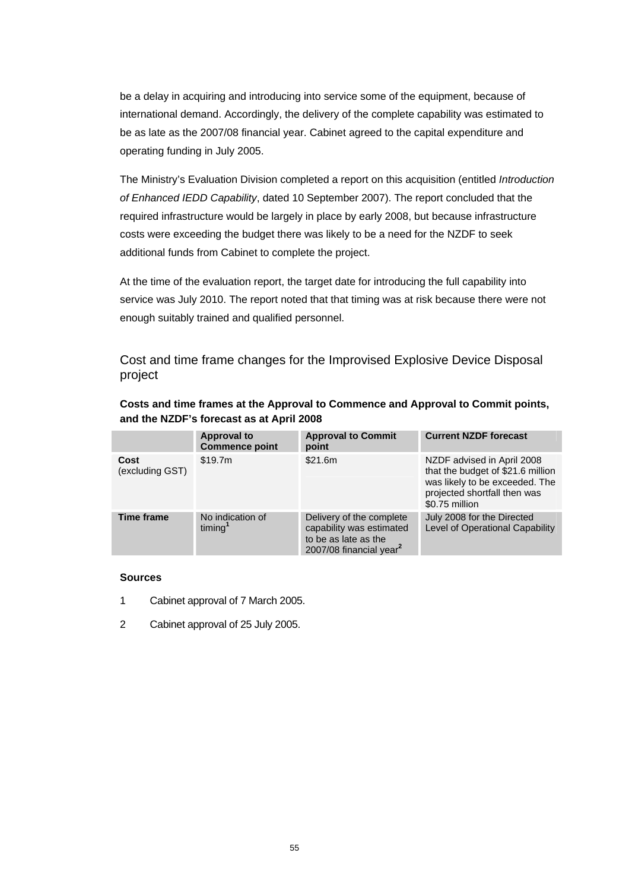be a delay in acquiring and introducing into service some of the equipment, because of international demand. Accordingly, the delivery of the complete capability was estimated to be as late as the 2007/08 financial year. Cabinet agreed to the capital expenditure and operating funding in July 2005.

The Ministry's Evaluation Division completed a report on this acquisition (entitled *Introduction of Enhanced IEDD Capability*, dated 10 September 2007). The report concluded that the required infrastructure would be largely in place by early 2008, but because infrastructure costs were exceeding the budget there was likely to be a need for the NZDF to seek additional funds from Cabinet to complete the project.

At the time of the evaluation report, the target date for introducing the full capability into service was July 2010. The report noted that that timing was at risk because there were not enough suitably trained and qualified personnel.

## Cost and time frame changes for the Improvised Explosive Device Disposal project

**Costs and time frames at the Approval to Commence and Approval to Commit points, and the NZDF's forecast as at April 2008**

| | Approval to Commence point | Approval to Commit point | Current NZDF forecast |
|---|---|---|---|
| **Cost** (excluding GST) | $19.7m | $21.6m | NZDF advised in April 2008 that the budget of $21.6 million was likely to be exceeded. The projected shortfall then was $0.75 million |
| **Time frame** | No indication of timing[1] | Delivery of the complete capability was estimated to be as late as the 2007/08 financial year[2] | July 2008 for the Directed Level of Operational Capability |

**Sources**

1 Cabinet approval of 7 March 2005.

2 Cabinet approval of 25 July 2005.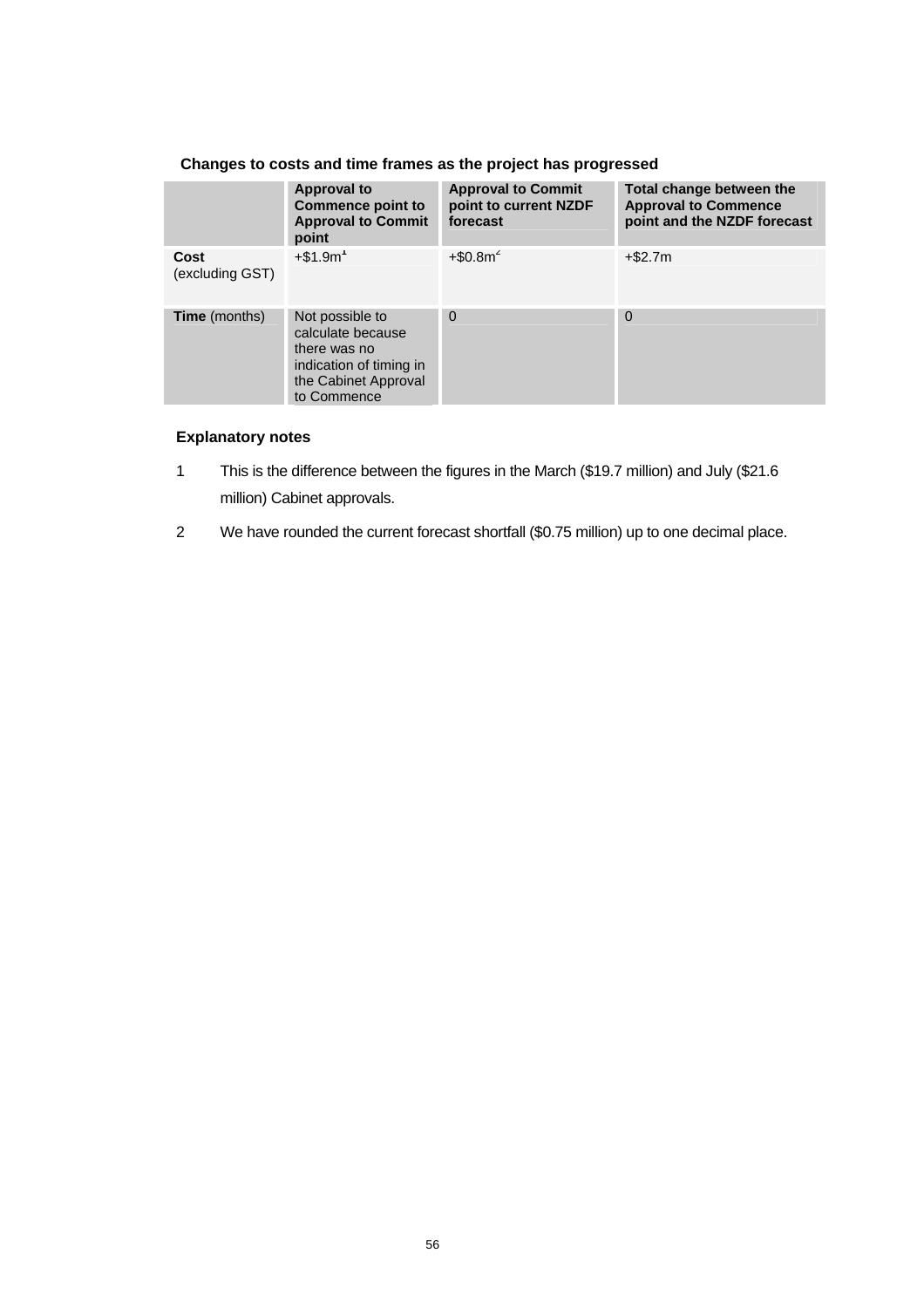**Changes to costs and time frames as the project has progressed**

| | Approval to Commence point to Approval to Commit point | Approval to Commit point to current NZDF forecast | Total change between the Approval to Commence point and the NZDF forecast |
|---|---|---|---|
| **Cost** (excluding GST) | +$1.9m[1] | +$0.8m[2] | +$2.7m |
| **Time** (months) | Not possible to calculate because there was no indication of timing in the Cabinet Approval to Commence | 0 | 0 |

**Explanatory notes**

1. This is the difference between the figures in the March ($19.7 million) and July ($21.6 million) Cabinet approvals.
2. We have rounded the current forecast shortfall ($0.75 million) up to one decimal place.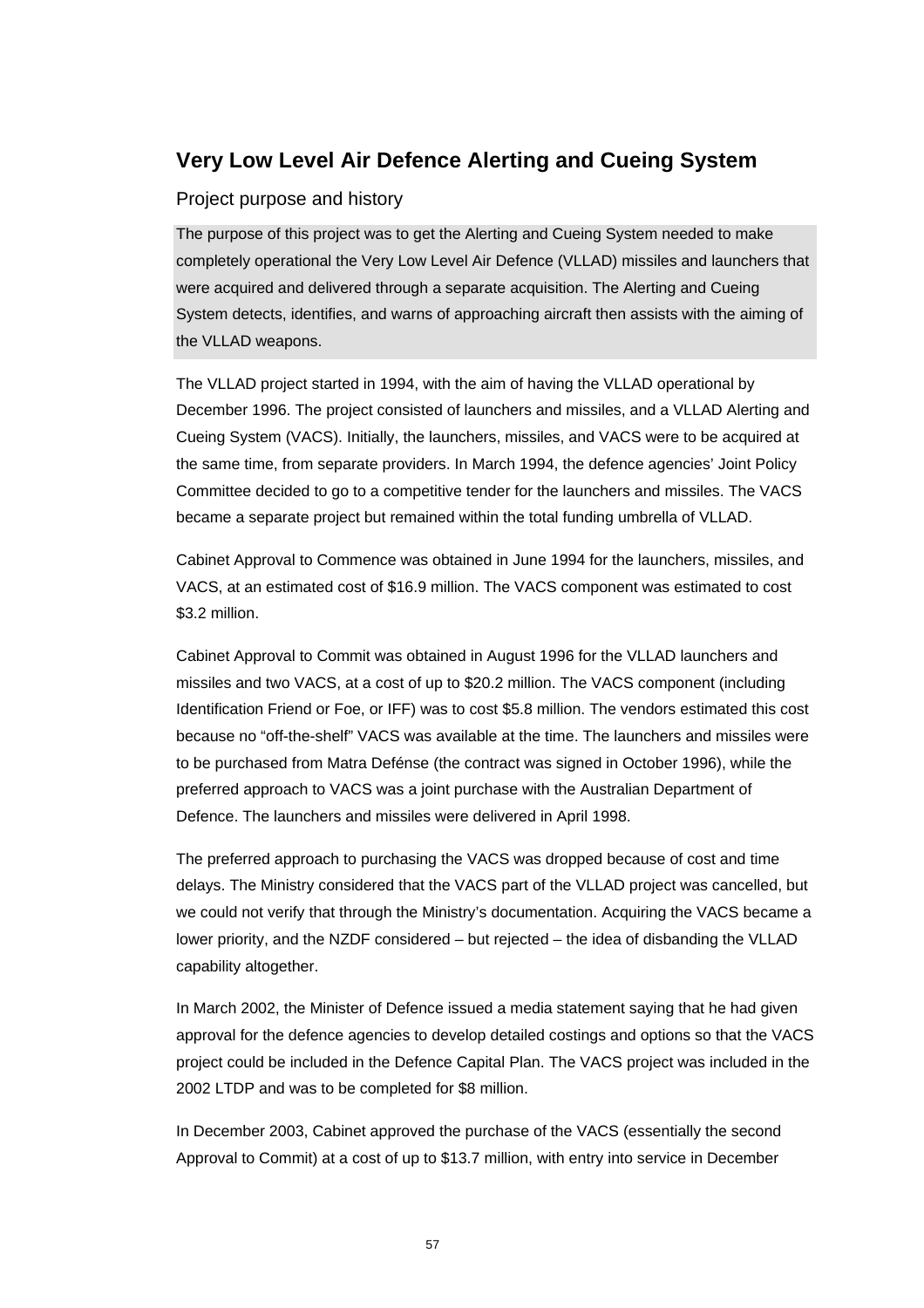## Very Low Level Air Defence Alerting and Cueing System

### Project purpose and history

The purpose of this project was to get the Alerting and Cueing System needed to make completely operational the Very Low Level Air Defence (VLLAD) missiles and launchers that were acquired and delivered through a separate acquisition. The Alerting and Cueing System detects, identifies, and warns of approaching aircraft then assists with the aiming of the VLLAD weapons.

The VLLAD project started in 1994, with the aim of having the VLLAD operational by December 1996. The project consisted of launchers and missiles, and a VLLAD Alerting and Cueing System (VACS). Initially, the launchers, missiles, and VACS were to be acquired at the same time, from separate providers. In March 1994, the defence agencies' Joint Policy Committee decided to go to a competitive tender for the launchers and missiles. The VACS became a separate project but remained within the total funding umbrella of VLLAD.

Cabinet Approval to Commence was obtained in June 1994 for the launchers, missiles, and VACS, at an estimated cost of $16.9 million. The VACS component was estimated to cost $3.2 million.

Cabinet Approval to Commit was obtained in August 1996 for the VLLAD launchers and missiles and two VACS, at a cost of up to $20.2 million. The VACS component (including Identification Friend or Foe, or IFF) was to cost $5.8 million. The vendors estimated this cost because no "off-the-shelf" VACS was available at the time. The launchers and missiles were to be purchased from Matra Defénse (the contract was signed in October 1996), while the preferred approach to VACS was a joint purchase with the Australian Department of Defence. The launchers and missiles were delivered in April 1998.

The preferred approach to purchasing the VACS was dropped because of cost and time delays. The Ministry considered that the VACS part of the VLLAD project was cancelled, but we could not verify that through the Ministry's documentation. Acquiring the VACS became a lower priority, and the NZDF considered – but rejected – the idea of disbanding the VLLAD capability altogether.

In March 2002, the Minister of Defence issued a media statement saying that he had given approval for the defence agencies to develop detailed costings and options so that the VACS project could be included in the Defence Capital Plan. The VACS project was included in the 2002 LTDP and was to be completed for $8 million.

In December 2003, Cabinet approved the purchase of the VACS (essentially the second Approval to Commit) at a cost of up to $13.7 million, with entry into service in December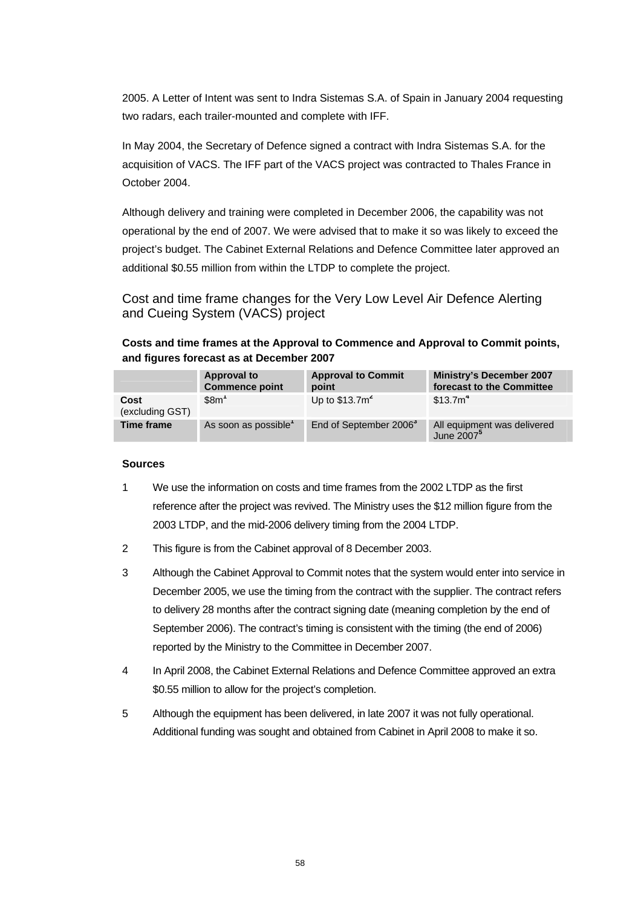2005. A Letter of Intent was sent to Indra Sistemas S.A. of Spain in January 2004 requesting two radars, each trailer-mounted and complete with IFF.

In May 2004, the Secretary of Defence signed a contract with Indra Sistemas S.A. for the acquisition of VACS. The IFF part of the VACS project was contracted to Thales France in October 2004.

Although delivery and training were completed in December 2006, the capability was not operational by the end of 2007. We were advised that to make it so was likely to exceed the project's budget. The Cabinet External Relations and Defence Committee later approved an additional $0.55 million from within the LTDP to complete the project.

### Cost and time frame changes for the Very Low Level Air Defence Alerting and Cueing System (VACS) project

**Costs and time frames at the Approval to Commence and Approval to Commit points, and figures forecast as at December 2007**

| | Approval to Commence point | Approval to Commit point | Ministry's December 2007 forecast to the Committee |
|---|---|---|---|
| **Cost** (excluding GST) | $8m[1] | Up to $13.7m[2] | $13.7m[4] |
| **Time frame** | As soon as possible[1] | End of September 2006[3] | All equipment was delivered June 2007[5] |

**Sources**

1. We use the information on costs and time frames from the 2002 LTDP as the first reference after the project was revived. The Ministry uses the $12 million figure from the 2003 LTDP, and the mid-2006 delivery timing from the 2004 LTDP.
2. This figure is from the Cabinet approval of 8 December 2003.
3. Although the Cabinet Approval to Commit notes that the system would enter into service in December 2005, we use the timing from the contract with the supplier. The contract refers to delivery 28 months after the contract signing date (meaning completion by the end of September 2006). The contract's timing is consistent with the timing (the end of 2006) reported by the Ministry to the Committee in December 2007.
4. In April 2008, the Cabinet External Relations and Defence Committee approved an extra $0.55 million to allow for the project's completion.
5. Although the equipment has been delivered, in late 2007 it was not fully operational. Additional funding was sought and obtained from Cabinet in April 2008 to make it so.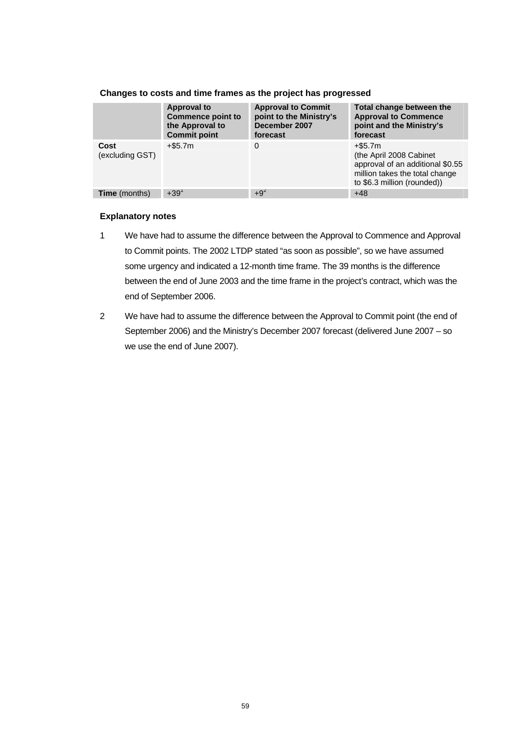**Changes to costs and time frames as the project has progressed**

| | Approval to Commence point to the Approval to Commit point | Approval to Commit point to the Ministry's December 2007 forecast | Total change between the Approval to Commence point and the Ministry's forecast |
|---|---|---|---|
| **Cost** (excluding GST) | +$5.7m | 0 | +$5.7m (the April 2008 Cabinet approval of an additional $0.55 million takes the total change to $6.3 million (rounded)) |
| **Time** (months) | +39[1] | +9[2] | +48 |

**Explanatory notes**

1 We have had to assume the difference between the Approval to Commence and Approval to Commit points. The 2002 LTDP stated "as soon as possible", so we have assumed some urgency and indicated a 12-month time frame. The 39 months is the difference between the end of June 2003 and the time frame in the project's contract, which was the end of September 2006.

2 We have had to assume the difference between the Approval to Commit point (the end of September 2006) and the Ministry's December 2007 forecast (delivered June 2007 – so we use the end of June 2007).